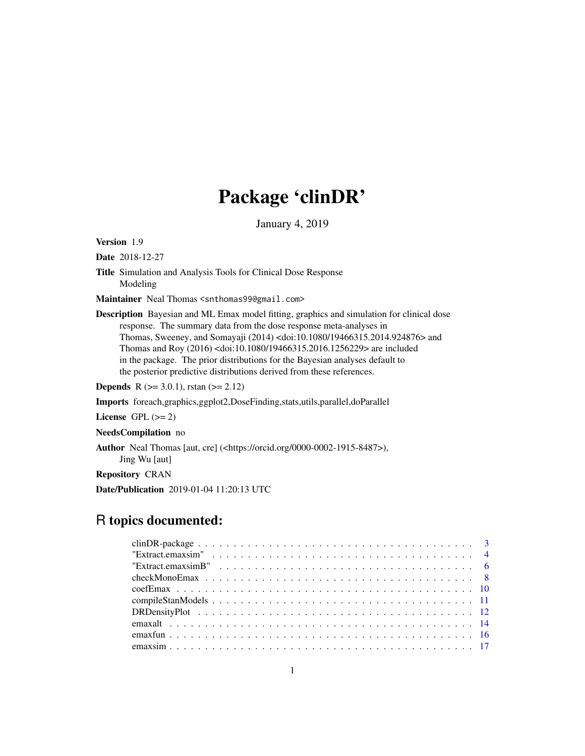# Package 'clinDR'

January 4, 2019

**Version** 1.9

**Date** 2018-12-27

**Title** Simulation and Analysis Tools for Clinical Dose Response Modeling

**Maintainer** Neal Thomas <snthomas99@gmail.com>

**Description** Bayesian and ML Emax model fitting, graphics and simulation for clinical dose response. The summary data from the dose response meta-analyses in Thomas, Sweeney, and Somayaji (2014) <doi:10.1080/19466315.2014.924876> and Thomas and Roy (2016) <doi:10.1080/19466315.2016.1256229> are included in the package. The prior distributions for the Bayesian analyses default to the posterior predictive distributions derived from these references.

**Depends** R (>= 3.0.1), rstan (>= 2.12)

**Imports** foreach,graphics,ggplot2,DoseFinding,stats,utils,parallel,doParallel

**License** GPL (>= 2)

**NeedsCompilation** no

**Author** Neal Thomas [aut, cre] (<https://orcid.org/0000-0002-1915-8487>), Jing Wu [aut]

**Repository** CRAN

**Date/Publication** 2019-01-04 11:20:13 UTC

## R topics documented:

| | |
|---|---|
| clinDR-package | 3 |
| "Extract.emaxsim" | 4 |
| "Extract.emaxsimB" | 6 |
| checkMonoEmax | 8 |
| coefEmax | 10 |
| compileStanModels | 11 |
| DRDensityPlot | 12 |
| emaxalt | 14 |
| emaxfun | 16 |
| emaxsim | 17 |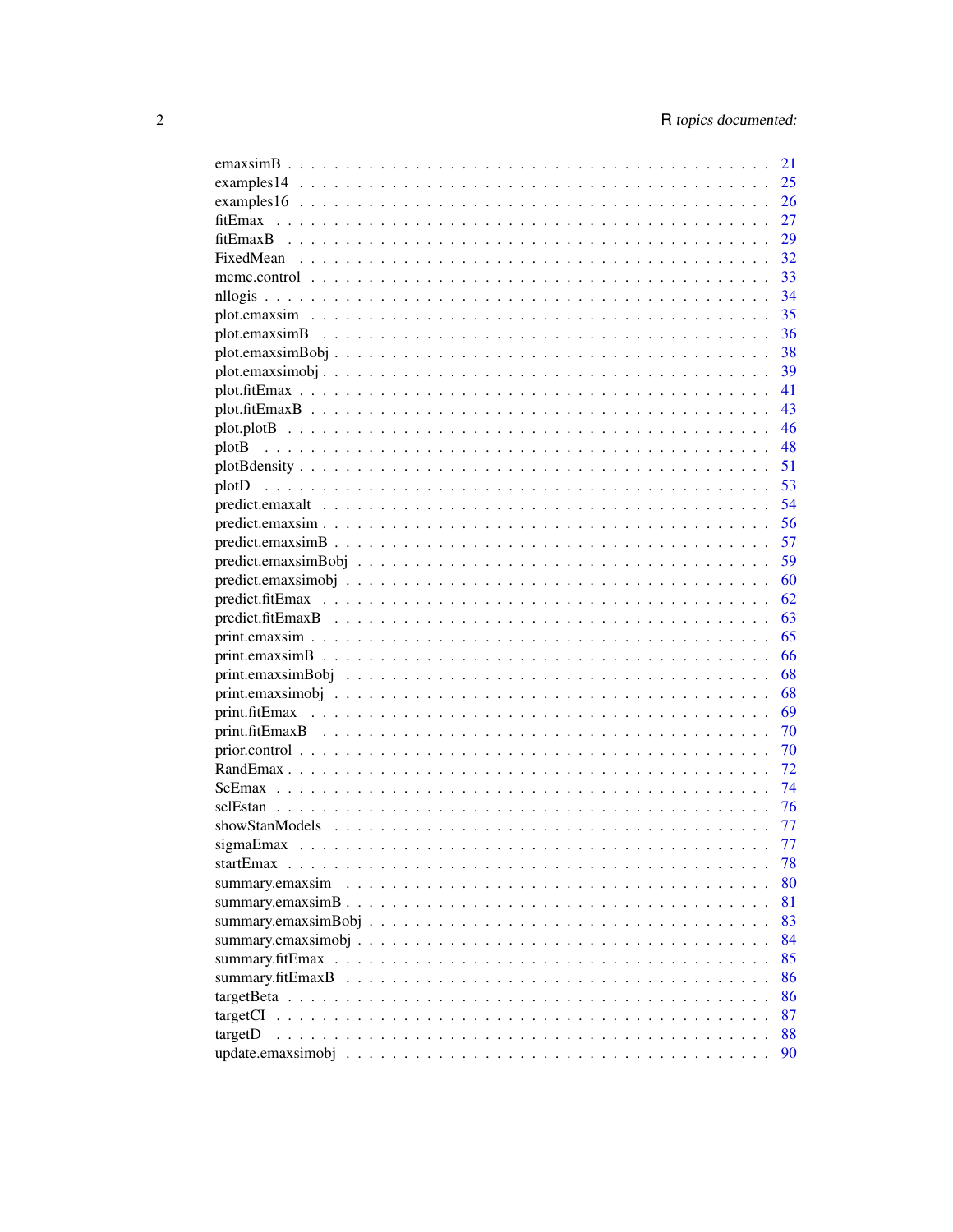emaxsimB . . . . . . . . . . . . . . . . . . . . . . . . . . . . . . . . . . . . . . . . 21
examples14 . . . . . . . . . . . . . . . . . . . . . . . . . . . . . . . . . . . . . . . 25
examples16 . . . . . . . . . . . . . . . . . . . . . . . . . . . . . . . . . . . . . . . 26
fitEmax . . . . . . . . . . . . . . . . . . . . . . . . . . . . . . . . . . . . . . . . 27
fitEmaxB . . . . . . . . . . . . . . . . . . . . . . . . . . . . . . . . . . . . . . . 29
FixedMean . . . . . . . . . . . . . . . . . . . . . . . . . . . . . . . . . . . . . . . 32
mcmc.control . . . . . . . . . . . . . . . . . . . . . . . . . . . . . . . . . . . . . 33
nllogis . . . . . . . . . . . . . . . . . . . . . . . . . . . . . . . . . . . . . . . . 34
plot.emaxsim . . . . . . . . . . . . . . . . . . . . . . . . . . . . . . . . . . . . . 35
plot.emaxsimB . . . . . . . . . . . . . . . . . . . . . . . . . . . . . . . . . . . . 36
plot.emaxsimBobj . . . . . . . . . . . . . . . . . . . . . . . . . . . . . . . . . . 38
plot.emaxsimobj . . . . . . . . . . . . . . . . . . . . . . . . . . . . . . . . . . . 39
plot.fitEmax . . . . . . . . . . . . . . . . . . . . . . . . . . . . . . . . . . . . . 41
plot.fitEmaxB . . . . . . . . . . . . . . . . . . . . . . . . . . . . . . . . . . . . 43
plot.plotB . . . . . . . . . . . . . . . . . . . . . . . . . . . . . . . . . . . . . . 46
plotB . . . . . . . . . . . . . . . . . . . . . . . . . . . . . . . . . . . . . . . . 48
plotBdensity . . . . . . . . . . . . . . . . . . . . . . . . . . . . . . . . . . . . . 51
plotD . . . . . . . . . . . . . . . . . . . . . . . . . . . . . . . . . . . . . . . . 53
predict.emaxalt . . . . . . . . . . . . . . . . . . . . . . . . . . . . . . . . . . . 54
predict.emaxsim . . . . . . . . . . . . . . . . . . . . . . . . . . . . . . . . . . . 56
predict.emaxsimB . . . . . . . . . . . . . . . . . . . . . . . . . . . . . . . . . . 57
predict.emaxsimBobj . . . . . . . . . . . . . . . . . . . . . . . . . . . . . . . . 59
predict.emaxsimobj . . . . . . . . . . . . . . . . . . . . . . . . . . . . . . . . . 60
predict.fitEmax . . . . . . . . . . . . . . . . . . . . . . . . . . . . . . . . . . . 62
predict.fitEmaxB . . . . . . . . . . . . . . . . . . . . . . . . . . . . . . . . . . 63
print.emaxsim . . . . . . . . . . . . . . . . . . . . . . . . . . . . . . . . . . . . 65
print.emaxsimB . . . . . . . . . . . . . . . . . . . . . . . . . . . . . . . . . . . 66
print.emaxsimBobj . . . . . . . . . . . . . . . . . . . . . . . . . . . . . . . . . 68
print.emaxsimobj . . . . . . . . . . . . . . . . . . . . . . . . . . . . . . . . . . 68
print.fitEmax . . . . . . . . . . . . . . . . . . . . . . . . . . . . . . . . . . . . 69
print.fitEmaxB . . . . . . . . . . . . . . . . . . . . . . . . . . . . . . . . . . . 70
prior.control . . . . . . . . . . . . . . . . . . . . . . . . . . . . . . . . . . . . 70
RandEmax . . . . . . . . . . . . . . . . . . . . . . . . . . . . . . . . . . . . . . 72
SeEmax . . . . . . . . . . . . . . . . . . . . . . . . . . . . . . . . . . . . . . . 74
selEstan . . . . . . . . . . . . . . . . . . . . . . . . . . . . . . . . . . . . . . 76
showStanModels . . . . . . . . . . . . . . . . . . . . . . . . . . . . . . . . . . 77
sigmaEmax . . . . . . . . . . . . . . . . . . . . . . . . . . . . . . . . . . . . . 77
startEmax . . . . . . . . . . . . . . . . . . . . . . . . . . . . . . . . . . . . . . 78
summary.emaxsim . . . . . . . . . . . . . . . . . . . . . . . . . . . . . . . . . . 80
summary.emaxsimB . . . . . . . . . . . . . . . . . . . . . . . . . . . . . . . . . 81
summary.emaxsimBobj . . . . . . . . . . . . . . . . . . . . . . . . . . . . . . . 83
summary.emaxsimobj . . . . . . . . . . . . . . . . . . . . . . . . . . . . . . . . 84
summary.fitEmax . . . . . . . . . . . . . . . . . . . . . . . . . . . . . . . . . . 85
summary.fitEmaxB . . . . . . . . . . . . . . . . . . . . . . . . . . . . . . . . . 86
targetBeta . . . . . . . . . . . . . . . . . . . . . . . . . . . . . . . . . . . . . 86
targetCI . . . . . . . . . . . . . . . . . . . . . . . . . . . . . . . . . . . . . . 87
targetD . . . . . . . . . . . . . . . . . . . . . . . . . . . . . . . . . . . . . . . 88
update.emaxsimobj . . . . . . . . . . . . . . . . . . . . . . . . . . . . . . . . . 90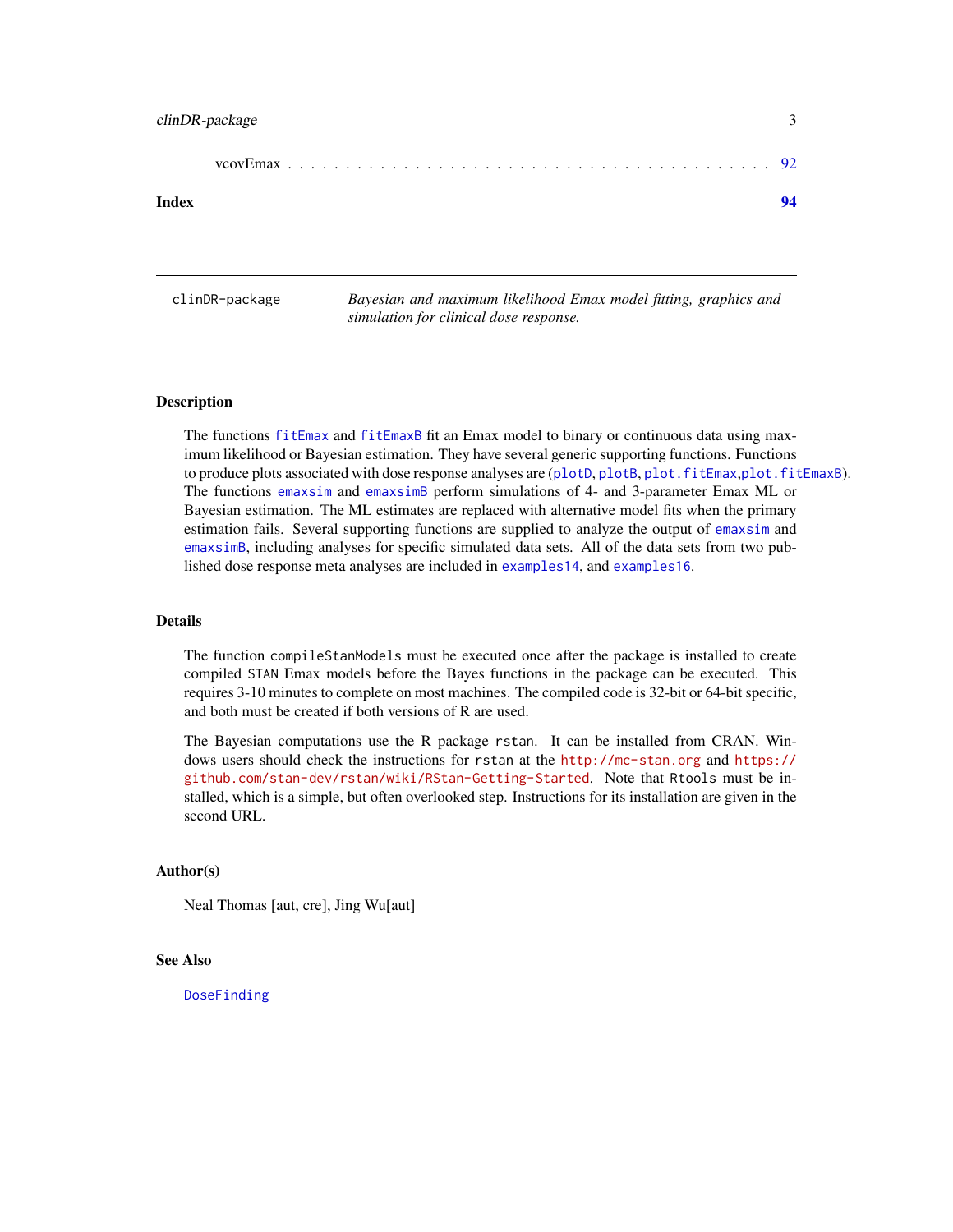vcovEmax . . . . . . . . . . . . . . . . . . . . . . . . . . . . . . . . . . . . . . . 92

**Index** **94**

---

clinDR-package *Bayesian and maximum likelihood Emax model fitting, graphics and simulation for clinical dose response.*

---

### Description

The functions `fitEmax` and `fitEmaxB` fit an Emax model to binary or continuous data using maximum likelihood or Bayesian estimation. They have several generic supporting functions. Functions to produce plots associated with dose response analyses are (`plotD`, `plotB`, `plot.fitEmax`,`plot.fitEmaxB`). The functions `emaxsim` and `emaxsimB` perform simulations of 4- and 3-parameter Emax ML or Bayesian estimation. The ML estimates are replaced with alternative model fits when the primary estimation fails. Several supporting functions are supplied to analyze the output of `emaxsim` and `emaxsimB`, including analyses for specific simulated data sets. All of the data sets from two published dose response meta analyses are included in `examples14`, and `examples16`.

### Details

The function `compileStanModels` must be executed once after the package is installed to create compiled `STAN` Emax models before the Bayes functions in the package can be executed. This requires 3-10 minutes to complete on most machines. The compiled code is 32-bit or 64-bit specific, and both must be created if both versions of R are used.

The Bayesian computations use the R package `rstan`. It can be installed from CRAN. Windows users should check the instructions for `rstan` at the `http://mc-stan.org` and `https://github.com/stan-dev/rstan/wiki/RStan-Getting-Started`. Note that `Rtools` must be installed, which is a simple, but often overlooked step. Instructions for its installation are given in the second URL.

### Author(s)

Neal Thomas [aut, cre], Jing Wu[aut]

### See Also

`DoseFinding`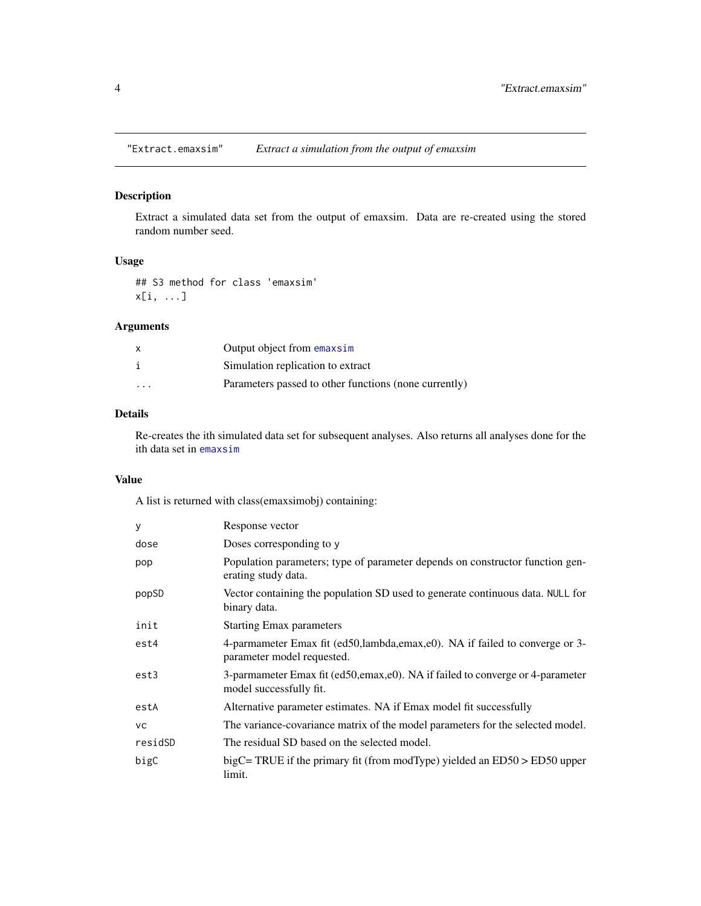# "Extract.emaxsim" *Extract a simulation from the output of emaxsim*

## Description

Extract a simulated data set from the output of emaxsim. Data are re-created using the stored random number seed.

## Usage

```
## S3 method for class 'emaxsim'
x[i, ...]
```

## Arguments

| | |
|---|---|
| x | Output object from `emaxsim` |
| i | Simulation replication to extract |
| ... | Parameters passed to other functions (none currently) |

## Details

Re-creates the ith simulated data set for subsequent analyses. Also returns all analyses done for the ith data set in `emaxsim`

## Value

A list is returned with class(emaxsimobj) containing:

| | |
|---|---|
| y | Response vector |
| dose | Doses corresponding to y |
| pop | Population parameters; type of parameter depends on constructor function generating study data. |
| popSD | Vector containing the population SD used to generate continuous data. NULL for binary data. |
| init | Starting Emax parameters |
| est4 | 4-parmameter Emax fit (ed50,lambda,emax,e0). NA if failed to converge or 3-parameter model requested. |
| est3 | 3-parmameter Emax fit (ed50,emax,e0). NA if failed to converge or 4-parameter model successfully fit. |
| estA | Alternative parameter estimates. NA if Emax model fit successfully |
| vc | The variance-covariance matrix of the model parameters for the selected model. |
| residSD | The residual SD based on the selected model. |
| bigC | bigC= TRUE if the primary fit (from modType) yielded an ED50 > ED50 upper limit. |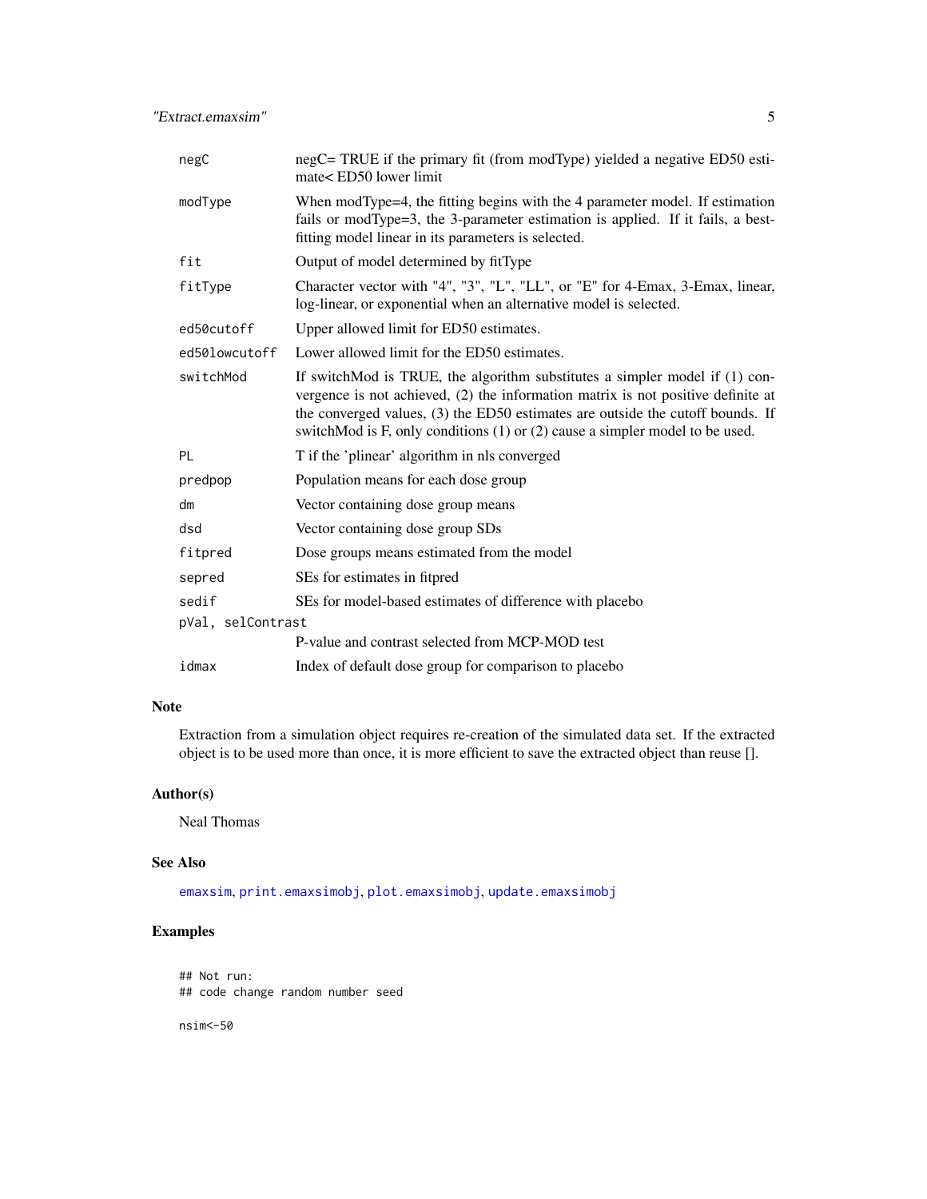| | |
|---|---|
| negC | negC= TRUE if the primary fit (from modType) yielded a negative ED50 estimate< ED50 lower limit |
| modType | When modType=4, the fitting begins with the 4 parameter model. If estimation fails or modType=3, the 3-parameter estimation is applied. If it fails, a best-fitting model linear in its parameters is selected. |
| fit | Output of model determined by fitType |
| fitType | Character vector with "4", "3", "L", "LL", or "E" for 4-Emax, 3-Emax, linear, log-linear, or exponential when an alternative model is selected. |
| ed50cutoff | Upper allowed limit for ED50 estimates. |
| ed50lowcutoff | Lower allowed limit for the ED50 estimates. |
| switchMod | If switchMod is TRUE, the algorithm substitutes a simpler model if (1) convergence is not achieved, (2) the information matrix is not positive definite at the converged values, (3) the ED50 estimates are outside the cutoff bounds. If switchMod is F, only conditions (1) or (2) cause a simpler model to be used. |
| PL | T if the 'plinear' algorithm in nls converged |
| predpop | Population means for each dose group |
| dm | Vector containing dose group means |
| dsd | Vector containing dose group SDs |
| fitpred | Dose groups means estimated from the model |
| sepred | SEs for estimates in fitpred |
| sedif | SEs for model-based estimates of difference with placebo |
| pVal, selContrast | P-value and contrast selected from MCP-MOD test |
| idmax | Index of default dose group for comparison to placebo |

## Note

Extraction from a simulation object requires re-creation of the simulated data set. If the extracted object is to be used more than once, it is more efficient to save the extracted object than reuse [].

## Author(s)

Neal Thomas

## See Also

emaxsim, print.emaxsimobj, plot.emaxsimobj, update.emaxsimobj

## Examples

```
## Not run:
## code change random number seed

nsim<-50
```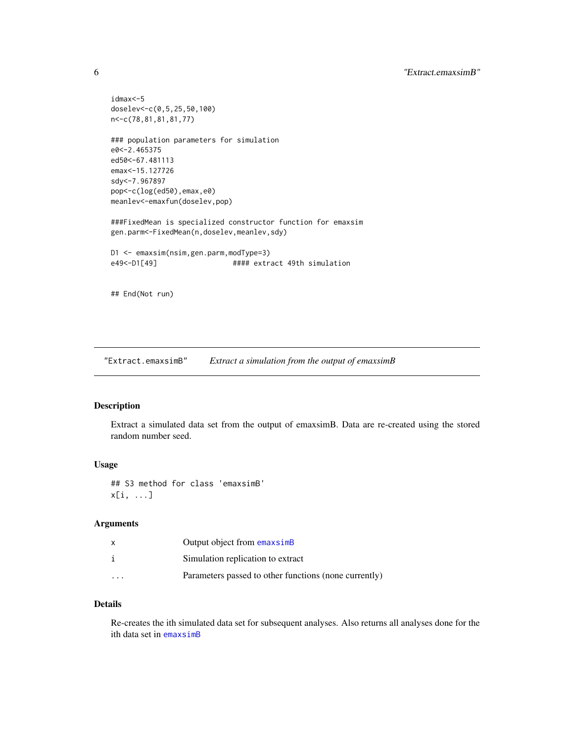```
idmax<-5
doselev<-c(0,5,25,50,100)
n<-c(78,81,81,81,77)

### population parameters for simulation
e0<-2.465375
ed50<-67.481113
emax<-15.127726
sdy<-7.967897
pop<-c(log(ed50),emax,e0)
meanlev<-emaxfun(doselev,pop)

###FixedMean is specialized constructor function for emaxsim
gen.parm<-FixedMean(n,doselev,meanlev,sdy)

D1 <- emaxsim(nsim,gen.parm,modType=3)
e49<-D1[49]                  #### extract 49th simulation


## End(Not run)
```

## "Extract.emaxsimB" *Extract a simulation from the output of emaxsimB*

### Description

Extract a simulated data set from the output of emaxsimB. Data are re-created using the stored random number seed.

### Usage

```
## S3 method for class 'emaxsimB'
x[i, ...]
```

### Arguments

| | |
|---|---|
| x | Output object from emaxsimB |
| i | Simulation replication to extract |
| ... | Parameters passed to other functions (none currently) |

### Details

Re-creates the ith simulated data set for subsequent analyses. Also returns all analyses done for the ith data set in emaxsimB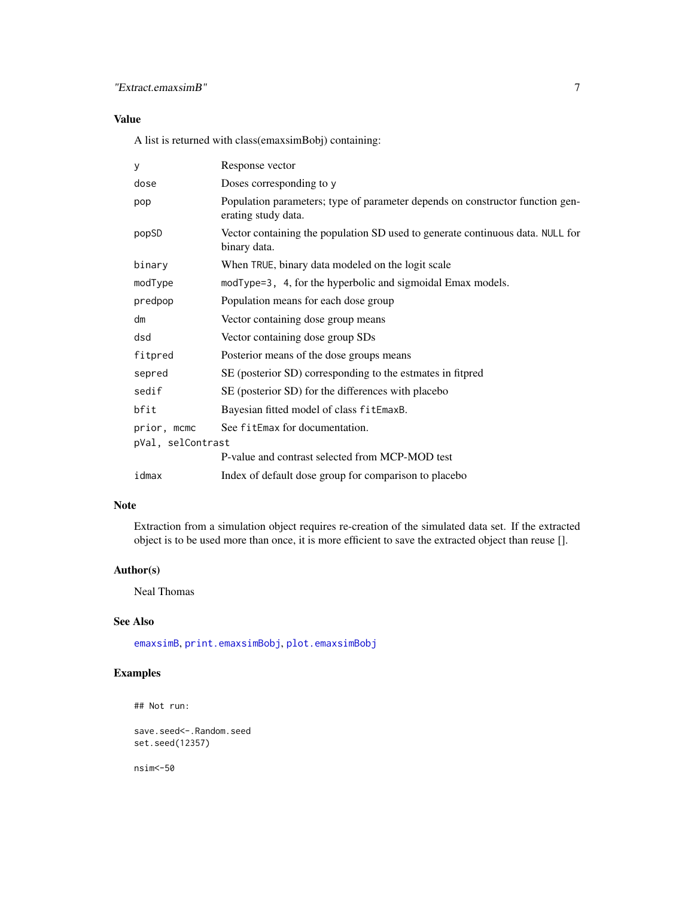## Value

A list is returned with class(emaxsimBobj) containing:

| | |
|---|---|
| `y` | Response vector |
| `dose` | Doses corresponding to `y` |
| `pop` | Population parameters; type of parameter depends on constructor function generating study data. |
| `popSD` | Vector containing the population SD used to generate continuous data. `NULL` for binary data. |
| `binary` | When `TRUE`, binary data modeled on the logit scale |
| `modType` | `modType=3, 4`, for the hyperbolic and sigmoidal Emax models. |
| `predpop` | Population means for each dose group |
| `dm` | Vector containing dose group means |
| `dsd` | Vector containing dose group SDs |
| `fitpred` | Posterior means of the dose groups means |
| `sepred` | SE (posterior SD) corresponding to the estmates in fitpred |
| `sedif` | SE (posterior SD) for the differences with placebo |
| `bfit` | Bayesian fitted model of class `fitEmaxB`. |
| `prior, mcmc` | See `fitEmax` for documentation. |
| `pVal, selContrast` | P-value and contrast selected from MCP-MOD test |
| `idmax` | Index of default dose group for comparison to placebo |

## Note

Extraction from a simulation object requires re-creation of the simulated data set. If the extracted object is to be used more than once, it is more efficient to save the extracted object than reuse [].

## Author(s)

Neal Thomas

## See Also

`emaxsimB`, `print.emaxsimBobj`, `plot.emaxsimBobj`

## Examples

```
## Not run:

save.seed<-.Random.seed
set.seed(12357)

nsim<-50
```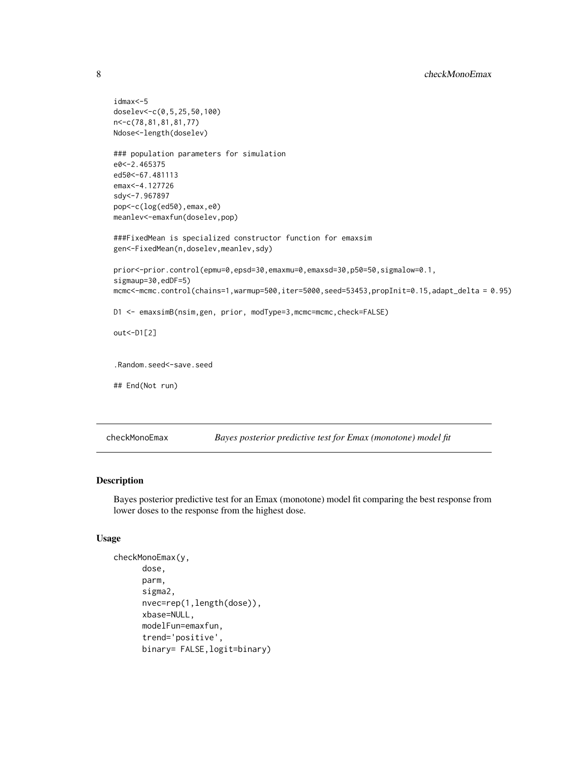```
idmax<-5
doselev<-c(0,5,25,50,100)
n<-c(78,81,81,81,77)
Ndose<-length(doselev)

### population parameters for simulation
e0<-2.465375
ed50<-67.481113
emax<-4.127726
sdy<-7.967897
pop<-c(log(ed50),emax,e0)
meanlev<-emaxfun(doselev,pop)

###FixedMean is specialized constructor function for emaxsim
gen<-FixedMean(n,doselev,meanlev,sdy)

prior<-prior.control(epmu=0,epsd=30,emaxmu=0,emaxsd=30,p50=50,sigmalow=0.1,
sigmaup=30,edDF=5)
mcmc<-mcmc.control(chains=1,warmup=500,iter=5000,seed=53453,propInit=0.15,adapt_delta = 0.95)

D1 <- emaxsimB(nsim,gen, prior, modType=3,mcmc=mcmc,check=FALSE)

out<-D1[2]


.Random.seed<-save.seed

## End(Not run)
```

---

## checkMonoEmax — *Bayes posterior predictive test for Emax (monotone) model fit*

### Description

Bayes posterior predictive test for an Emax (monotone) model fit comparing the best response from lower doses to the response from the highest dose.

### Usage

```
checkMonoEmax(y,
      dose,
      parm,
      sigma2,
      nvec=rep(1,length(dose)),
      xbase=NULL,
      modelFun=emaxfun,
      trend='positive',
      binary= FALSE,logit=binary)
```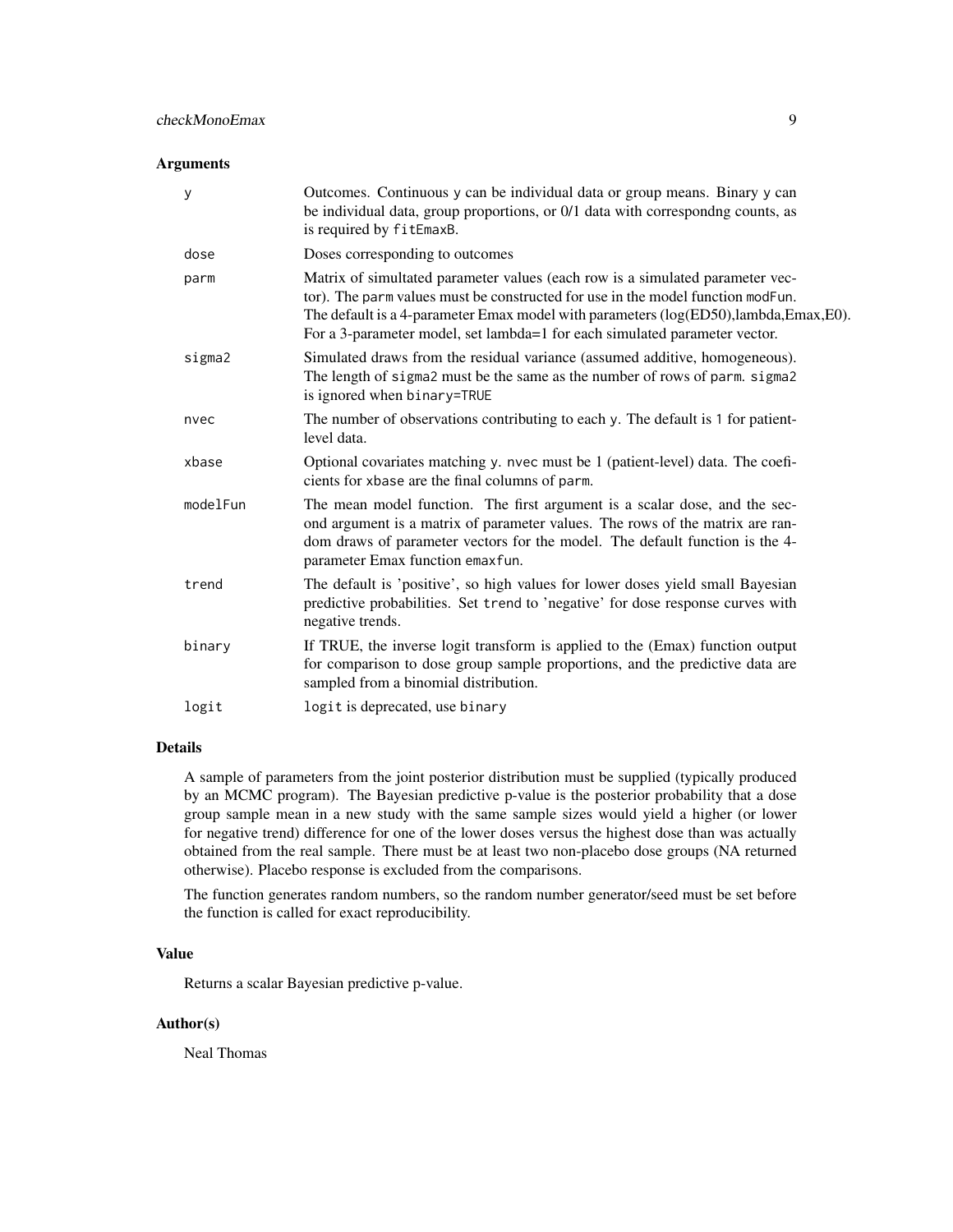### Arguments

| | |
|---|---|
| `y` | Outcomes. Continuous `y` can be individual data or group means. Binary `y` can be individual data, group proportions, or 0/1 data with correspondng counts, as is required by `fitEmaxB`. |
| `dose` | Doses corresponding to outcomes |
| `parm` | Matrix of simultated parameter values (each row is a simulated parameter vector). The `parm` values must be constructed for use in the model function `modFun`. The default is a 4-parameter Emax model with parameters (log(ED50),lambda,Emax,E0). For a 3-parameter model, set lambda=1 for each simulated parameter vector. |
| `sigma2` | Simulated draws from the residual variance (assumed additive, homogeneous). The length of `sigma2` must be the same as the number of rows of `parm`. `sigma2` is ignored when `binary=TRUE` |
| `nvec` | The number of observations contributing to each `y`. The default is 1 for patient-level data. |
| `xbase` | Optional covariates matching `y`. `nvec` must be 1 (patient-level) data. The coeficients for `xbase` are the final columns of `parm`. |
| `modelFun` | The mean model function. The first argument is a scalar dose, and the second argument is a matrix of parameter values. The rows of the matrix are random draws of parameter vectors for the model. The default function is the 4-parameter Emax function `emaxfun`. |
| `trend` | The default is 'positive', so high values for lower doses yield small Bayesian predictive probabilities. Set `trend` to 'negative' for dose response curves with negative trends. |
| `binary` | If TRUE, the inverse logit transform is applied to the (Emax) function output for comparison to dose group sample proportions, and the predictive data are sampled from a binomial distribution. |
| `logit` | `logit` is deprecated, use `binary` |

### Details

A sample of parameters from the joint posterior distribution must be supplied (typically produced by an MCMC program). The Bayesian predictive p-value is the posterior probability that a dose group sample mean in a new study with the same sample sizes would yield a higher (or lower for negative trend) difference for one of the lower doses versus the highest dose than was actually obtained from the real sample. There must be at least two non-placebo dose groups (NA returned otherwise). Placebo response is excluded from the comparisons.

The function generates random numbers, so the random number generator/seed must be set before the function is called for exact reproducibility.

### Value

Returns a scalar Bayesian predictive p-value.

### Author(s)

Neal Thomas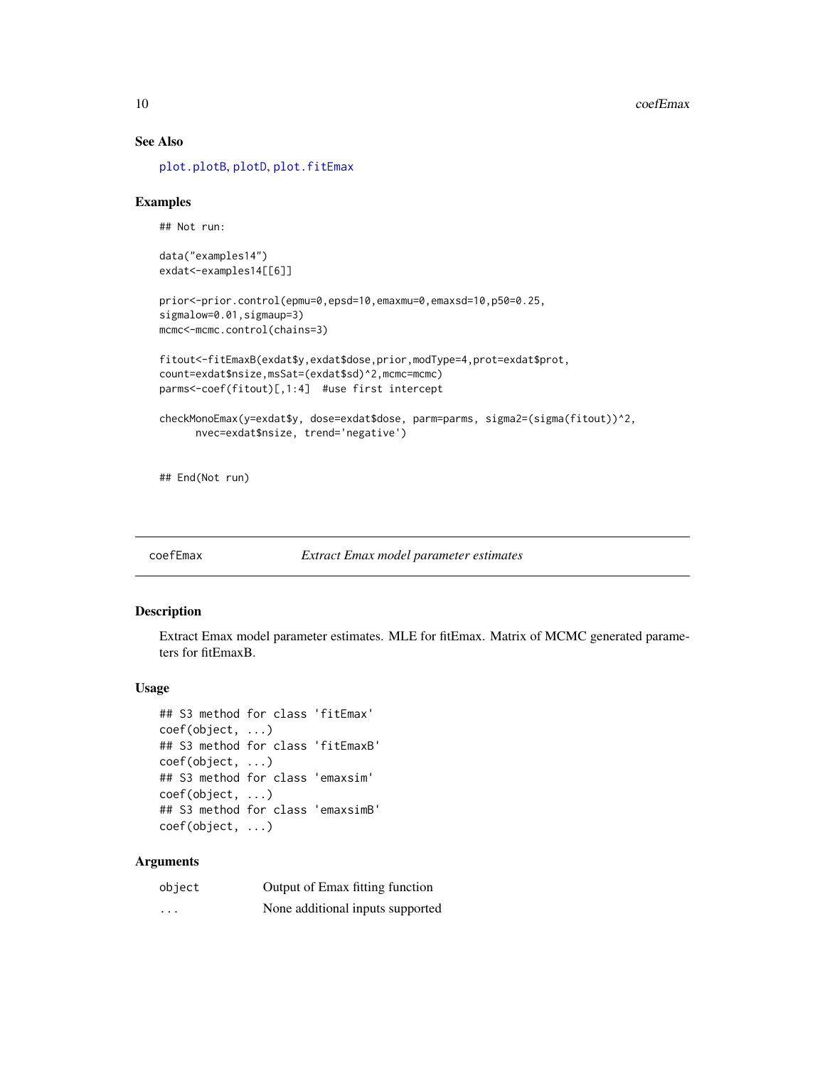## See Also

plot.plotB, plotD, plot.fitEmax

## Examples

```
## Not run:

data("examples14")
exdat<-examples14[[6]]

prior<-prior.control(epmu=0,epsd=10,emaxmu=0,emaxsd=10,p50=0.25,
sigmalow=0.01,sigmaup=3)
mcmc<-mcmc.control(chains=3)

fitout<-fitEmaxB(exdat$y,exdat$dose,prior,modType=4,prot=exdat$prot,
count=exdat$nsize,msSat=(exdat$sd)^2,mcmc=mcmc)
parms<-coef(fitout)[,1:4]  #use first intercept

checkMonoEmax(y=exdat$y, dose=exdat$dose, parm=parms, sigma2=(sigma(fitout))^2,
      nvec=exdat$nsize, trend='negative')


## End(Not run)
```

---

# coefEmax — *Extract Emax model parameter estimates*

## Description

Extract Emax model parameter estimates. MLE for fitEmax. Matrix of MCMC generated parameters for fitEmaxB.

## Usage

```
## S3 method for class 'fitEmax'
coef(object, ...)
## S3 method for class 'fitEmaxB'
coef(object, ...)
## S3 method for class 'emaxsim'
coef(object, ...)
## S3 method for class 'emaxsimB'
coef(object, ...)
```

## Arguments

| | |
|---|---|
| object | Output of Emax fitting function |
| ... | None additional inputs supported |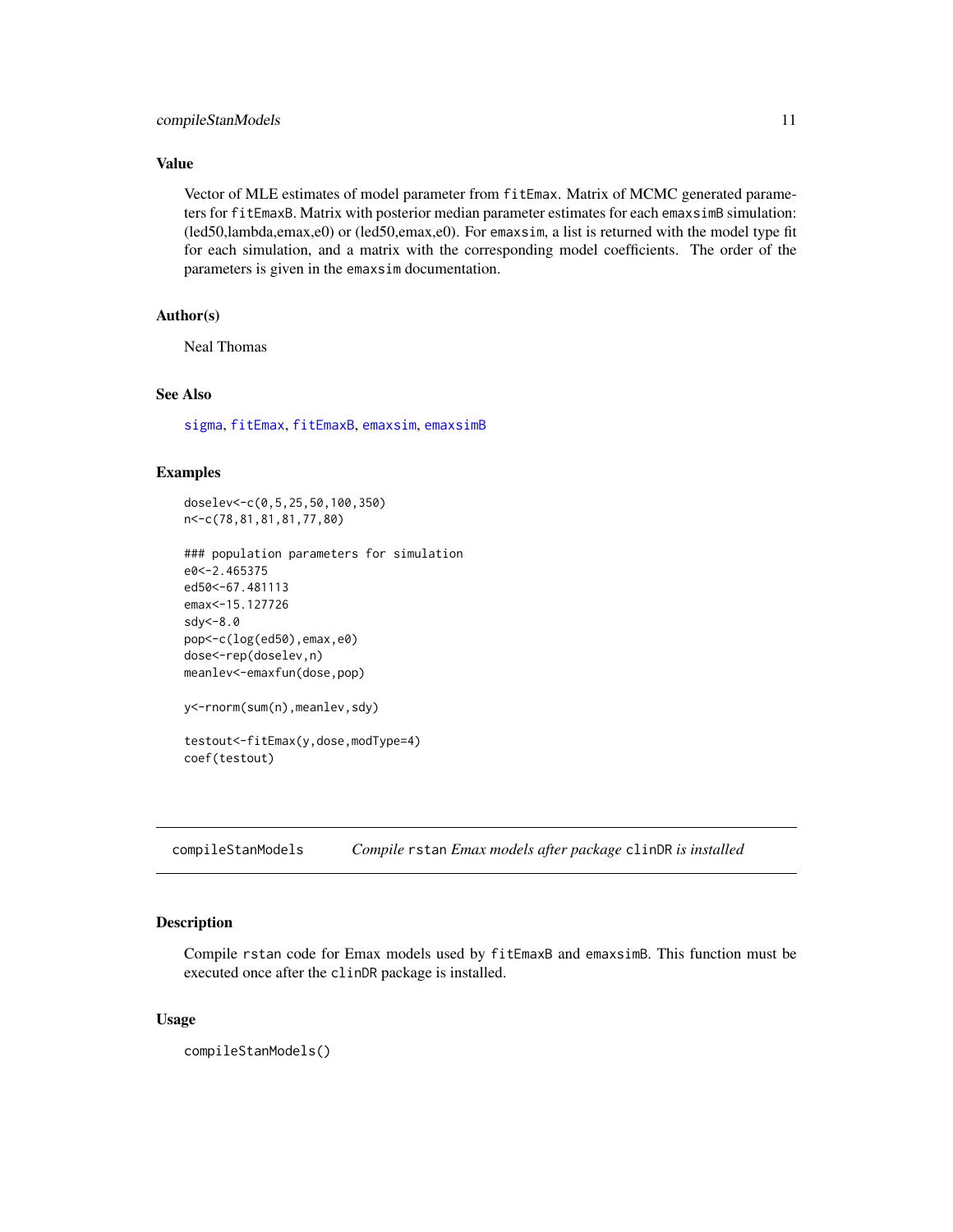## Value

Vector of MLE estimates of model parameter from `fitEmax`. Matrix of MCMC generated parameters for `fitEmaxB`. Matrix with posterior median parameter estimates for each `emaxsimB` simulation: (led50,lambda,emax,e0) or (led50,emax,e0). For `emaxsim`, a list is returned with the model type fit for each simulation, and a matrix with the corresponding model coefficients. The order of the parameters is given in the `emaxsim` documentation.

## Author(s)

Neal Thomas

## See Also

`sigma`, `fitEmax`, `fitEmaxB`, `emaxsim`, `emaxsimB`

## Examples

```
doselev<-c(0,5,25,50,100,350)
n<-c(78,81,81,81,77,80)

### population parameters for simulation
e0<-2.465375
ed50<-67.481113
emax<-15.127726
sdy<-8.0
pop<-c(log(ed50),emax,e0)
dose<-rep(doselev,n)
meanlev<-emaxfun(dose,pop)

y<-rnorm(sum(n),meanlev,sdy)

testout<-fitEmax(y,dose,modType=4)
coef(testout)
```

---

# compileStanModels *Compile `rstan` Emax models after package `clinDR` is installed*

## Description

Compile `rstan` code for Emax models used by `fitEmaxB` and `emaxsimB`. This function must be executed once after the `clinDR` package is installed.

## Usage

```
compileStanModels()
```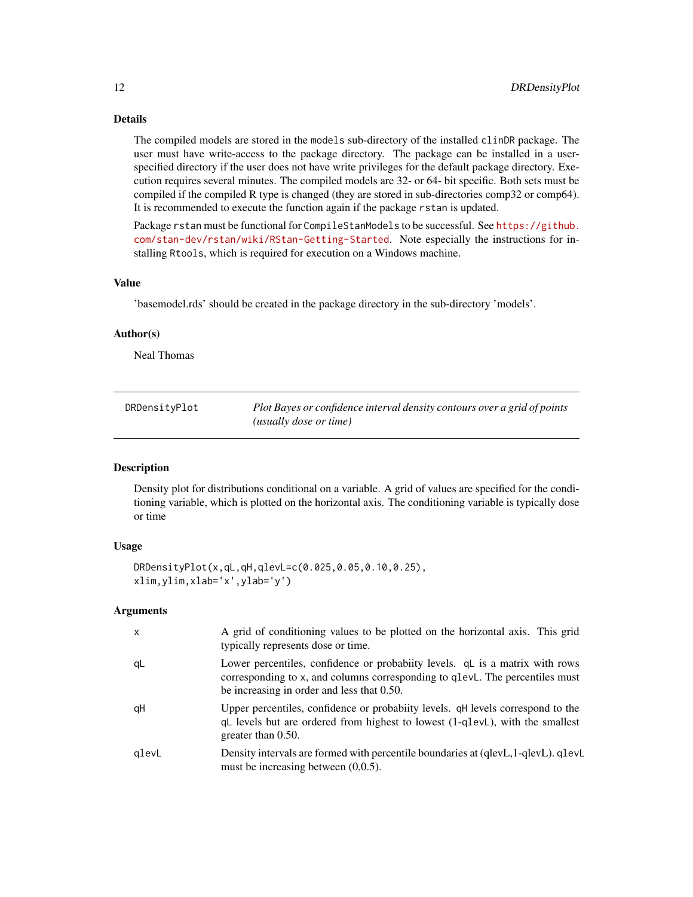## Details

The compiled models are stored in the `models` sub-directory of the installed `clinDR` package. The user must have write-access to the package directory. The package can be installed in a user-specified directory if the user does not have write privileges for the default package directory. Execution requires several minutes. The compiled models are 32- or 64- bit specific. Both sets must be compiled if the compiled R type is changed (they are stored in sub-directories comp32 or comp64). It is recommended to execute the function again if the package `rstan` is updated.

Package `rstan` must be functional for `CompileStanModels` to be successful. See https://github.com/stan-dev/rstan/wiki/RStan-Getting-Started. Note especially the instructions for installing `Rtools`, which is required for execution on a Windows machine.

## Value

'basemodel.rds' should be created in the package directory in the sub-directory 'models'.

## Author(s)

Neal Thomas

---

# DRDensityPlot — *Plot Bayes or confidence interval density contours over a grid of points (usually dose or time)*

## Description

Density plot for distributions conditional on a variable. A grid of values are specified for the conditioning variable, which is plotted on the horizontal axis. The conditioning variable is typically dose or time

## Usage

```
DRDensityPlot(x,qL,qH,qlevL=c(0.025,0.05,0.10,0.25),
xlim,ylim,xlab='x',ylab='y')
```

## Arguments

| | |
|---|---|
| `x` | A grid of conditioning values to be plotted on the horizontal axis. This grid typically represents dose or time. |
| `qL` | Lower percentiles, confidence or probabiity levels. `qL` is a matrix with rows corresponding to `x`, and columns corresponding to `qlevL`. The percentiles must be increasing in order and less that 0.50. |
| `qH` | Upper percentiles, confidence or probabiity levels. `qH` levels correspond to the `qL` levels but are ordered from highest to lowest (1-`qlevL`), with the smallest greater than 0.50. |
| `qlevL` | Density intervals are formed with percentile boundaries at (qlevL,1-qlevL). `qlevL` must be increasing between (0,0.5). |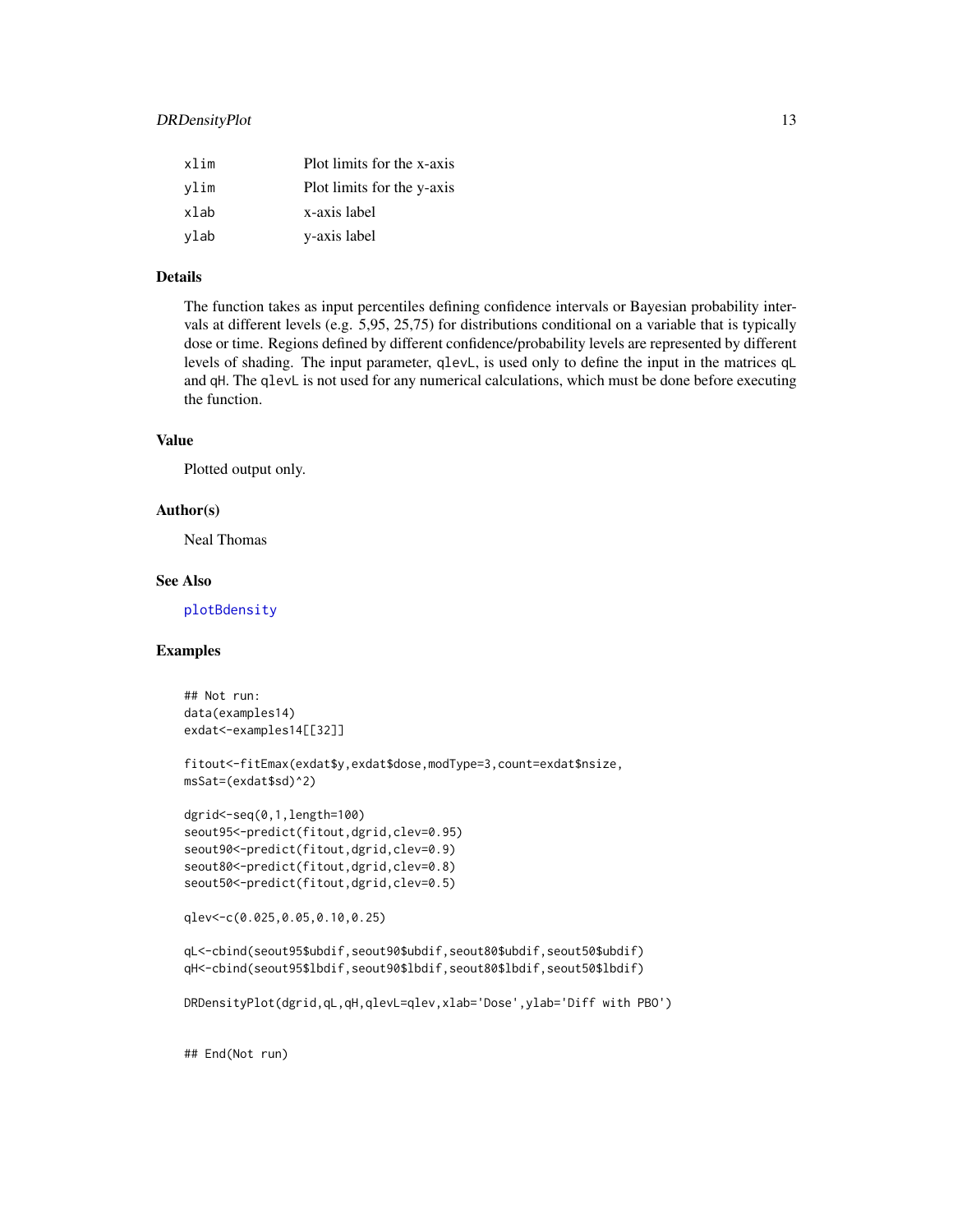| | |
|---|---|
| xlim | Plot limits for the x-axis |
| ylim | Plot limits for the y-axis |
| xlab | x-axis label |
| ylab | y-axis label |

## Details

The function takes as input percentiles defining confidence intervals or Bayesian probability intervals at different levels (e.g. 5,95, 25,75) for distributions conditional on a variable that is typically dose or time. Regions defined by different confidence/probability levels are represented by different levels of shading. The input parameter, `qlevL`, is used only to define the input in the matrices `qL` and `qH`. The `qlevL` is not used for any numerical calculations, which must be done before executing the function.

## Value

Plotted output only.

## Author(s)

Neal Thomas

## See Also

plotBdensity

## Examples

```
## Not run:
data(examples14)
exdat<-examples14[[32]]

fitout<-fitEmax(exdat$y,exdat$dose,modType=3,count=exdat$nsize,
msSat=(exdat$sd)^2)

dgrid<-seq(0,1,length=100)
seout95<-predict(fitout,dgrid,clev=0.95)
seout90<-predict(fitout,dgrid,clev=0.9)
seout80<-predict(fitout,dgrid,clev=0.8)
seout50<-predict(fitout,dgrid,clev=0.5)

qlev<-c(0.025,0.05,0.10,0.25)

qL<-cbind(seout95$ubdif,seout90$ubdif,seout80$ubdif,seout50$ubdif)
qH<-cbind(seout95$lbdif,seout90$lbdif,seout80$lbdif,seout50$lbdif)

DRDensityPlot(dgrid,qL,qH,qlevL=qlev,xlab='Dose',ylab='Diff with PBO')


## End(Not run)
```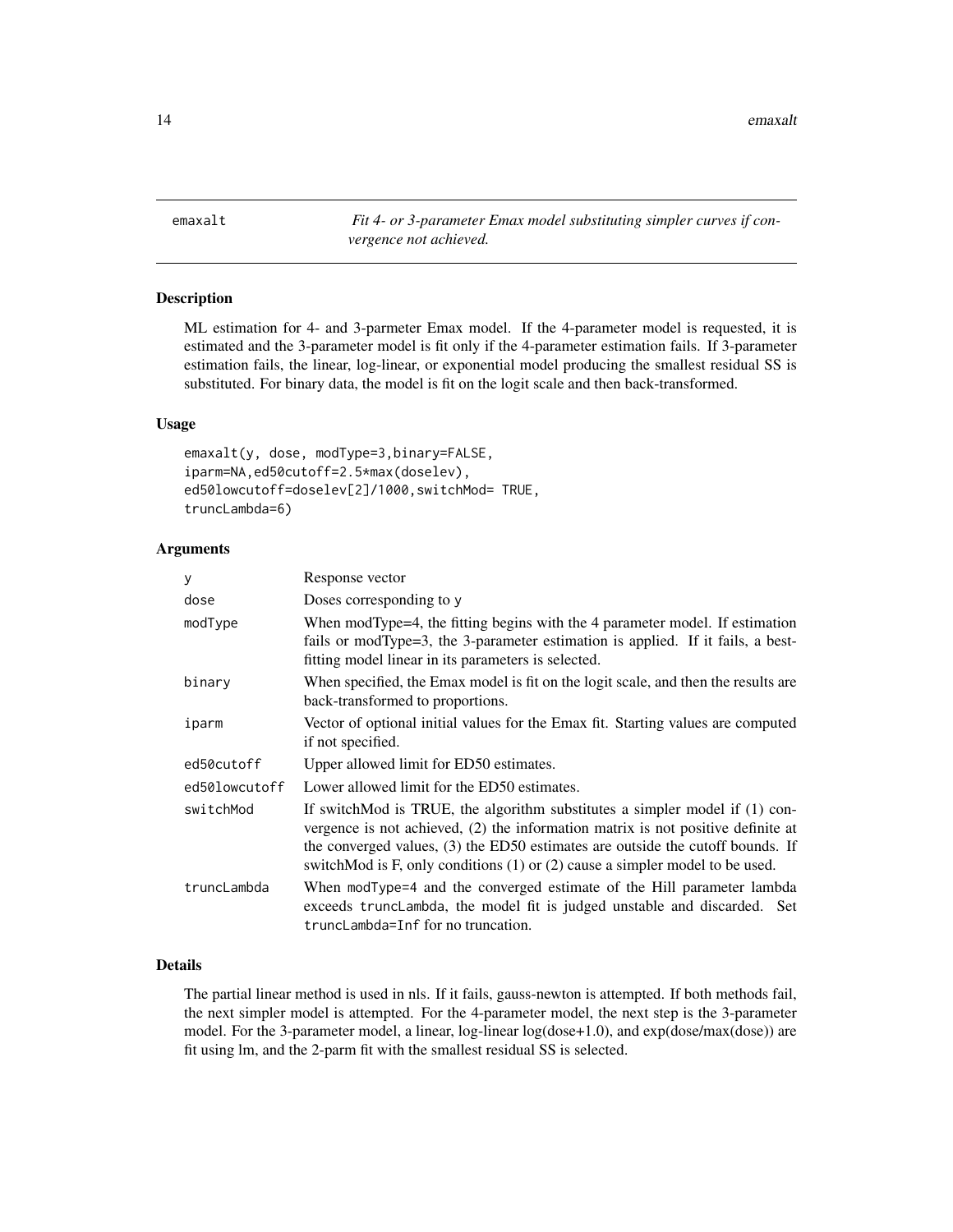# emaxalt

*Fit 4- or 3-parameter Emax model substituting simpler curves if convergence not achieved.*

## Description

ML estimation for 4- and 3-parmeter Emax model. If the 4-parameter model is requested, it is estimated and the 3-parameter model is fit only if the 4-parameter estimation fails. If 3-parameter estimation fails, the linear, log-linear, or exponential model producing the smallest residual SS is substituted. For binary data, the model is fit on the logit scale and then back-transformed.

## Usage

```
emaxalt(y, dose, modType=3,binary=FALSE,
iparm=NA,ed50cutoff=2.5*max(doselev),
ed50lowcutoff=doselev[2]/1000,switchMod= TRUE,
truncLambda=6)
```

## Arguments

| | |
|---|---|
| y | Response vector |
| dose | Doses corresponding to y |
| modType | When modType=4, the fitting begins with the 4 parameter model. If estimation fails or modType=3, the 3-parameter estimation is applied. If it fails, a best-fitting model linear in its parameters is selected. |
| binary | When specified, the Emax model is fit on the logit scale, and then the results are back-transformed to proportions. |
| iparm | Vector of optional initial values for the Emax fit. Starting values are computed if not specified. |
| ed50cutoff | Upper allowed limit for ED50 estimates. |
| ed50lowcutoff | Lower allowed limit for the ED50 estimates. |
| switchMod | If switchMod is TRUE, the algorithm substitutes a simpler model if (1) convergence is not achieved, (2) the information matrix is not positive definite at the converged values, (3) the ED50 estimates are outside the cutoff bounds. If switchMod is F, only conditions (1) or (2) cause a simpler model to be used. |
| truncLambda | When modType=4 and the converged estimate of the Hill parameter lambda exceeds truncLambda, the model fit is judged unstable and discarded. Set truncLambda=Inf for no truncation. |

## Details

The partial linear method is used in nls. If it fails, gauss-newton is attempted. If both methods fail, the next simpler model is attempted. For the 4-parameter model, the next step is the 3-parameter model. For the 3-parameter model, a linear, log-linear log(dose+1.0), and exp(dose/max(dose)) are fit using lm, and the 2-parm fit with the smallest residual SS is selected.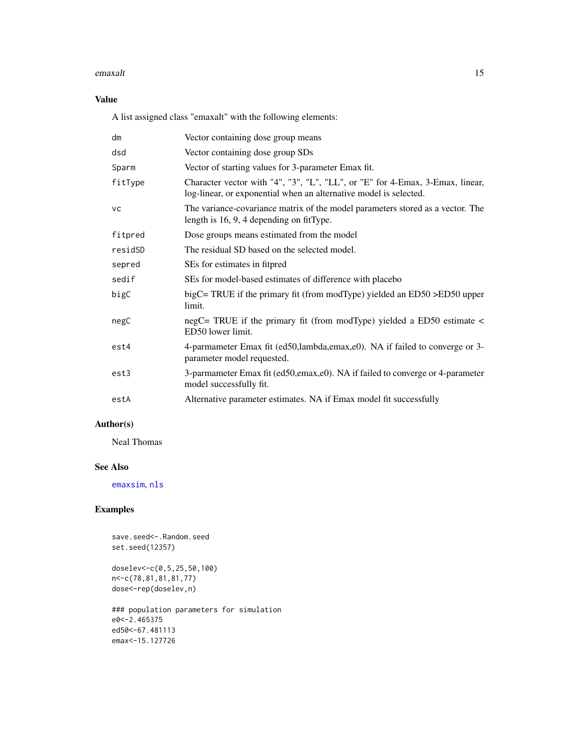## Value

A list assigned class "emaxalt" with the following elements:

| | |
|---|---|
| dm | Vector containing dose group means |
| dsd | Vector containing dose group SDs |
| Sparm | Vector of starting values for 3-parameter Emax fit. |
| fitType | Character vector with "4", "3", "L", "LL", or "E" for 4-Emax, 3-Emax, linear, log-linear, or exponential when an alternative model is selected. |
| vc | The variance-covariance matrix of the model parameters stored as a vector. The length is 16, 9, 4 depending on fitType. |
| fitpred | Dose groups means estimated from the model |
| residSD | The residual SD based on the selected model. |
| sepred | SEs for estimates in fitpred |
| sedif | SEs for model-based estimates of difference with placebo |
| bigC | bigC= TRUE if the primary fit (from modType) yielded an ED50 >ED50 upper limit. |
| negC | negC= TRUE if the primary fit (from modType) yielded a ED50 estimate < ED50 lower limit. |
| est4 | 4-parmameter Emax fit (ed50,lambda,emax,e0). NA if failed to converge or 3-parameter model requested. |
| est3 | 3-parmameter Emax fit (ed50,emax,e0). NA if failed to converge or 4-parameter model successfully fit. |
| estA | Alternative parameter estimates. NA if Emax model fit successfully |

## Author(s)

Neal Thomas

## See Also

emaxsim, nls

## Examples

```
save.seed<-.Random.seed
set.seed(12357)

doselev<-c(0,5,25,50,100)
n<-c(78,81,81,81,77)
dose<-rep(doselev,n)

### population parameters for simulation
e0<-2.465375
ed50<-67.481113
emax<-15.127726
```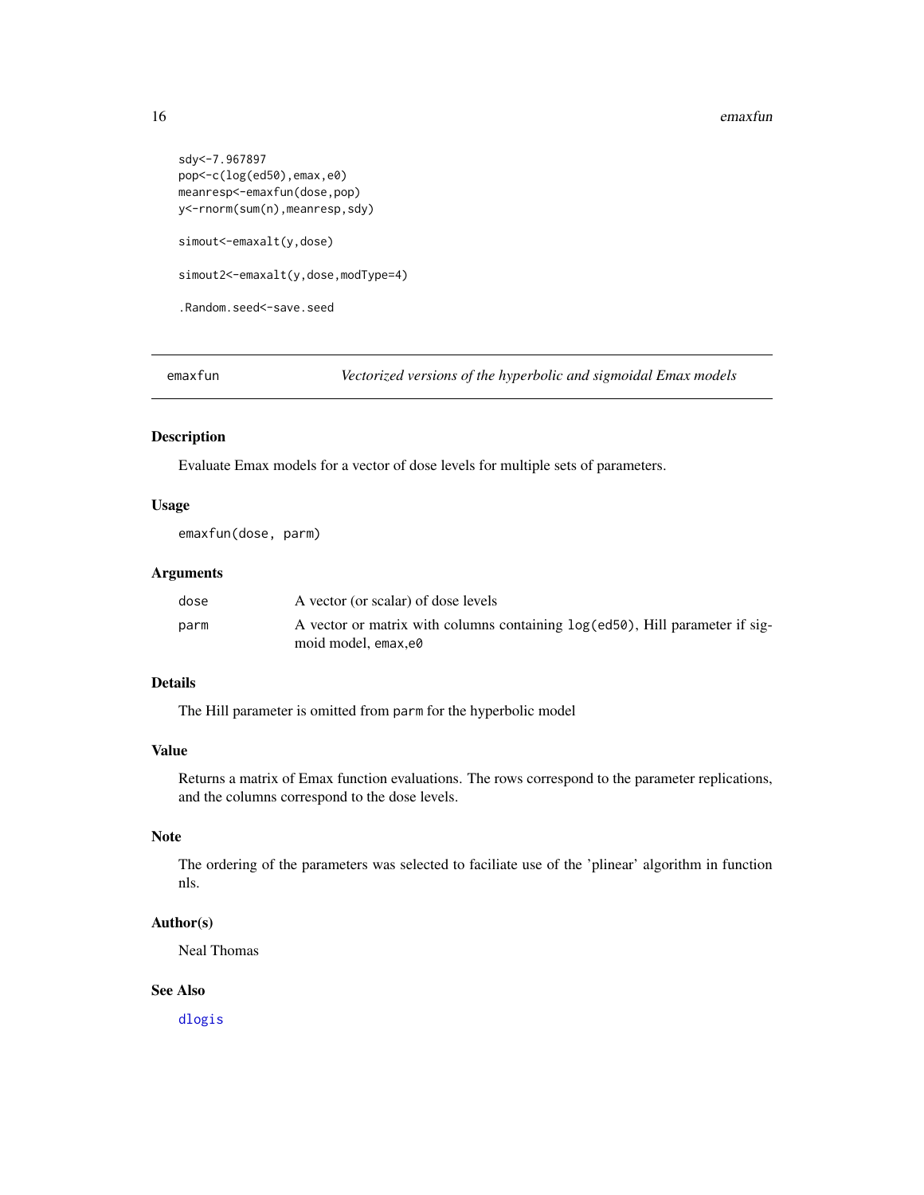```
sdy<-7.967897
pop<-c(log(ed50),emax,e0)
meanresp<-emaxfun(dose,pop)
y<-rnorm(sum(n),meanresp,sdy)

simout<-emaxalt(y,dose)

simout2<-emaxalt(y,dose,modType=4)

.Random.seed<-save.seed
```

---

## emaxfun — *Vectorized versions of the hyperbolic and sigmoidal Emax models*

### Description

Evaluate Emax models for a vector of dose levels for multiple sets of parameters.

### Usage

```
emaxfun(dose, parm)
```

### Arguments

| | |
|---|---|
| `dose` | A vector (or scalar) of dose levels |
| `parm` | A vector or matrix with columns containing `log(ed50)`, Hill parameter if sigmoid model, `emax,e0` |

### Details

The Hill parameter is omitted from `parm` for the hyperbolic model

### Value

Returns a matrix of Emax function evaluations. The rows correspond to the parameter replications, and the columns correspond to the dose levels.

### Note

The ordering of the parameters was selected to faciliate use of the 'plinear' algorithm in function nls.

### Author(s)

Neal Thomas

### See Also

`dlogis`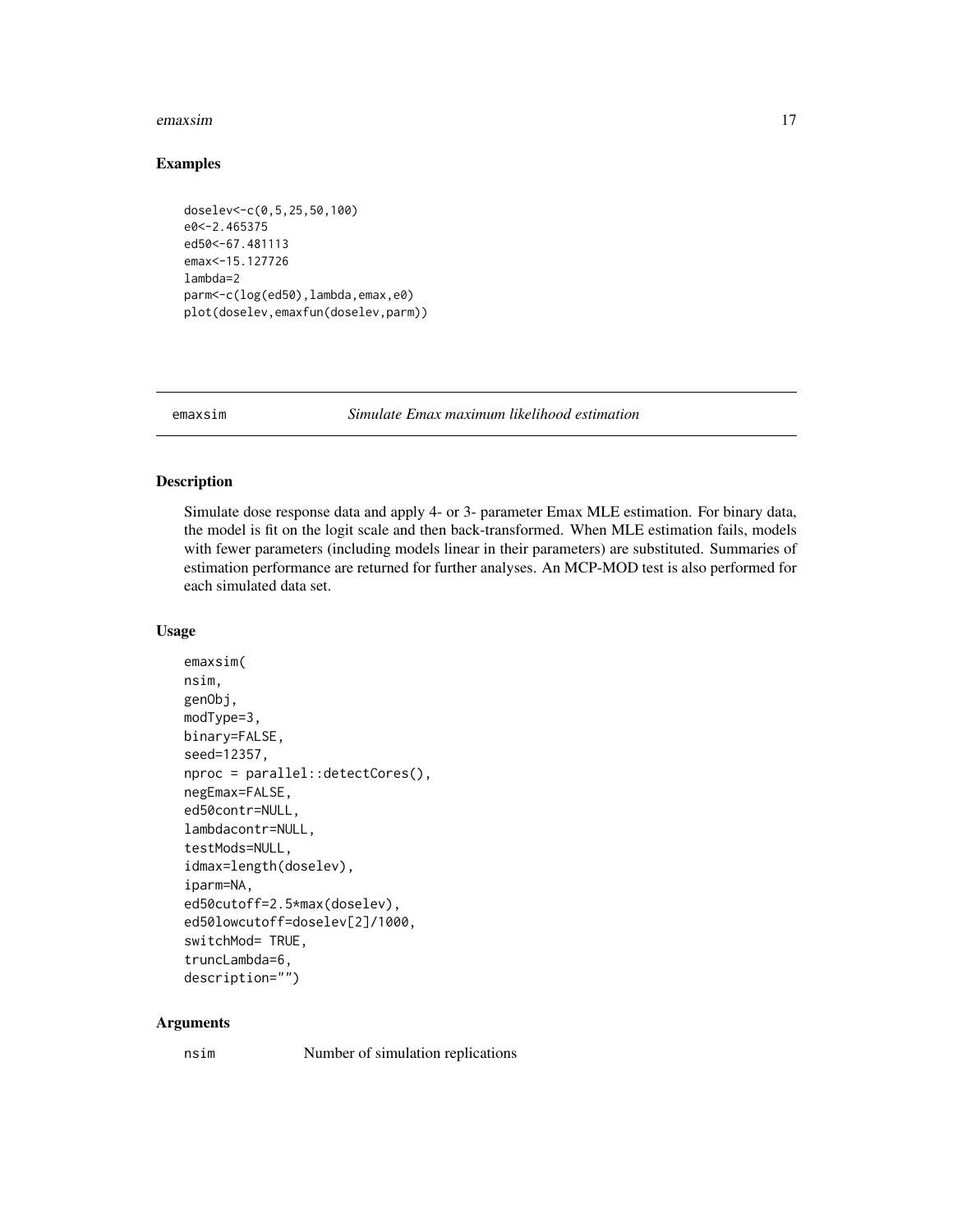## Examples

```
doselev<-c(0,5,25,50,100)
e0<-2.465375
ed50<-67.481113
emax<-15.127726
lambda=2
parm<-c(log(ed50),lambda,emax,e0)
plot(doselev,emaxfun(doselev,parm))
```

---

# emaxsim — *Simulate Emax maximum likelihood estimation*

---

## Description

Simulate dose response data and apply 4- or 3- parameter Emax MLE estimation. For binary data, the model is fit on the logit scale and then back-transformed. When MLE estimation fails, models with fewer parameters (including models linear in their parameters) are substituted. Summaries of estimation performance are returned for further analyses. An MCP-MOD test is also performed for each simulated data set.

## Usage

```
emaxsim(
nsim,
genObj,
modType=3,
binary=FALSE,
seed=12357,
nproc = parallel::detectCores(),
negEmax=FALSE,
ed50contr=NULL,
lambdacontr=NULL,
testMods=NULL,
idmax=length(doselev),
iparm=NA,
ed50cutoff=2.5*max(doselev),
ed50lowcutoff=doselev[2]/1000,
switchMod= TRUE,
truncLambda=6,
description="")
```

## Arguments

| | |
|---|---|
| nsim | Number of simulation replications |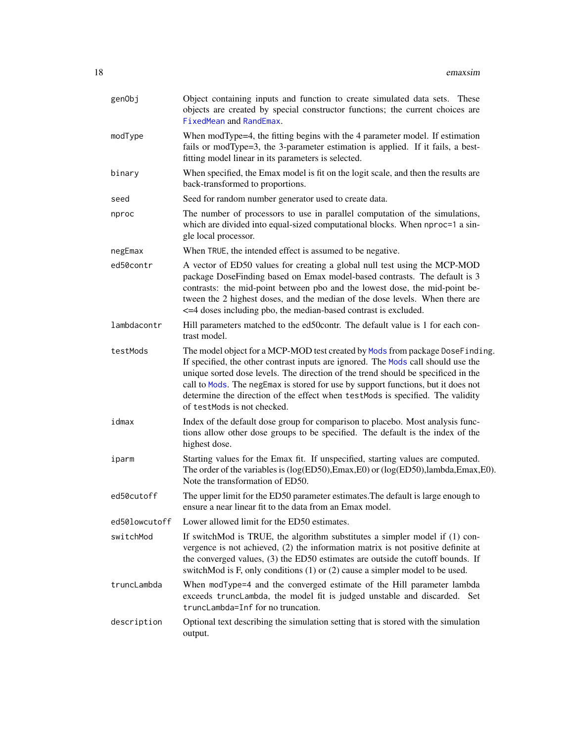| | |
|---|---|
| `genObj` | Object containing inputs and function to create simulated data sets. These objects are created by special constructor functions; the current choices are FixedMean and RandEmax. |
| `modType` | When modType=4, the fitting begins with the 4 parameter model. If estimation fails or modType=3, the 3-parameter estimation is applied. If it fails, a best-fitting model linear in its parameters is selected. |
| `binary` | When specified, the Emax model is fit on the logit scale, and then the results are back-transformed to proportions. |
| `seed` | Seed for random number generator used to create data. |
| `nproc` | The number of processors to use in parallel computation of the simulations, which are divided into equal-sized computational blocks. When `nproc=1` a single local processor. |
| `negEmax` | When `TRUE`, the intended effect is assumed to be negative. |
| `ed50contr` | A vector of ED50 values for creating a global null test using the MCP-MOD package DoseFinding based on Emax model-based contrasts. The default is 3 contrasts: the mid-point between pbo and the lowest dose, the mid-point between the 2 highest doses, and the median of the dose levels. When there are <=4 doses including pbo, the median-based contrast is excluded. |
| `lambdacontr` | Hill parameters matched to the ed50contr. The default value is 1 for each contrast model. |
| `testMods` | The model object for a MCP-MOD test created by Mods from package `DoseFinding`. If specified, the other contrast inputs are ignored. The Mods call should use the unique sorted dose levels. The direction of the trend should be specificed in the call to Mods. The `negEmax` is stored for use by support functions, but it does not determine the direction of the effect when `testMods` is specified. The validity of `testMods` is not checked. |
| `idmax` | Index of the default dose group for comparison to placebo. Most analysis functions allow other dose groups to be specified. The default is the index of the highest dose. |
| `iparm` | Starting values for the Emax fit. If unspecified, starting values are computed. The order of the variables is (log(ED50),Emax,E0) or (log(ED50),lambda,Emax,E0). Note the transformation of ED50. |
| `ed50cutoff` | The upper limit for the ED50 parameter estimates.The default is large enough to ensure a near linear fit to the data from an Emax model. |
| `ed50lowcutoff` | Lower allowed limit for the ED50 estimates. |
| `switchMod` | If switchMod is TRUE, the algorithm substitutes a simpler model if (1) convergence is not achieved, (2) the information matrix is not positive definite at the converged values, (3) the ED50 estimates are outside the cutoff bounds. If switchMod is F, only conditions (1) or (2) cause a simpler model to be used. |
| `truncLambda` | When `modType=4` and the converged estimate of the Hill parameter lambda exceeds `truncLambda`, the model fit is judged unstable and discarded. Set `truncLambda=Inf` for no truncation. |
| `description` | Optional text describing the simulation setting that is stored with the simulation output. |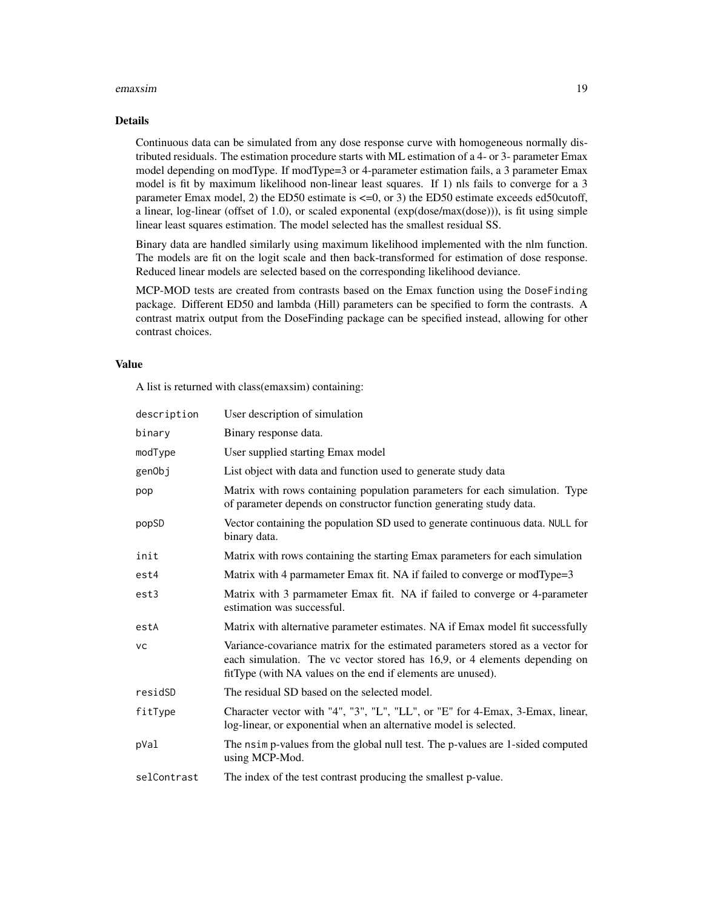## Details

Continuous data can be simulated from any dose response curve with homogeneous normally distributed residuals. The estimation procedure starts with ML estimation of a 4- or 3- parameter Emax model depending on modType. If modType=3 or 4-parameter estimation fails, a 3 parameter Emax model is fit by maximum likelihood non-linear least squares. If 1) nls fails to converge for a 3 parameter Emax model, 2) the ED50 estimate is <=0, or 3) the ED50 estimate exceeds ed50cutoff, a linear, log-linear (offset of 1.0), or scaled exponental (exp(dose/max(dose))), is fit using simple linear least squares estimation. The model selected has the smallest residual SS.

Binary data are handled similarly using maximum likelihood implemented with the nlm function. The models are fit on the logit scale and then back-transformed for estimation of dose response. Reduced linear models are selected based on the corresponding likelihood deviance.

MCP-MOD tests are created from contrasts based on the Emax function using the `DoseFinding` package. Different ED50 and lambda (Hill) parameters can be specified to form the contrasts. A contrast matrix output from the DoseFinding package can be specified instead, allowing for other contrast choices.

## Value

A list is returned with class(emaxsim) containing:

| | |
|---|---|
| `description` | User description of simulation |
| `binary` | Binary response data. |
| `modType` | User supplied starting Emax model |
| `genObj` | List object with data and function used to generate study data |
| `pop` | Matrix with rows containing population parameters for each simulation. Type of parameter depends on constructor function generating study data. |
| `popSD` | Vector containing the population SD used to generate continuous data. `NULL` for binary data. |
| `init` | Matrix with rows containing the starting Emax parameters for each simulation |
| `est4` | Matrix with 4 parmameter Emax fit. NA if failed to converge or modType=3 |
| `est3` | Matrix with 3 parmameter Emax fit. NA if failed to converge or 4-parameter estimation was successful. |
| `estA` | Matrix with alternative parameter estimates. NA if Emax model fit successfully |
| `vc` | Variance-covariance matrix for the estimated parameters stored as a vector for each simulation. The vc vector stored has 16,9, or 4 elements depending on fitType (with NA values on the end if elements are unused). |
| `residSD` | The residual SD based on the selected model. |
| `fitType` | Character vector with "4", "3", "L", "LL", or "E" for 4-Emax, 3-Emax, linear, log-linear, or exponential when an alternative model is selected. |
| `pVal` | The `nsim` p-values from the global null test. The p-values are 1-sided computed using MCP-Mod. |
| `selContrast` | The index of the test contrast producing the smallest p-value. |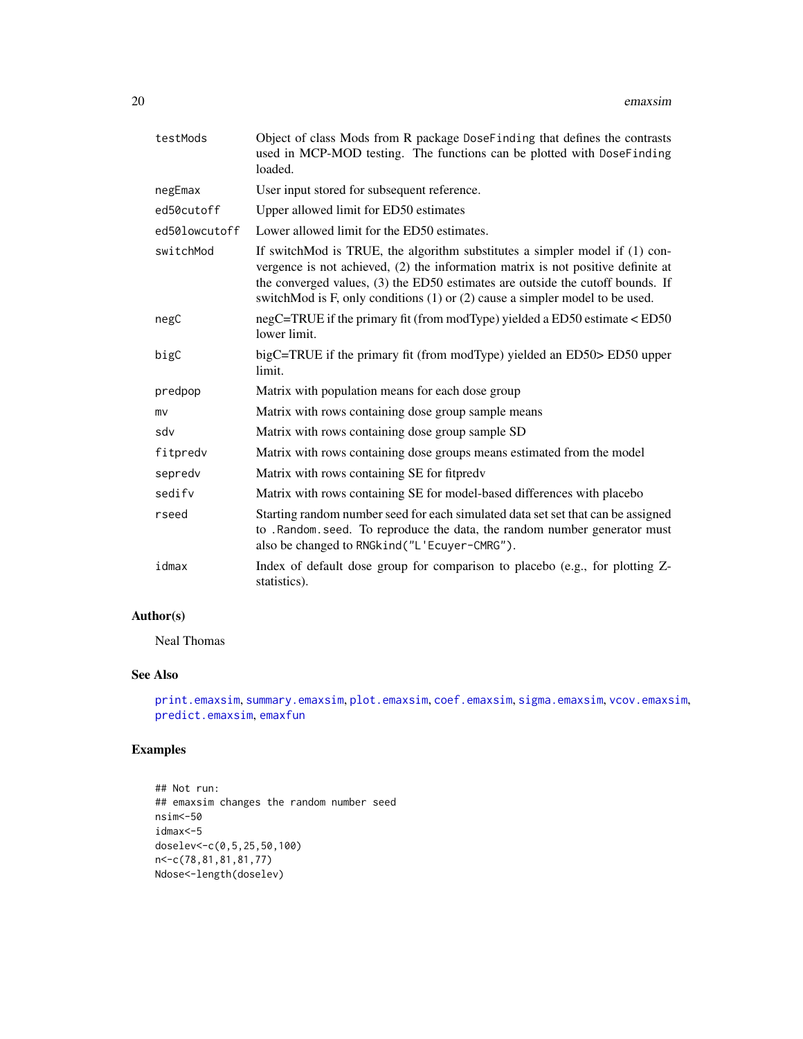| | |
|---|---|
| testMods | Object of class Mods from R package DoseFinding that defines the contrasts used in MCP-MOD testing. The functions can be plotted with DoseFinding loaded. |
| negEmax | User input stored for subsequent reference. |
| ed50cutoff | Upper allowed limit for ED50 estimates |
| ed50lowcutoff | Lower allowed limit for the ED50 estimates. |
| switchMod | If switchMod is TRUE, the algorithm substitutes a simpler model if (1) convergence is not achieved, (2) the information matrix is not positive definite at the converged values, (3) the ED50 estimates are outside the cutoff bounds. If switchMod is F, only conditions (1) or (2) cause a simpler model to be used. |
| negC | negC=TRUE if the primary fit (from modType) yielded a ED50 estimate < ED50 lower limit. |
| bigC | bigC=TRUE if the primary fit (from modType) yielded an ED50> ED50 upper limit. |
| predpop | Matrix with population means for each dose group |
| mv | Matrix with rows containing dose group sample means |
| sdv | Matrix with rows containing dose group sample SD |
| fitpredv | Matrix with rows containing dose groups means estimated from the model |
| sepredv | Matrix with rows containing SE for fitpredv |
| sedifv | Matrix with rows containing SE for model-based differences with placebo |
| rseed | Starting random number seed for each simulated data set set that can be assigned to .Random.seed. To reproduce the data, the random number generator must also be changed to RNGkind("L'Ecuyer-CMRG"). |
| idmax | Index of default dose group for comparison to placebo (e.g., for plotting Z-statistics). |

## Author(s)

Neal Thomas

## See Also

print.emaxsim, summary.emaxsim, plot.emaxsim, coef.emaxsim, sigma.emaxsim, vcov.emaxsim, predict.emaxsim, emaxfun

## Examples

```
## Not run:
## emaxsim changes the random number seed
nsim<-50
idmax<-5
doselev<-c(0,5,25,50,100)
n<-c(78,81,81,81,77)
Ndose<-length(doselev)
```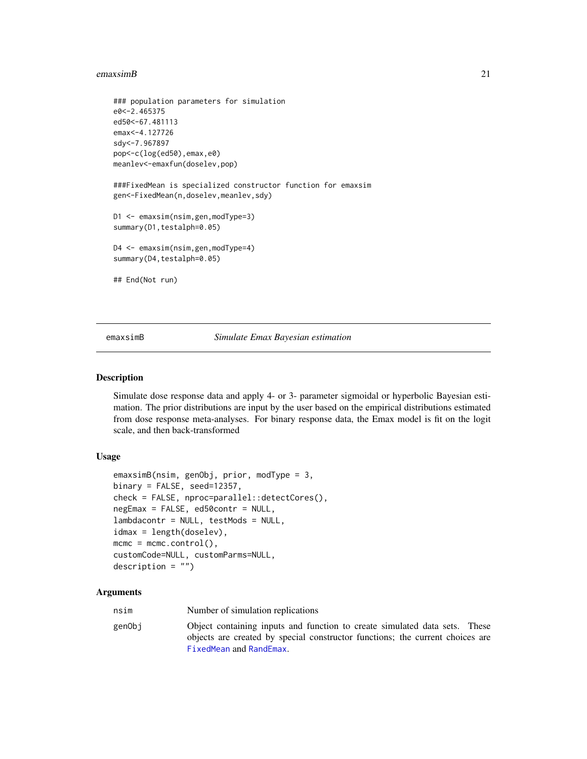```
### population parameters for simulation
e0<-2.465375
ed50<-67.481113
emax<-4.127726
sdy<-7.967897
pop<-c(log(ed50),emax,e0)
meanlev<-emaxfun(doselev,pop)

###FixedMean is specialized constructor function for emaxsim
gen<-FixedMean(n,doselev,meanlev,sdy)

D1 <- emaxsim(nsim,gen,modType=3)
summary(D1,testalph=0.05)

D4 <- emaxsim(nsim,gen,modType=4)
summary(D4,testalph=0.05)

## End(Not run)
```

---

## emaxsimB — *Simulate Emax Bayesian estimation*

### Description

Simulate dose response data and apply 4- or 3- parameter sigmoidal or hyperbolic Bayesian estimation. The prior distributions are input by the user based on the empirical distributions estimated from dose response meta-analyses. For binary response data, the Emax model is fit on the logit scale, and then back-transformed

### Usage

```
emaxsimB(nsim, genObj, prior, modType = 3,
binary = FALSE, seed=12357,
check = FALSE, nproc=parallel::detectCores(),
negEmax = FALSE, ed50contr = NULL,
lambdacontr = NULL, testMods = NULL,
idmax = length(doselev),
mcmc = mcmc.control(),
customCode=NULL, customParms=NULL,
description = "")
```

### Arguments

| | |
|---|---|
| nsim | Number of simulation replications |
| genObj | Object containing inputs and function to create simulated data sets. These objects are created by special constructor functions; the current choices are FixedMean and RandEmax. |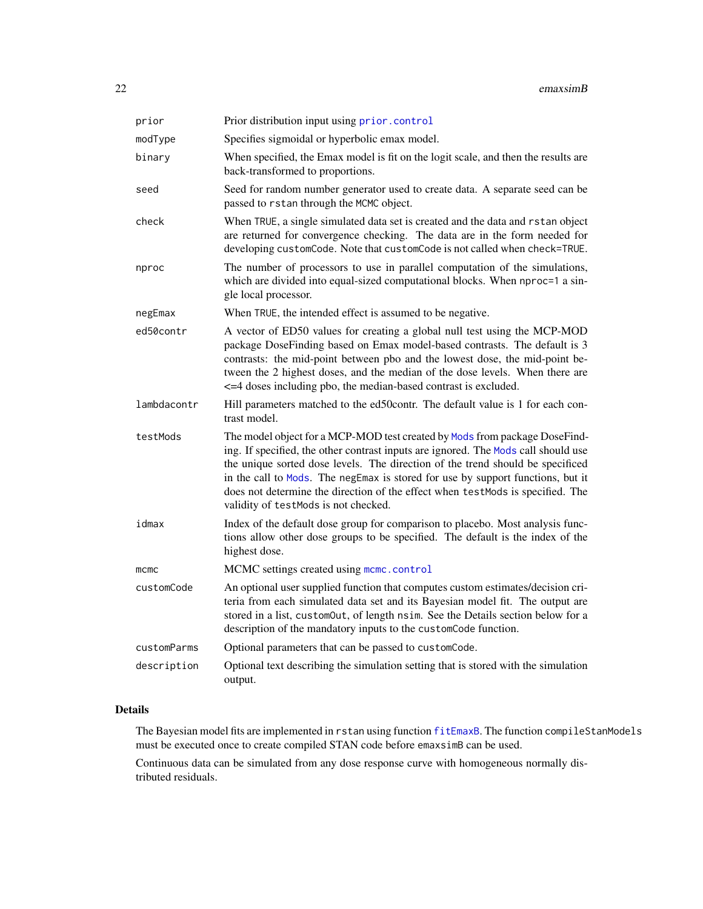| | |
|---|---|
| prior | Prior distribution input using prior.control |
| modType | Specifies sigmoidal or hyperbolic emax model. |
| binary | When specified, the Emax model is fit on the logit scale, and then the results are back-transformed to proportions. |
| seed | Seed for random number generator used to create data. A separate seed can be passed to rstan through the MCMC object. |
| check | When TRUE, a single simulated data set is created and the data and rstan object are returned for convergence checking. The data are in the form needed for developing customCode. Note that customCode is not called when check=TRUE. |
| nproc | The number of processors to use in parallel computation of the simulations, which are divided into equal-sized computational blocks. When nproc=1 a single local processor. |
| negEmax | When TRUE, the intended effect is assumed to be negative. |
| ed50contr | A vector of ED50 values for creating a global null test using the MCP-MOD package DoseFinding based on Emax model-based contrasts. The default is 3 contrasts: the mid-point between pbo and the lowest dose, the mid-point between the 2 highest doses, and the median of the dose levels. When there are <=4 doses including pbo, the median-based contrast is excluded. |
| lambdacontr | Hill parameters matched to the ed50contr. The default value is 1 for each contrast model. |
| testMods | The model object for a MCP-MOD test created by Mods from package DoseFinding. If specified, the other contrast inputs are ignored. The Mods call should use the unique sorted dose levels. The direction of the trend should be specificed in the call to Mods. The negEmax is stored for use by support functions, but it does not determine the direction of the effect when testMods is specified. The validity of testMods is not checked. |
| idmax | Index of the default dose group for comparison to placebo. Most analysis functions allow other dose groups to be specified. The default is the index of the highest dose. |
| mcmc | MCMC settings created using mcmc.control |
| customCode | An optional user supplied function that computes custom estimates/decision criteria from each simulated data set and its Bayesian model fit. The output are stored in a list, customOut, of length nsim. See the Details section below for a description of the mandatory inputs to the customCode function. |
| customParms | Optional parameters that can be passed to customCode. |
| description | Optional text describing the simulation setting that is stored with the simulation output. |

### Details

The Bayesian model fits are implemented in rstan using function fitEmaxB. The function compileStanModels must be executed once to create compiled STAN code before emaxsimB can be used.

Continuous data can be simulated from any dose response curve with homogeneous normally distributed residuals.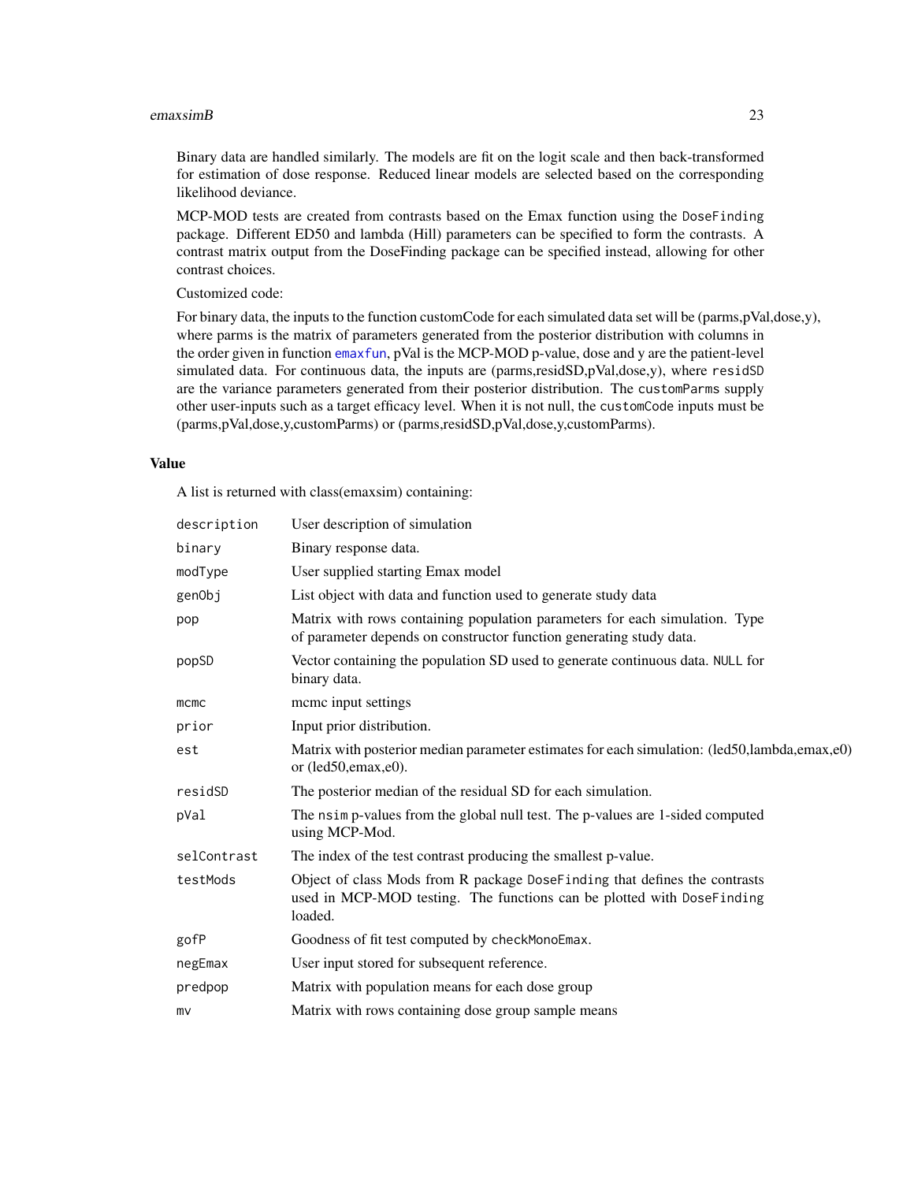Binary data are handled similarly. The models are fit on the logit scale and then back-transformed for estimation of dose response. Reduced linear models are selected based on the corresponding likelihood deviance.

MCP-MOD tests are created from contrasts based on the Emax function using the `DoseFinding` package. Different ED50 and lambda (Hill) parameters can be specified to form the contrasts. A contrast matrix output from the DoseFinding package can be specified instead, allowing for other contrast choices.

Customized code:

For binary data, the inputs to the function customCode for each simulated data set will be (parms,pVal,dose,y), where parms is the matrix of parameters generated from the posterior distribution with columns in the order given in function emaxfun, pVal is the MCP-MOD p-value, dose and y are the patient-level simulated data. For continuous data, the inputs are (parms,residSD,pVal,dose,y), where `residSD` are the variance parameters generated from their posterior distribution. The `customParms` supply other user-inputs such as a target efficacy level. When it is not null, the `customCode` inputs must be (parms,pVal,dose,y,customParms) or (parms,residSD,pVal,dose,y,customParms).

## Value

A list is returned with class(emaxsim) containing:

| | |
|---|---|
| `description` | User description of simulation |
| `binary` | Binary response data. |
| `modType` | User supplied starting Emax model |
| `genObj` | List object with data and function used to generate study data |
| `pop` | Matrix with rows containing population parameters for each simulation. Type of parameter depends on constructor function generating study data. |
| `popSD` | Vector containing the population SD used to generate continuous data. `NULL` for binary data. |
| `mcmc` | mcmc input settings |
| `prior` | Input prior distribution. |
| `est` | Matrix with posterior median parameter estimates for each simulation: (led50,lambda,emax,e0) or (led50,emax,e0). |
| `residSD` | The posterior median of the residual SD for each simulation. |
| `pVal` | The `nsim` p-values from the global null test. The p-values are 1-sided computed using MCP-Mod. |
| `selContrast` | The index of the test contrast producing the smallest p-value. |
| `testMods` | Object of class Mods from R package `DoseFinding` that defines the contrasts used in MCP-MOD testing. The functions can be plotted with `DoseFinding` loaded. |
| `gofP` | Goodness of fit test computed by `checkMonoEmax`. |
| `negEmax` | User input stored for subsequent reference. |
| `predpop` | Matrix with population means for each dose group |
| `mv` | Matrix with rows containing dose group sample means |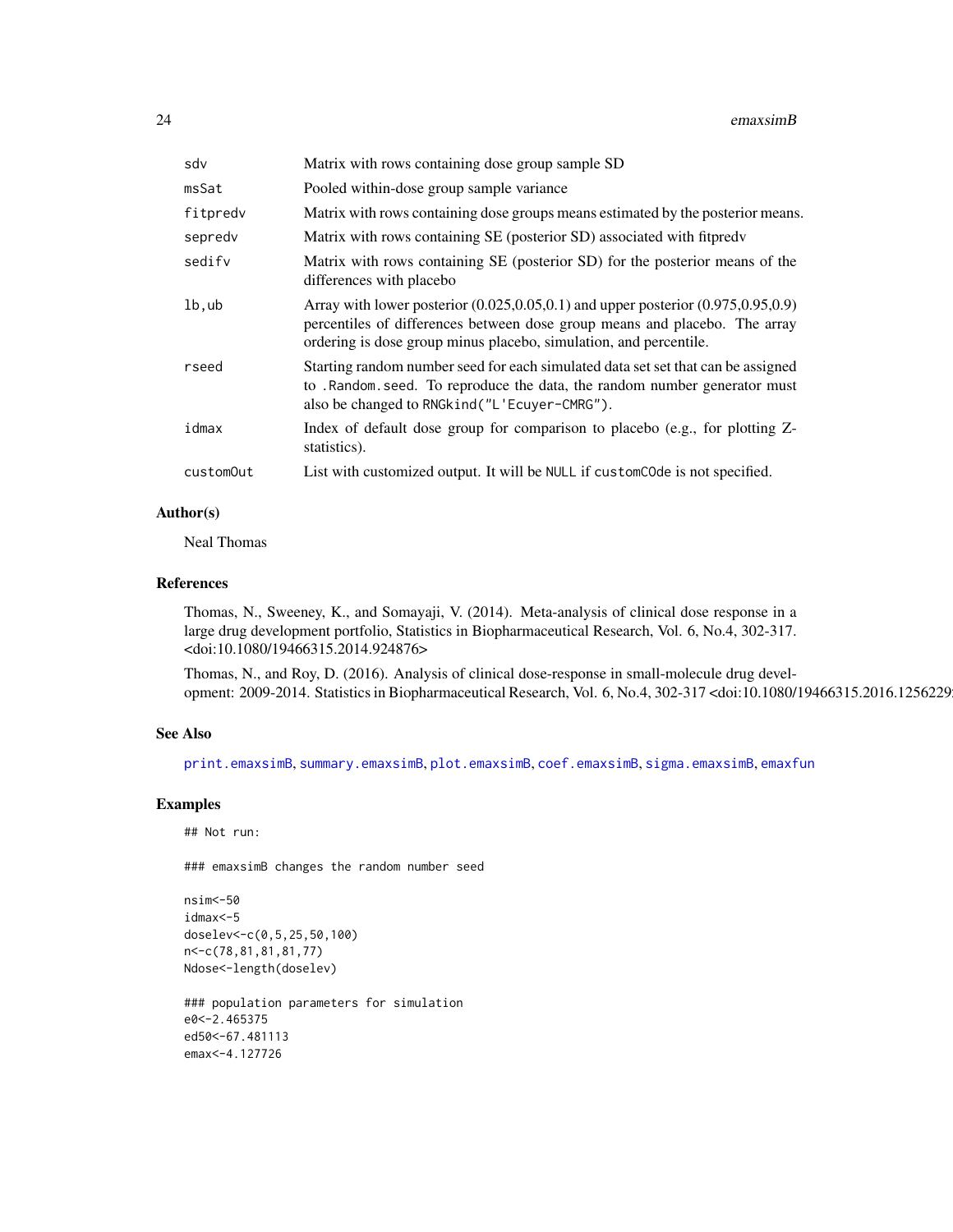| | |
|---|---|
| sdv | Matrix with rows containing dose group sample SD |
| msSat | Pooled within-dose group sample variance |
| fitpredv | Matrix with rows containing dose groups means estimated by the posterior means. |
| sepredv | Matrix with rows containing SE (posterior SD) associated with fitpredv |
| sedifv | Matrix with rows containing SE (posterior SD) for the posterior means of the differences with placebo |
| lb,ub | Array with lower posterior (0.025,0.05,0.1) and upper posterior (0.975,0.95,0.9) percentiles of differences between dose group means and placebo. The array ordering is dose group minus placebo, simulation, and percentile. |
| rseed | Starting random number seed for each simulated data set set that can be assigned to .Random.seed. To reproduce the data, the random number generator must also be changed to RNGkind("L'Ecuyer-CMRG"). |
| idmax | Index of default dose group for comparison to placebo (e.g., for plotting Z-statistics). |
| customOut | List with customized output. It will be NULL if customCOde is not specified. |

## Author(s)

Neal Thomas

## References

Thomas, N., Sweeney, K., and Somayaji, V. (2014). Meta-analysis of clinical dose response in a large drug development portfolio, Statistics in Biopharmaceutical Research, Vol. 6, No.4, 302-317. <doi:10.1080/19466315.2014.924876>

Thomas, N., and Roy, D. (2016). Analysis of clinical dose-response in small-molecule drug development: 2009-2014. Statistics in Biopharmaceutical Research, Vol. 6, No.4, 302-317 <doi:10.1080/19466315.2016.1256229

## See Also

print.emaxsimB, summary.emaxsimB, plot.emaxsimB, coef.emaxsimB, sigma.emaxsimB, emaxfun

## Examples

```
## Not run:

### emaxsimB changes the random number seed

nsim<-50
idmax<-5
doselev<-c(0,5,25,50,100)
n<-c(78,81,81,81,77)
Ndose<-length(doselev)

### population parameters for simulation
e0<-2.465375
ed50<-67.481113
emax<-4.127726
```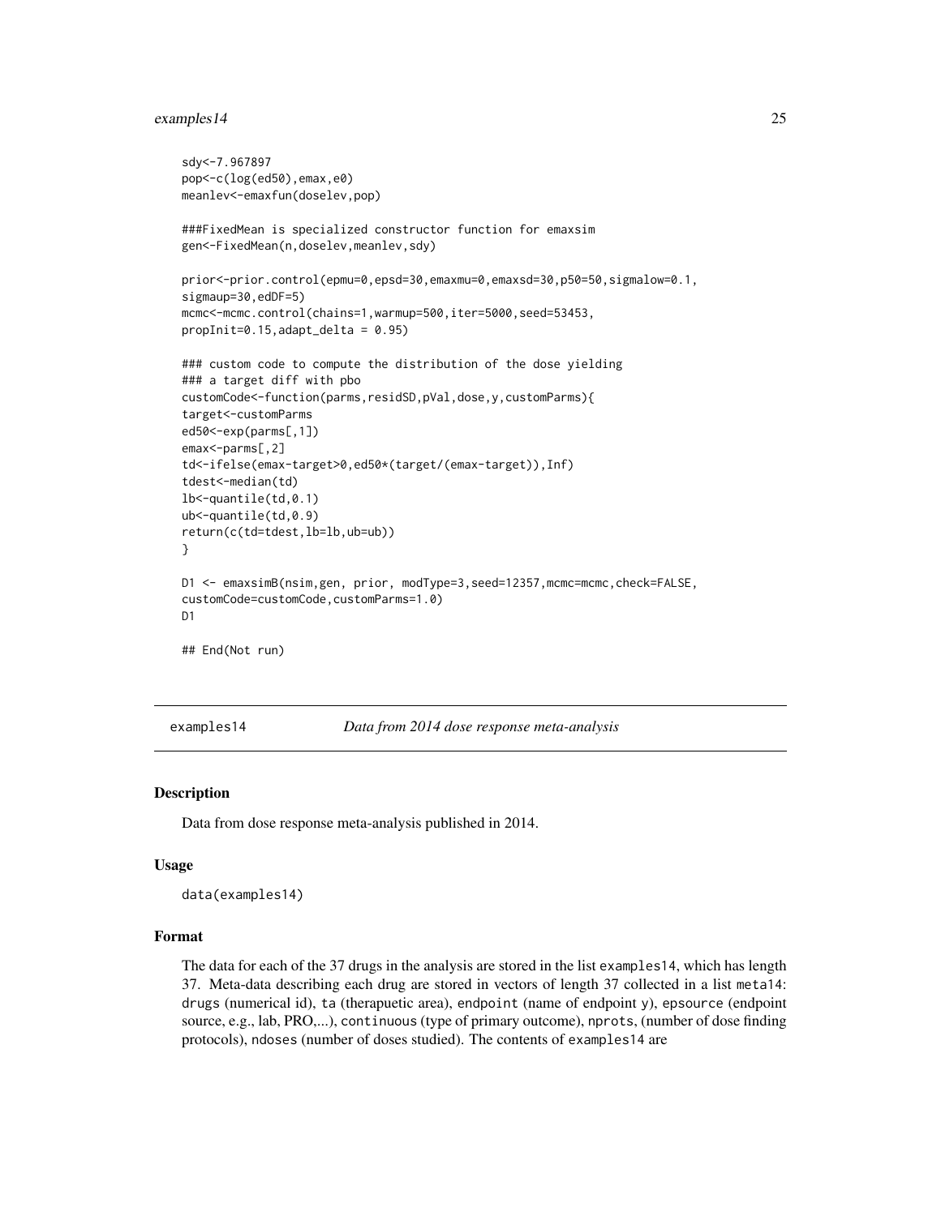```
sdy<-7.967897
pop<-c(log(ed50),emax,e0)
meanlev<-emaxfun(doselev,pop)

###FixedMean is specialized constructor function for emaxsim
gen<-FixedMean(n,doselev,meanlev,sdy)

prior<-prior.control(epmu=0,epsd=30,emaxmu=0,emaxsd=30,p50=50,sigmalow=0.1,
sigmaup=30,edDF=5)
mcmc<-mcmc.control(chains=1,warmup=500,iter=5000,seed=53453,
propInit=0.15,adapt_delta = 0.95)

### custom code to compute the distribution of the dose yielding
### a target diff with pbo
customCode<-function(parms,residSD,pVal,dose,y,customParms){
target<-customParms
ed50<-exp(parms[,1])
emax<-parms[,2]
td<-ifelse(emax-target>0,ed50*(target/(emax-target)),Inf)
tdest<-median(td)
lb<-quantile(td,0.1)
ub<-quantile(td,0.9)
return(c(td=tdest,lb=lb,ub=ub))
}

D1 <- emaxsimB(nsim,gen, prior, modType=3,seed=12357,mcmc=mcmc,check=FALSE,
customCode=customCode,customParms=1.0)
D1

## End(Not run)
```

---

examples14 *Data from 2014 dose response meta-analysis*

---

## Description

Data from dose response meta-analysis published in 2014.

## Usage

```
data(examples14)
```

## Format

The data for each of the 37 drugs in the analysis are stored in the list `examples14`, which has length 37. Meta-data describing each drug are stored in vectors of length 37 collected in a list `meta14`: `drugs` (numerical id), `ta` (therapuetic area), `endpoint` (name of endpoint y), `epsource` (endpoint source, e.g., lab, PRO,...), `continuous` (type of primary outcome), `nprots`, (number of dose finding protocols), `ndoses` (number of doses studied). The contents of `examples14` are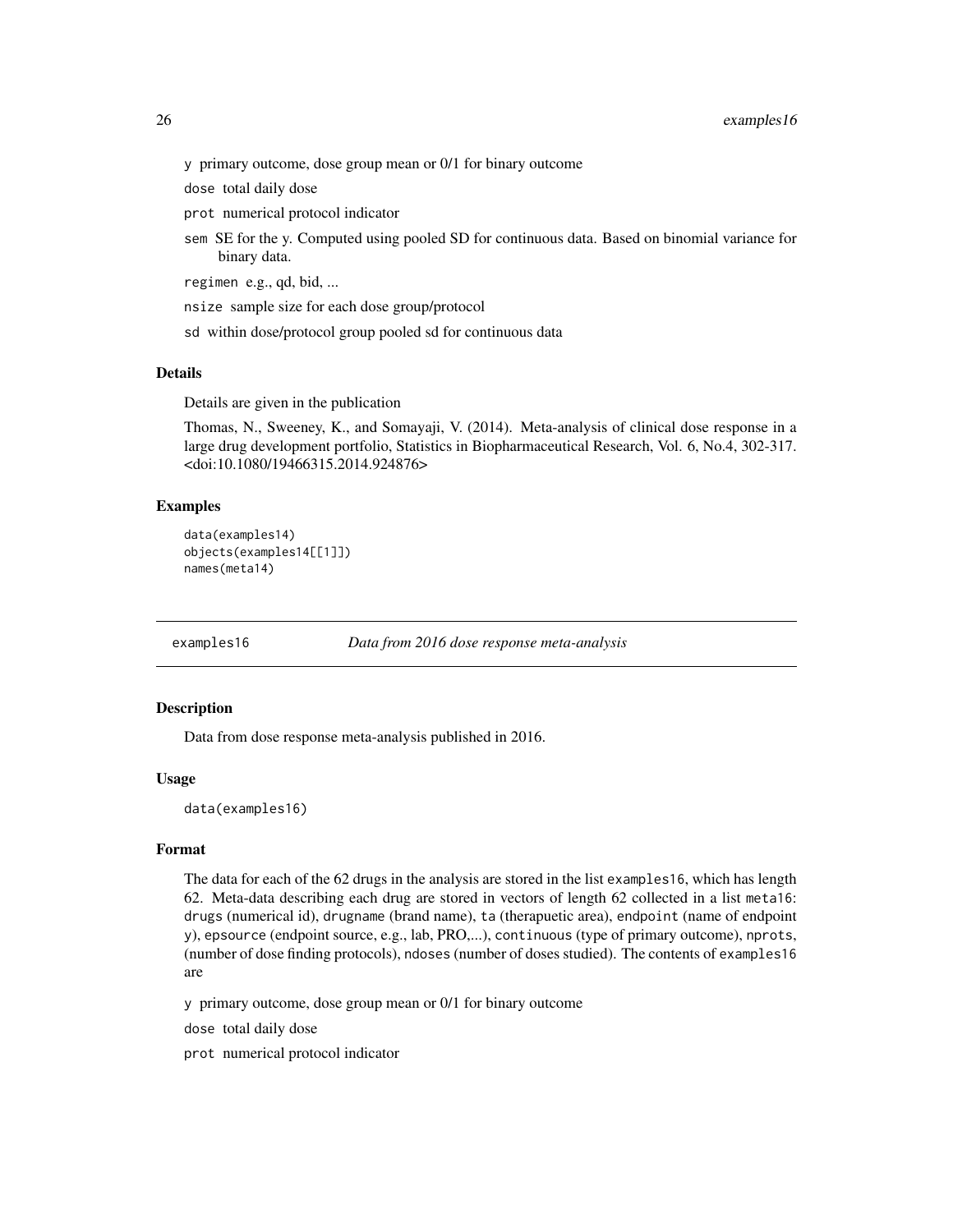y primary outcome, dose group mean or 0/1 for binary outcome

dose total daily dose

prot numerical protocol indicator

sem SE for the y. Computed using pooled SD for continuous data. Based on binomial variance for binary data.

regimen e.g., qd, bid, ...

nsize sample size for each dose group/protocol

sd within dose/protocol group pooled sd for continuous data

### Details

Details are given in the publication

Thomas, N., Sweeney, K., and Somayaji, V. (2014). Meta-analysis of clinical dose response in a large drug development portfolio, Statistics in Biopharmaceutical Research, Vol. 6, No.4, 302-317. <doi:10.1080/19466315.2014.924876>

### Examples

```
data(examples14)
objects(examples14[[1]])
names(meta14)
```

---

## examples16 *Data from 2016 dose response meta-analysis*

### Description

Data from dose response meta-analysis published in 2016.

### Usage

```
data(examples16)
```

### Format

The data for each of the 62 drugs in the analysis are stored in the list examples16, which has length 62. Meta-data describing each drug are stored in vectors of length 62 collected in a list meta16: drugs (numerical id), drugname (brand name), ta (therapuetic area), endpoint (name of endpoint y), epsource (endpoint source, e.g., lab, PRO,...), continuous (type of primary outcome), nprots, (number of dose finding protocols), ndoses (number of doses studied). The contents of examples16 are

y primary outcome, dose group mean or 0/1 for binary outcome

dose total daily dose

prot numerical protocol indicator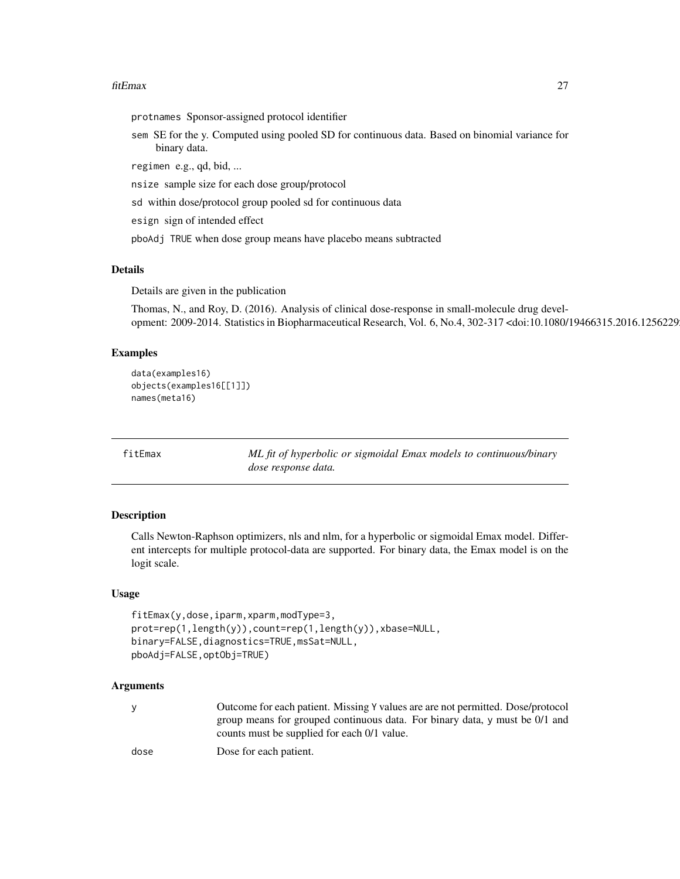protnames Sponsor-assigned protocol identifier

sem SE for the y. Computed using pooled SD for continuous data. Based on binomial variance for binary data.

regimen e.g., qd, bid, ...

nsize sample size for each dose group/protocol

sd within dose/protocol group pooled sd for continuous data

esign sign of intended effect

pboAdj TRUE when dose group means have placebo means subtracted

## Details

Details are given in the publication

Thomas, N., and Roy, D. (2016). Analysis of clinical dose-response in small-molecule drug development: 2009-2014. Statistics in Biopharmaceutical Research, Vol. 6, No.4, 302-317 <doi:10.1080/19466315.2016.1256229

## Examples

```
data(examples16)
objects(examples16[[1]])
names(meta16)
```

---

# fitEmax — *ML fit of hyperbolic or sigmoidal Emax models to continuous/binary dose response data.*

## Description

Calls Newton-Raphson optimizers, nls and nlm, for a hyperbolic or sigmoidal Emax model. Different intercepts for multiple protocol-data are supported. For binary data, the Emax model is on the logit scale.

## Usage

```
fitEmax(y,dose,iparm,xparm,modType=3,
prot=rep(1,length(y)),count=rep(1,length(y)),xbase=NULL,
binary=FALSE,diagnostics=TRUE,msSat=NULL,
pboAdj=FALSE,optObj=TRUE)
```

## Arguments

| | |
|---|---|
| y | Outcome for each patient. Missing Y values are are not permitted. Dose/protocol group means for grouped continuous data. For binary data, y must be 0/1 and counts must be supplied for each 0/1 value. |
| dose | Dose for each patient. |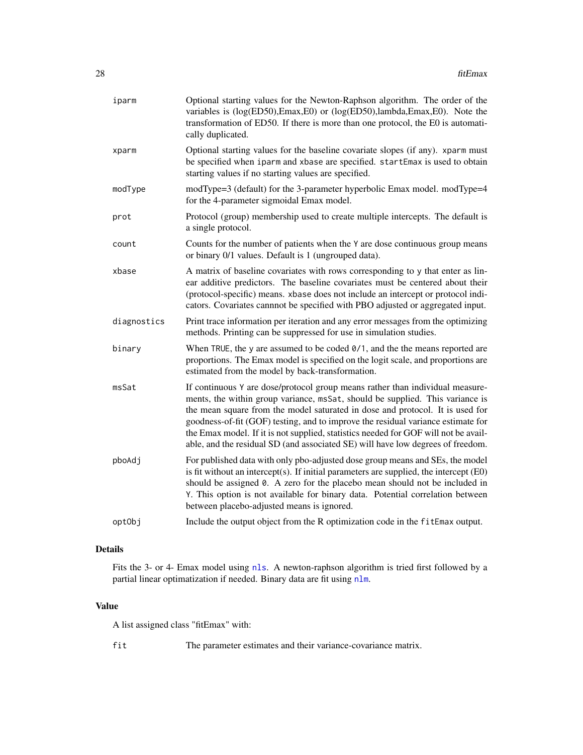| | |
|---|---|
| iparm | Optional starting values for the Newton-Raphson algorithm. The order of the variables is (log(ED50),Emax,E0) or (log(ED50),lambda,Emax,E0). Note the transformation of ED50. If there is more than one protocol, the E0 is automatically duplicated. |
| xparm | Optional starting values for the baseline covariate slopes (if any). `xparm` must be specified when `iparm` and `xbase` are specified. `startEmax` is used to obtain starting values if no starting values are specified. |
| modType | modType=3 (default) for the 3-parameter hyperbolic Emax model. modType=4 for the 4-parameter sigmoidal Emax model. |
| prot | Protocol (group) membership used to create multiple intercepts. The default is a single protocol. |
| count | Counts for the number of patients when the `Y` are dose continuous group means or binary 0/1 values. Default is 1 (ungrouped data). |
| xbase | A matrix of baseline covariates with rows corresponding to y that enter as linear additive predictors. The baseline covariates must be centered about their (protocol-specific) means. `xbase` does not include an intercept or protocol indicators. Covariates cannnot be specified with PBO adjusted or aggregated input. |
| diagnostics | Print trace information per iteration and any error messages from the optimizing methods. Printing can be suppressed for use in simulation studies. |
| binary | When `TRUE`, the `y` are assumed to be coded `0/1`, and the the means reported are proportions. The Emax model is specified on the logit scale, and proportions are estimated from the model by back-transformation. |
| msSat | If continuous `Y` are dose/protocol group means rather than individual measurements, the within group variance, `msSat`, should be supplied. This variance is the mean square from the model saturated in dose and protocol. It is used for goodness-of-fit (GOF) testing, and to improve the residual variance estimate for the Emax model. If it is not supplied, statistics needed for GOF will not be available, and the residual SD (and associated SE) will have low degrees of freedom. |
| pboAdj | For published data with only pbo-adjusted dose group means and SEs, the model is fit without an intercept(s). If initial parameters are supplied, the intercept (E0) should be assigned `0`. A zero for the placebo mean should not be included in `Y`. This option is not available for binary data. Potential correlation between between placebo-adjusted means is ignored. |
| optObj | Include the output object from the R optimization code in the `fitEmax` output. |

## Details

Fits the 3- or 4- Emax model using `nls`. A newton-raphson algorithm is tried first followed by a partial linear optimatization if needed. Binary data are fit using `nlm`.

## Value

A list assigned class "fitEmax" with:

| | |
|---|---|
| fit | The parameter estimates and their variance-covariance matrix. |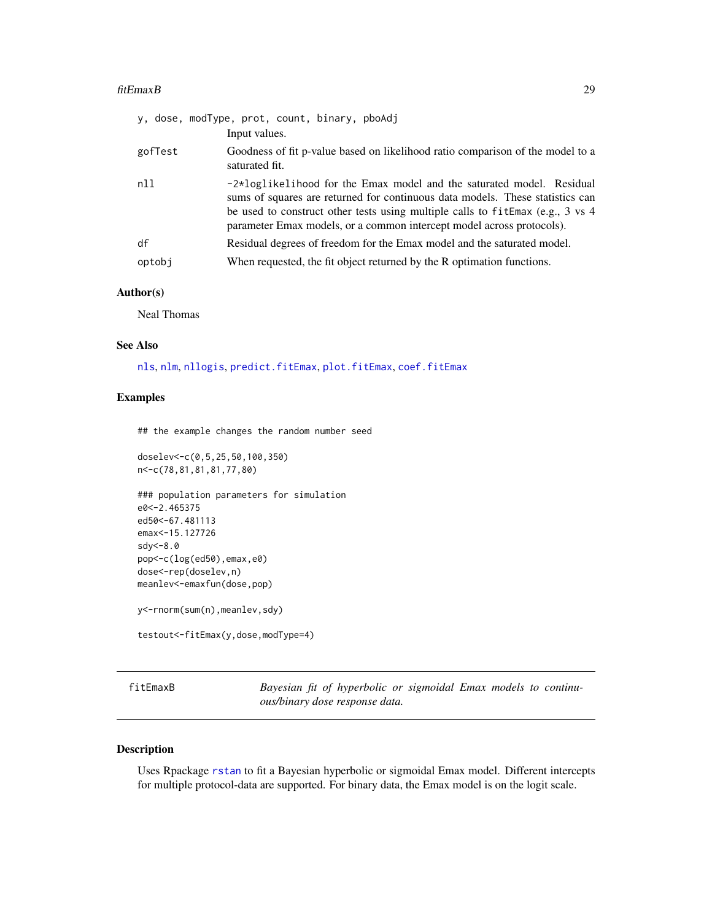y, dose, modType, prot, count, binary, pboAdj
Input values.

gofTest
Goodness of fit p-value based on likelihood ratio comparison of the model to a saturated fit.

nll
-2*loglikelihood for the Emax model and the saturated model. Residual sums of squares are returned for continuous data models. These statistics can be used to construct other tests using multiple calls to fitEmax (e.g., 3 vs 4 parameter Emax models, or a common intercept model across protocols).

df
Residual degrees of freedom for the Emax model and the saturated model.

optobj
When requested, the fit object returned by the R optimation functions.

### Author(s)

Neal Thomas

### See Also

nls, nlm, nllogis, predict.fitEmax, plot.fitEmax, coef.fitEmax

### Examples

```
## the example changes the random number seed

doselev<-c(0,5,25,50,100,350)
n<-c(78,81,81,81,77,80)

### population parameters for simulation
e0<-2.465375
ed50<-67.481113
emax<-15.127726
sdy<-8.0
pop<-c(log(ed50),emax,e0)
dose<-rep(doselev,n)
meanlev<-emaxfun(dose,pop)

y<-rnorm(sum(n),meanlev,sdy)

testout<-fitEmax(y,dose,modType=4)
```

---

## fitEmaxB — *Bayesian fit of hyperbolic or sigmoidal Emax models to continuous/binary dose response data.*

### Description

Uses Rpackage rstan to fit a Bayesian hyperbolic or sigmoidal Emax model. Different intercepts for multiple protocol-data are supported. For binary data, the Emax model is on the logit scale.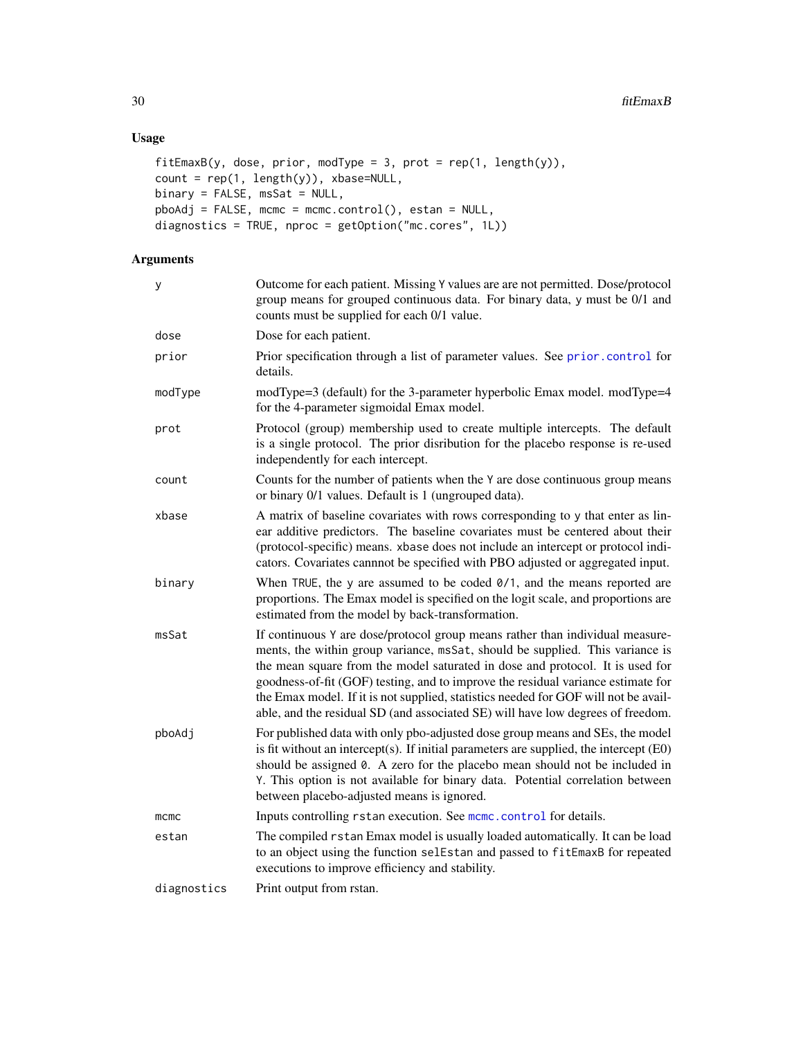## Usage

```
fitEmaxB(y, dose, prior, modType = 3, prot = rep(1, length(y)),
count = rep(1, length(y)), xbase=NULL,
binary = FALSE, msSat = NULL,
pboAdj = FALSE, mcmc = mcmc.control(), estan = NULL,
diagnostics = TRUE, nproc = getOption("mc.cores", 1L))
```

## Arguments

| | |
|---|---|
| y | Outcome for each patient. Missing Y values are are not permitted. Dose/protocol group means for grouped continuous data. For binary data, y must be 0/1 and counts must be supplied for each 0/1 value. |
| dose | Dose for each patient. |
| prior | Prior specification through a list of parameter values. See `prior.control` for details. |
| modType | modType=3 (default) for the 3-parameter hyperbolic Emax model. modType=4 for the 4-parameter sigmoidal Emax model. |
| prot | Protocol (group) membership used to create multiple intercepts. The default is a single protocol. The prior disribution for the placebo response is re-used independently for each intercept. |
| count | Counts for the number of patients when the Y are dose continuous group means or binary 0/1 values. Default is 1 (ungrouped data). |
| xbase | A matrix of baseline covariates with rows corresponding to y that enter as linear additive predictors. The baseline covariates must be centered about their (protocol-specific) means. xbase does not include an intercept or protocol indicators. Covariates cannnot be specified with PBO adjusted or aggregated input. |
| binary | When TRUE, the y are assumed to be coded 0/1, and the means reported are proportions. The Emax model is specified on the logit scale, and proportions are estimated from the model by back-transformation. |
| msSat | If continuous Y are dose/protocol group means rather than individual measurements, the within group variance, msSat, should be supplied. This variance is the mean square from the model saturated in dose and protocol. It is used for goodness-of-fit (GOF) testing, and to improve the residual variance estimate for the Emax model. If it is not supplied, statistics needed for GOF will not be available, and the residual SD (and associated SE) will have low degrees of freedom. |
| pboAdj | For published data with only pbo-adjusted dose group means and SEs, the model is fit without an intercept(s). If initial parameters are supplied, the intercept (E0) should be assigned 0. A zero for the placebo mean should not be included in Y. This option is not available for binary data. Potential correlation between between placebo-adjusted means is ignored. |
| mcmc | Inputs controlling rstan execution. See `mcmc.control` for details. |
| estan | The compiled rstan Emax model is usually loaded automatically. It can be load to an object using the function selEstan and passed to fitEmaxB for repeated executions to improve efficiency and stability. |
| diagnostics | Print output from rstan. |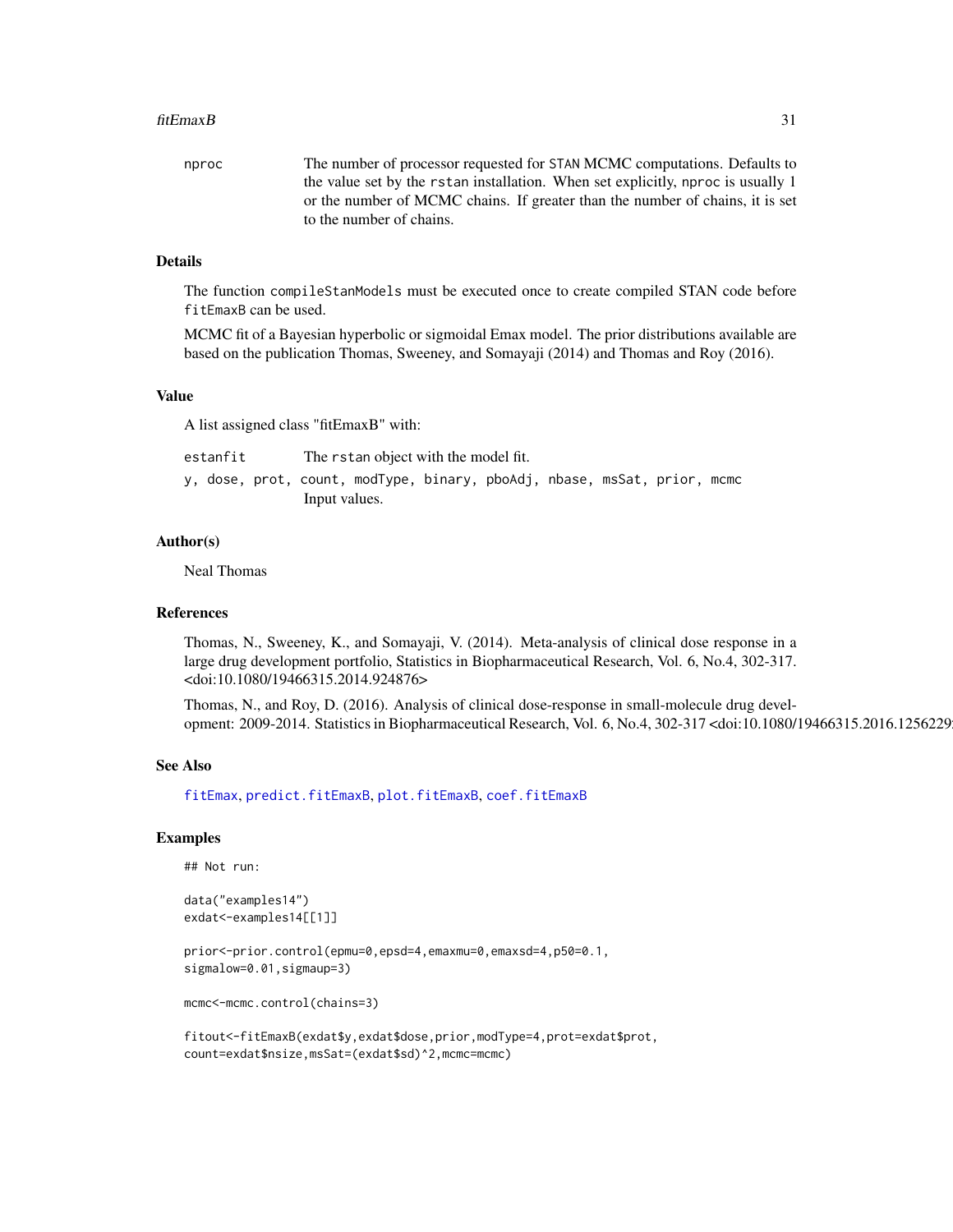nproc The number of processor requested for STAN MCMC computations. Defaults to the value set by the rstan installation. When set explicitly, nproc is usually 1 or the number of MCMC chains. If greater than the number of chains, it is set to the number of chains.

## Details

The function compileStanModels must be executed once to create compiled STAN code before fitEmaxB can be used.

MCMC fit of a Bayesian hyperbolic or sigmoidal Emax model. The prior distributions available are based on the publication Thomas, Sweeney, and Somayaji (2014) and Thomas and Roy (2016).

## Value

A list assigned class "fitEmaxB" with:

estanfit The rstan object with the model fit.

y, dose, prot, count, modType, binary, pboAdj, nbase, msSat, prior, mcmc
Input values.

## Author(s)

Neal Thomas

## References

Thomas, N., Sweeney, K., and Somayaji, V. (2014). Meta-analysis of clinical dose response in a large drug development portfolio, Statistics in Biopharmaceutical Research, Vol. 6, No.4, 302-317. <doi:10.1080/19466315.2014.924876>

Thomas, N., and Roy, D. (2016). Analysis of clinical dose-response in small-molecule drug development: 2009-2014. Statistics in Biopharmaceutical Research, Vol. 6, No.4, 302-317 <doi:10.1080/19466315.2016.1256229

## See Also

fitEmax, predict.fitEmaxB, plot.fitEmaxB, coef.fitEmaxB

## Examples

```
## Not run:

data("examples14")
exdat<-examples14[[1]]

prior<-prior.control(epmu=0,epsd=4,emaxmu=0,emaxsd=4,p50=0.1,
sigmalow=0.01,sigmaup=3)

mcmc<-mcmc.control(chains=3)

fitout<-fitEmaxB(exdat$y,exdat$dose,prior,modType=4,prot=exdat$prot,
count=exdat$nsize,msSat=(exdat$sd)^2,mcmc=mcmc)
```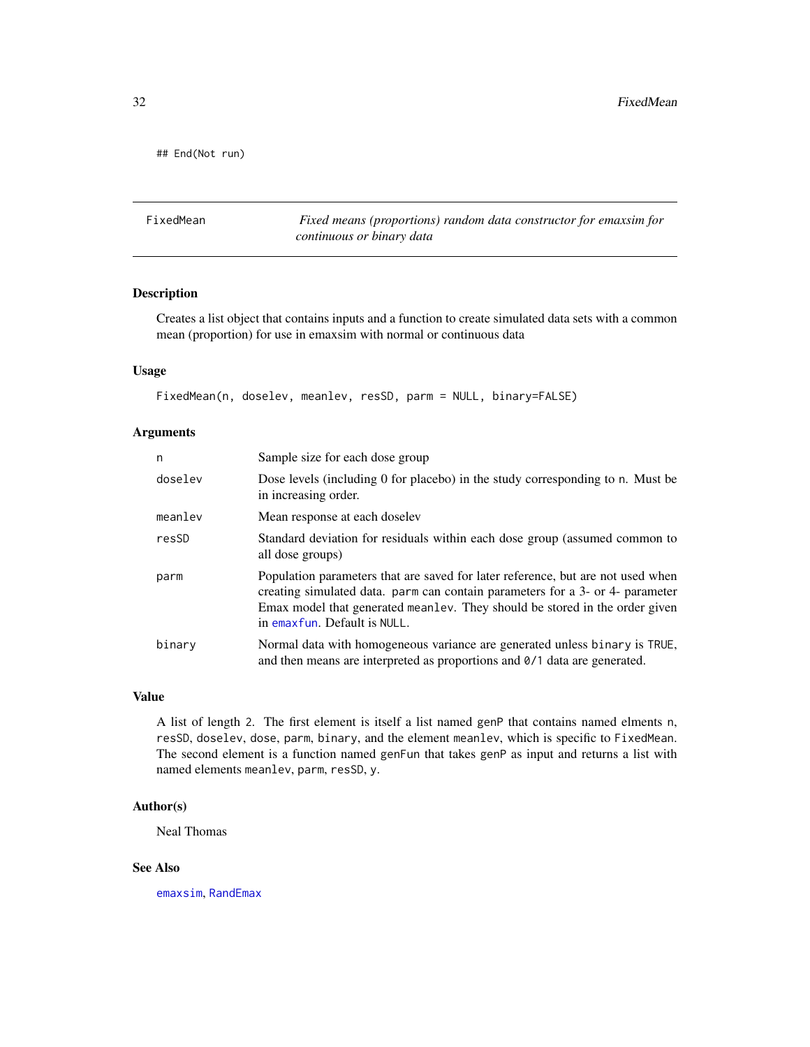```
## End(Not run)
```

---

FixedMean — *Fixed means (proportions) random data constructor for emaxsim for continuous or binary data*

---

### Description

Creates a list object that contains inputs and a function to create simulated data sets with a common mean (proportion) for use in emaxsim with normal or continuous data

### Usage

```
FixedMean(n, doselev, meanlev, resSD, parm = NULL, binary=FALSE)
```

### Arguments

| | |
|---|---|
| n | Sample size for each dose group |
| doselev | Dose levels (including 0 for placebo) in the study corresponding to n. Must be in increasing order. |
| meanlev | Mean response at each doselev |
| resSD | Standard deviation for residuals within each dose group (assumed common to all dose groups) |
| parm | Population parameters that are saved for later reference, but are not used when creating simulated data. parm can contain parameters for a 3- or 4- parameter Emax model that generated meanlev. They should be stored in the order given in emaxfun. Default is NULL. |
| binary | Normal data with homogeneous variance are generated unless binary is TRUE, and then means are interpreted as proportions and 0/1 data are generated. |

### Value

A list of length 2. The first element is itself a list named genP that contains named elments n, resSD, doselev, dose, parm, binary, and the element meanlev, which is specific to FixedMean. The second element is a function named genFun that takes genP as input and returns a list with named elements meanlev, parm, resSD, y.

### Author(s)

Neal Thomas

### See Also

emaxsim, RandEmax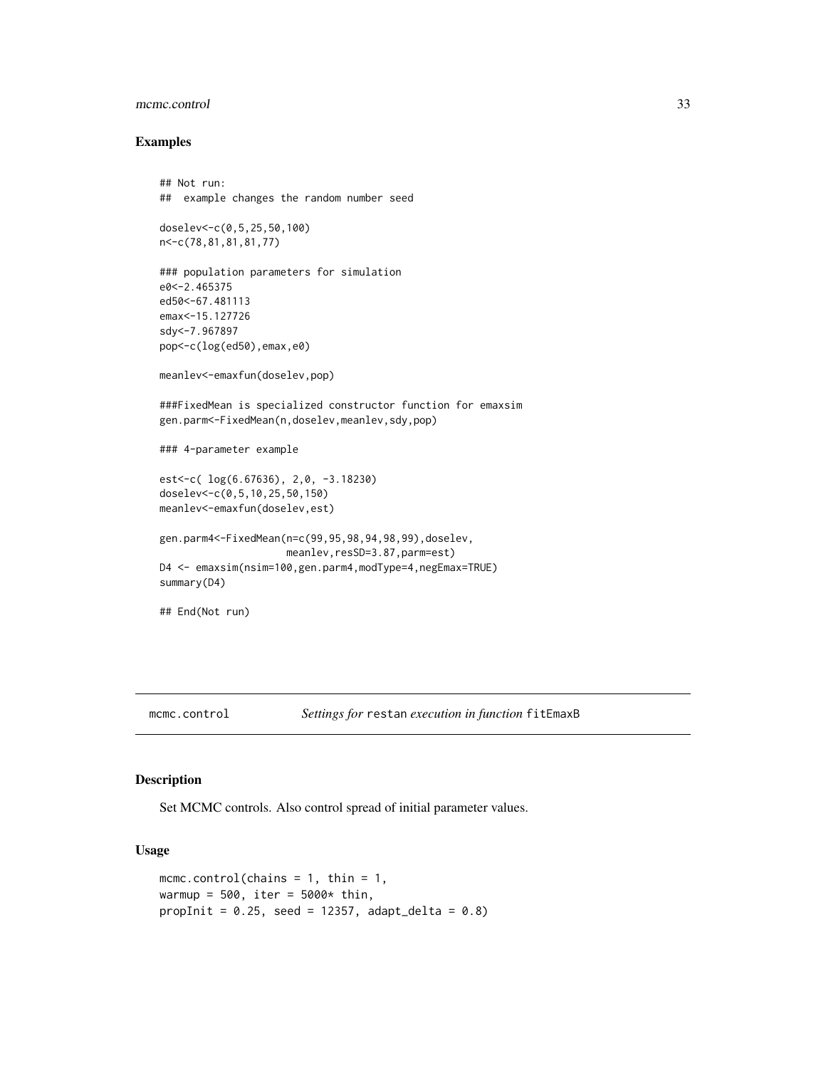## Examples

```
## Not run:
##  example changes the random number seed

doselev<-c(0,5,25,50,100)
n<-c(78,81,81,81,77)

### population parameters for simulation
e0<-2.465375
ed50<-67.481113
emax<-15.127726
sdy<-7.967897
pop<-c(log(ed50),emax,e0)

meanlev<-emaxfun(doselev,pop)

###FixedMean is specialized constructor function for emaxsim
gen.parm<-FixedMean(n,doselev,meanlev,sdy,pop)

### 4-parameter example

est<-c( log(6.67636), 2,0, -3.18230)
doselev<-c(0,5,10,25,50,150)
meanlev<-emaxfun(doselev,est)

gen.parm4<-FixedMean(n=c(99,95,98,94,98,99),doselev,
                     meanlev,resSD=3.87,parm=est)
D4 <- emaxsim(nsim=100,gen.parm4,modType=4,negEmax=TRUE)
summary(D4)

## End(Not run)
```

---

mcmc.control &emsp; *Settings for* `restan` *execution in function* `fitEmaxB`

## Description

Set MCMC controls. Also control spread of initial parameter values.

## Usage

```
mcmc.control(chains = 1, thin = 1,
warmup = 500, iter = 5000* thin,
propInit = 0.25, seed = 12357, adapt_delta = 0.8)
```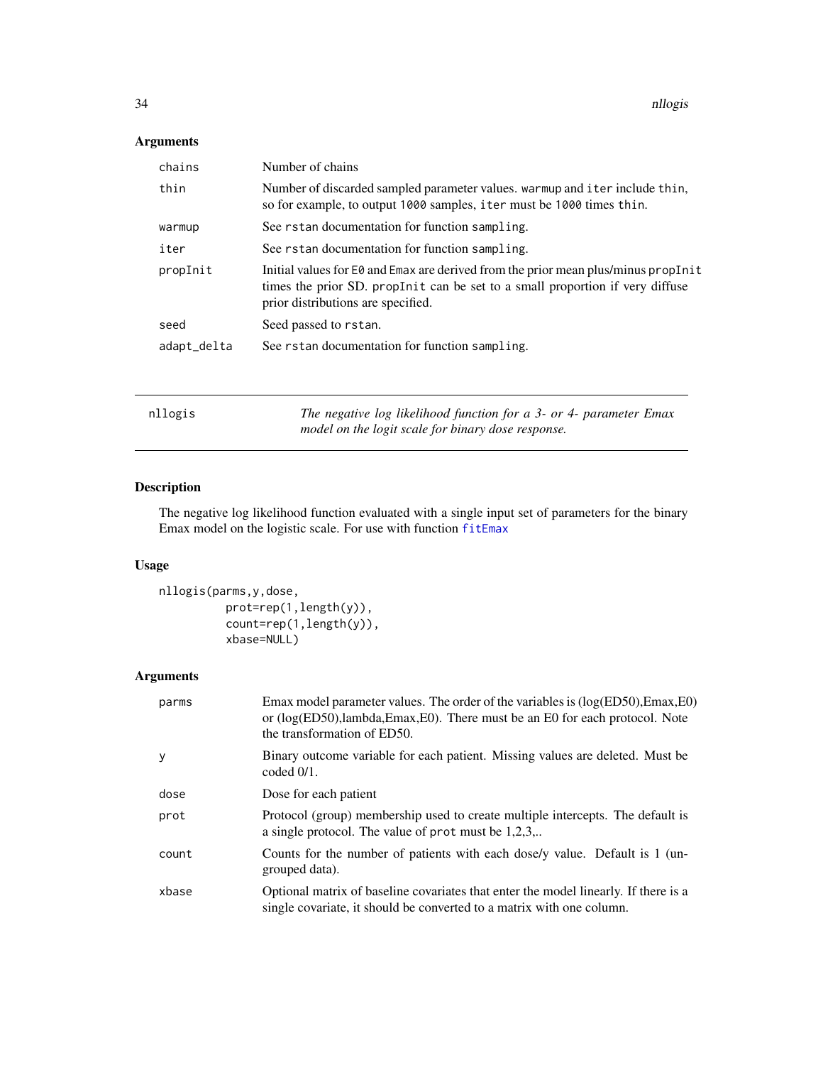## Arguments

| | |
|---|---|
| chains | Number of chains |
| thin | Number of discarded sampled parameter values. warmup and iter include thin, so for example, to output 1000 samples, iter must be 1000 times thin. |
| warmup | See rstan documentation for function sampling. |
| iter | See rstan documentation for function sampling. |
| propInit | Initial values for E0 and Emax are derived from the prior mean plus/minus propInit times the prior SD. propInit can be set to a small proportion if very diffuse prior distributions are specified. |
| seed | Seed passed to rstan. |
| adapt_delta | See rstan documentation for function sampling. |

---

# nllogis

*The negative log likelihood function for a 3- or 4- parameter Emax model on the logit scale for binary dose response.*

---

## Description

The negative log likelihood function evaluated with a single input set of parameters for the binary Emax model on the logistic scale. For use with function fitEmax

## Usage

```
nllogis(parms,y,dose,
        prot=rep(1,length(y)),
        count=rep(1,length(y)),
        xbase=NULL)
```

## Arguments

| | |
|---|---|
| parms | Emax model parameter values. The order of the variables is (log(ED50),Emax,E0) or (log(ED50),lambda,Emax,E0). There must be an E0 for each protocol. Note the transformation of ED50. |
| y | Binary outcome variable for each patient. Missing values are deleted. Must be coded 0/1. |
| dose | Dose for each patient |
| prot | Protocol (group) membership used to create multiple intercepts. The default is a single protocol. The value of prot must be 1,2,3,.. |
| count | Counts for the number of patients with each dose/y value. Default is 1 (ungrouped data). |
| xbase | Optional matrix of baseline covariates that enter the model linearly. If there is a single covariate, it should be converted to a matrix with one column. |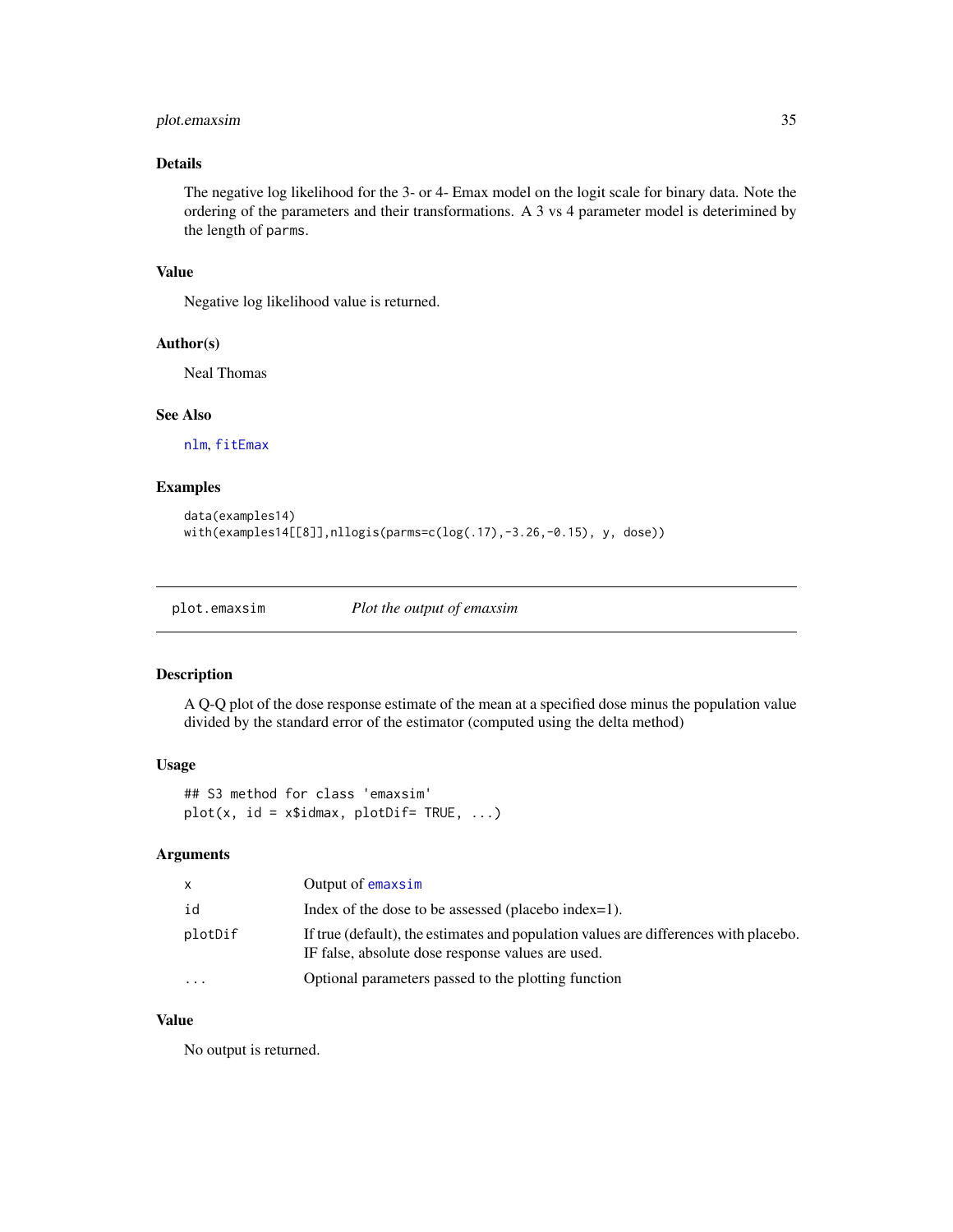## Details

The negative log likelihood for the 3- or 4- Emax model on the logit scale for binary data. Note the ordering of the parameters and their transformations. A 3 vs 4 parameter model is deterimined by the length of `parms`.

## Value

Negative log likelihood value is returned.

## Author(s)

Neal Thomas

## See Also

`nlm`, `fitEmax`

## Examples

```
data(examples14)
with(examples14[[8]],nllogis(parms=c(log(.17),-3.26,-0.15), y, dose))
```

---

# plot.emaxsim — *Plot the output of emaxsim*

## Description

A Q-Q plot of the dose response estimate of the mean at a specified dose minus the population value divided by the standard error of the estimator (computed using the delta method)

## Usage

```
## S3 method for class 'emaxsim'
plot(x, id = x$idmax, plotDif= TRUE, ...)
```

## Arguments

| | |
|---|---|
| `x` | Output of `emaxsim` |
| `id` | Index of the dose to be assessed (placebo index=1). |
| `plotDif` | If true (default), the estimates and population values are differences with placebo. IF false, absolute dose response values are used. |
| `...` | Optional parameters passed to the plotting function |

## Value

No output is returned.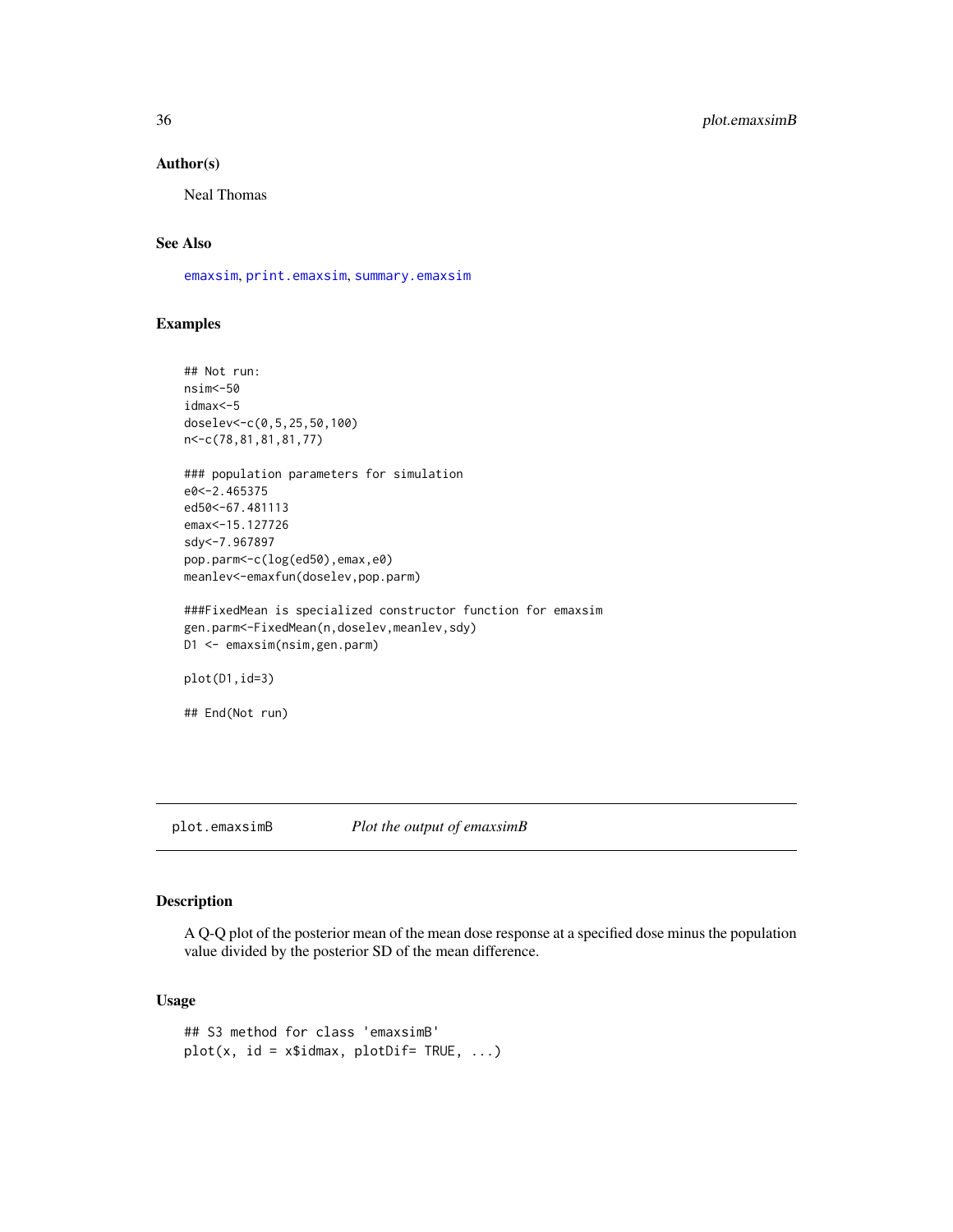## Author(s)

Neal Thomas

## See Also

emaxsim, print.emaxsim, summary.emaxsim

## Examples

```
## Not run:
nsim<-50
idmax<-5
doselev<-c(0,5,25,50,100)
n<-c(78,81,81,81,77)

### population parameters for simulation
e0<-2.465375
ed50<-67.481113
emax<-15.127726
sdy<-7.967897
pop.parm<-c(log(ed50),emax,e0)
meanlev<-emaxfun(doselev,pop.parm)

###FixedMean is specialized constructor function for emaxsim
gen.parm<-FixedMean(n,doselev,meanlev,sdy)
D1 <- emaxsim(nsim,gen.parm)

plot(D1,id=3)

## End(Not run)
```

---

# plot.emaxsimB — *Plot the output of emaxsimB*

## Description

A Q-Q plot of the posterior mean of the mean dose response at a specified dose minus the population value divided by the posterior SD of the mean difference.

## Usage

```
## S3 method for class 'emaxsimB'
plot(x, id = x$idmax, plotDif= TRUE, ...)
```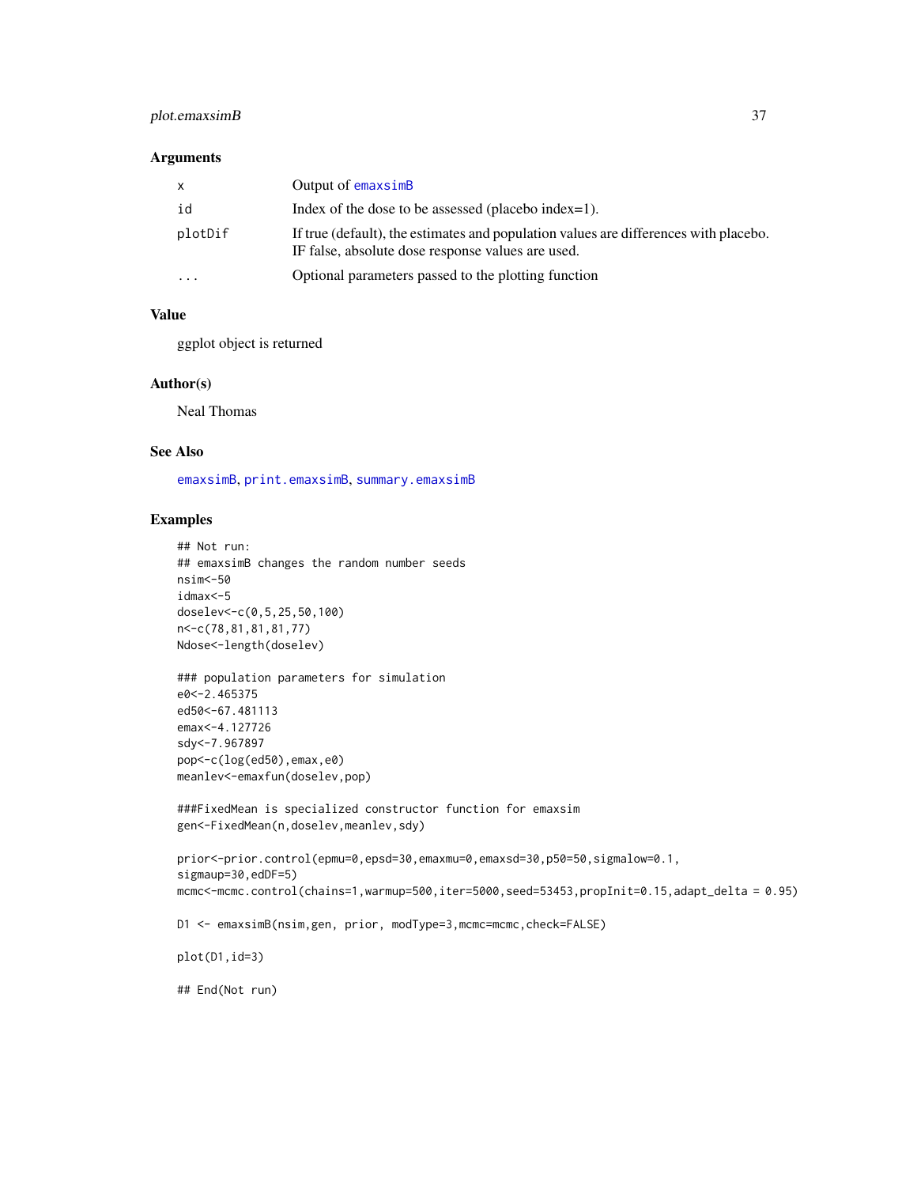### Arguments

| | |
|---|---|
| x | Output of emaxsimB |
| id | Index of the dose to be assessed (placebo index=1). |
| plotDif | If true (default), the estimates and population values are differences with placebo. IF false, absolute dose response values are used. |
| ... | Optional parameters passed to the plotting function |

### Value

ggplot object is returned

### Author(s)

Neal Thomas

### See Also

emaxsimB, print.emaxsimB, summary.emaxsimB

### Examples

```
## Not run:
## emaxsimB changes the random number seeds
nsim<-50
idmax<-5
doselev<-c(0,5,25,50,100)
n<-c(78,81,81,81,77)
Ndose<-length(doselev)

### population parameters for simulation
e0<-2.465375
ed50<-67.481113
emax<-4.127726
sdy<-7.967897
pop<-c(log(ed50),emax,e0)
meanlev<-emaxfun(doselev,pop)

###FixedMean is specialized constructor function for emaxsim
gen<-FixedMean(n,doselev,meanlev,sdy)

prior<-prior.control(epmu=0,epsd=30,emaxmu=0,emaxsd=30,p50=50,sigmalow=0.1,
sigmaup=30,edDF=5)
mcmc<-mcmc.control(chains=1,warmup=500,iter=5000,seed=53453,propInit=0.15,adapt_delta = 0.95)

D1 <- emaxsimB(nsim,gen, prior, modType=3,mcmc=mcmc,check=FALSE)

plot(D1,id=3)

## End(Not run)
```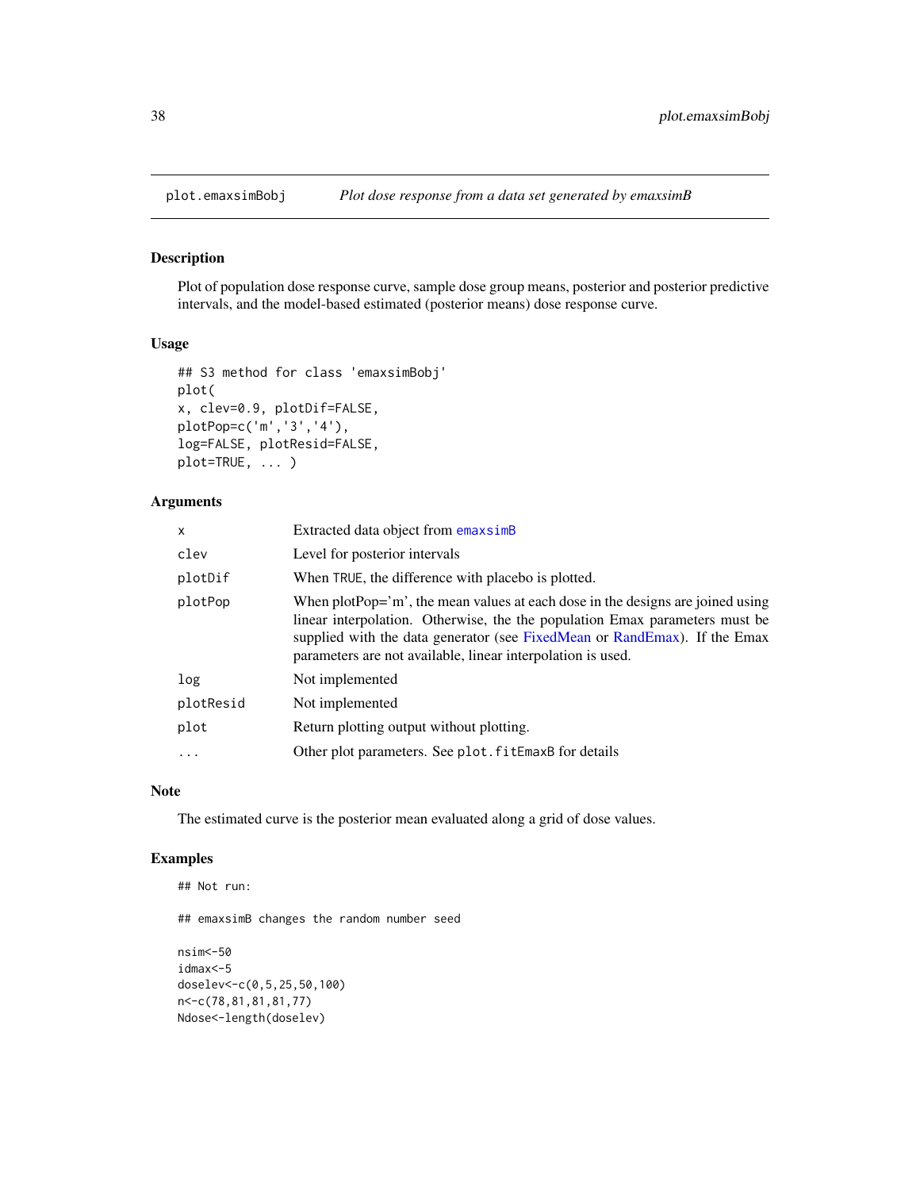plot.emaxsimBobj *Plot dose response from a data set generated by emaxsimB*

## Description

Plot of population dose response curve, sample dose group means, posterior and posterior predictive intervals, and the model-based estimated (posterior means) dose response curve.

## Usage

```
## S3 method for class 'emaxsimBobj'
plot(
x, clev=0.9, plotDif=FALSE,
plotPop=c('m','3','4'),
log=FALSE, plotResid=FALSE,
plot=TRUE, ... )
```

## Arguments

| | |
|---|---|
| x | Extracted data object from emaxsimB |
| clev | Level for posterior intervals |
| plotDif | When TRUE, the difference with placebo is plotted. |
| plotPop | When plotPop='m', the mean values at each dose in the designs are joined using linear interpolation. Otherwise, the the population Emax parameters must be supplied with the data generator (see FixedMean or RandEmax). If the Emax parameters are not available, linear interpolation is used. |
| log | Not implemented |
| plotResid | Not implemented |
| plot | Return plotting output without plotting. |
| ... | Other plot parameters. See plot.fitEmaxB for details |

## Note

The estimated curve is the posterior mean evaluated along a grid of dose values.

## Examples

```
## Not run:

## emaxsimB changes the random number seed

nsim<-50
idmax<-5
doselev<-c(0,5,25,50,100)
n<-c(78,81,81,81,77)
Ndose<-length(doselev)
```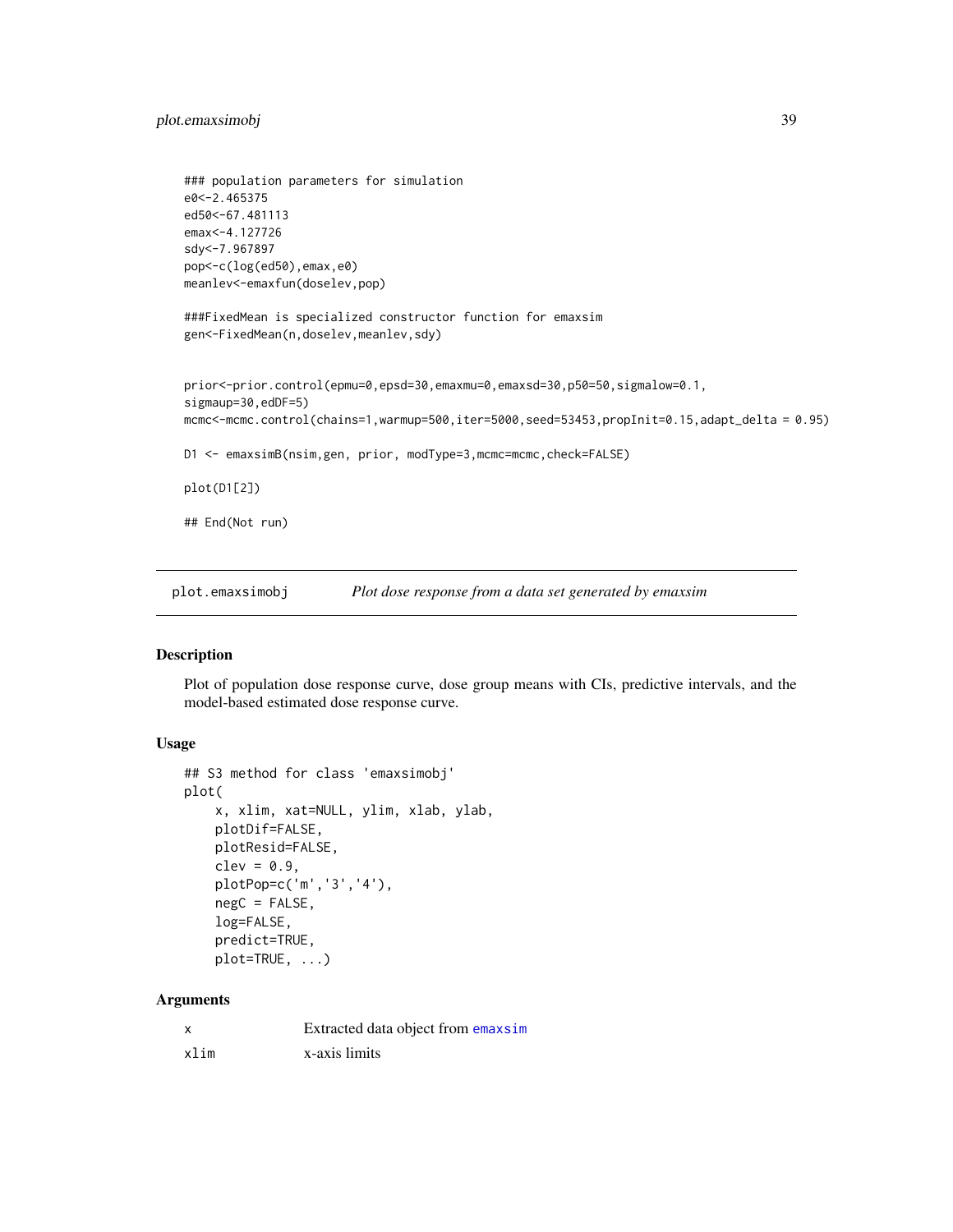```
### population parameters for simulation
e0<-2.465375
ed50<-67.481113
emax<-4.127726
sdy<-7.967897
pop<-c(log(ed50),emax,e0)
meanlev<-emaxfun(doselev,pop)

###FixedMean is specialized constructor function for emaxsim
gen<-FixedMean(n,doselev,meanlev,sdy)


prior<-prior.control(epmu=0,epsd=30,emaxmu=0,emaxsd=30,p50=50,sigmalow=0.1,
sigmaup=30,edDF=5)
mcmc<-mcmc.control(chains=1,warmup=500,iter=5000,seed=53453,propInit=0.15,adapt_delta = 0.95)

D1 <- emaxsimB(nsim,gen, prior, modType=3,mcmc=mcmc,check=FALSE)

plot(D1[2])

## End(Not run)
```

---

`plot.emaxsimobj` *Plot dose response from a data set generated by emaxsim*

---

## Description

Plot of population dose response curve, dose group means with CIs, predictive intervals, and the model-based estimated dose response curve.

## Usage

```
## S3 method for class 'emaxsimobj'
plot(
    x, xlim, xat=NULL, ylim, xlab, ylab,
    plotDif=FALSE,
    plotResid=FALSE,
    clev = 0.9,
    plotPop=c('m','3','4'),
    negC = FALSE,
    log=FALSE,
    predict=TRUE,
    plot=TRUE, ...)
```

## Arguments

| | |
|---|---|
| `x` | Extracted data object from `emaxsim` |
| `xlim` | x-axis limits |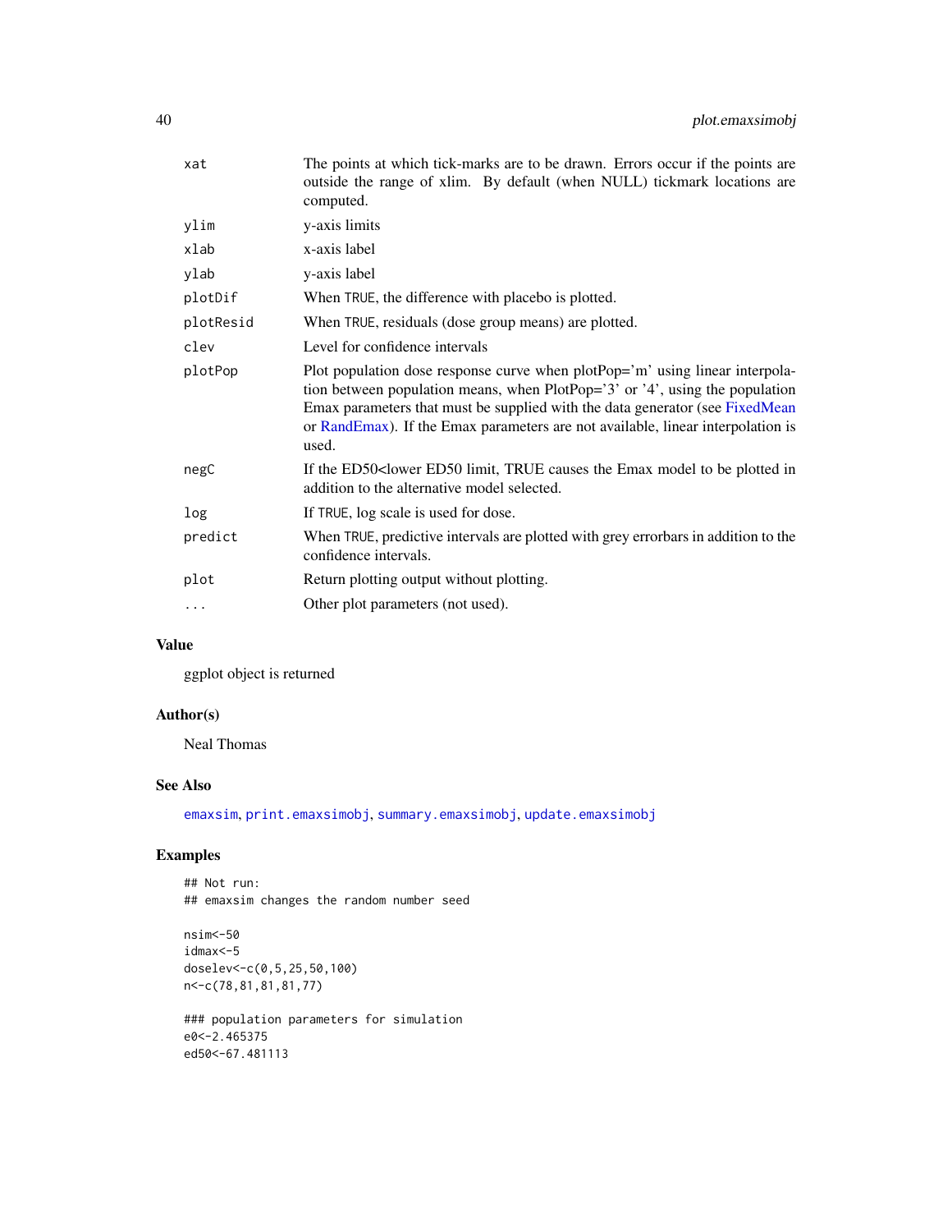| | |
|---|---|
| xat | The points at which tick-marks are to be drawn. Errors occur if the points are outside the range of xlim. By default (when NULL) tickmark locations are computed. |
| ylim | y-axis limits |
| xlab | x-axis label |
| ylab | y-axis label |
| plotDif | When TRUE, the difference with placebo is plotted. |
| plotResid | When TRUE, residuals (dose group means) are plotted. |
| clev | Level for confidence intervals |
| plotPop | Plot population dose response curve when plotPop='m' using linear interpolation between population means, when PlotPop='3' or '4', using the population Emax parameters that must be supplied with the data generator (see FixedMean or RandEmax). If the Emax parameters are not available, linear interpolation is used. |
| negC | If the ED50<lower ED50 limit, TRUE causes the Emax model to be plotted in addition to the alternative model selected. |
| log | If TRUE, log scale is used for dose. |
| predict | When TRUE, predictive intervals are plotted with grey errorbars in addition to the confidence intervals. |
| plot | Return plotting output without plotting. |
| ... | Other plot parameters (not used). |

## Value

ggplot object is returned

## Author(s)

Neal Thomas

## See Also

emaxsim, print.emaxsimobj, summary.emaxsimobj, update.emaxsimobj

## Examples

```
## Not run:
## emaxsim changes the random number seed

nsim<-50
idmax<-5
doselev<-c(0,5,25,50,100)
n<-c(78,81,81,81,77)

### population parameters for simulation
e0<-2.465375
ed50<-67.481113
```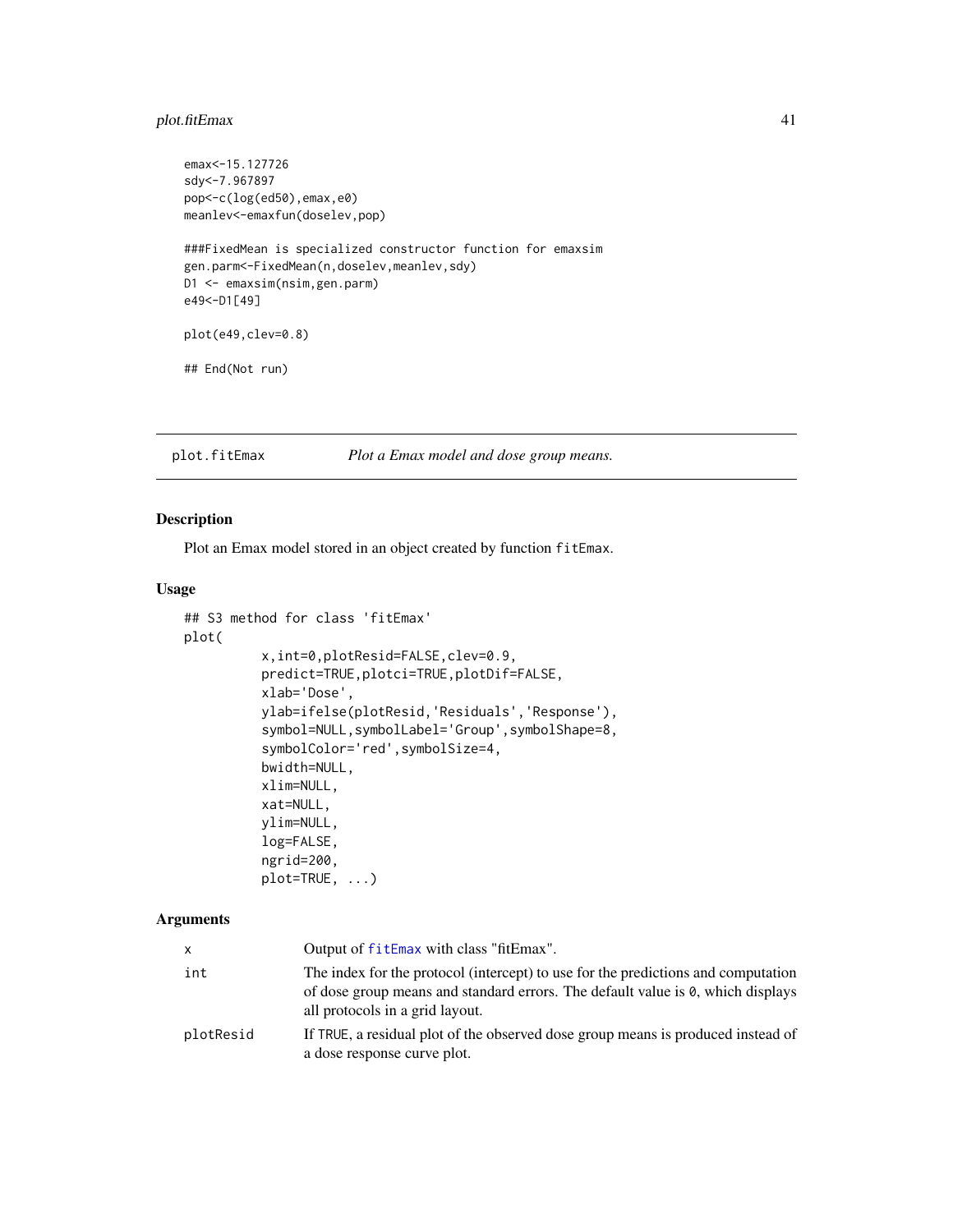```
emax<-15.127726
sdy<-7.967897
pop<-c(log(ed50),emax,e0)
meanlev<-emaxfun(doselev,pop)

###FixedMean is specialized constructor function for emaxsim
gen.parm<-FixedMean(n,doselev,meanlev,sdy)
D1 <- emaxsim(nsim,gen.parm)
e49<-D1[49]

plot(e49,clev=0.8)

## End(Not run)
```

## plot.fitEmax *Plot a Emax model and dose group means.*

### Description

Plot an Emax model stored in an object created by function `fitEmax`.

### Usage

```
## S3 method for class 'fitEmax'
plot(
        x,int=0,plotResid=FALSE,clev=0.9,
        predict=TRUE,plotci=TRUE,plotDif=FALSE,
        xlab='Dose',
        ylab=ifelse(plotResid,'Residuals','Response'),
        symbol=NULL,symbolLabel='Group',symbolShape=8,
        symbolColor='red',symbolSize=4,
        bwidth=NULL,
        xlim=NULL,
        xat=NULL,
        ylim=NULL,
        log=FALSE,
        ngrid=200,
        plot=TRUE, ...)
```

### Arguments

| | |
|---|---|
| `x` | Output of `fitEmax` with class "fitEmax". |
| `int` | The index for the protocol (intercept) to use for the predictions and computation of dose group means and standard errors. The default value is `0`, which displays all protocols in a grid layout. |
| `plotResid` | If `TRUE`, a residual plot of the observed dose group means is produced instead of a dose response curve plot. |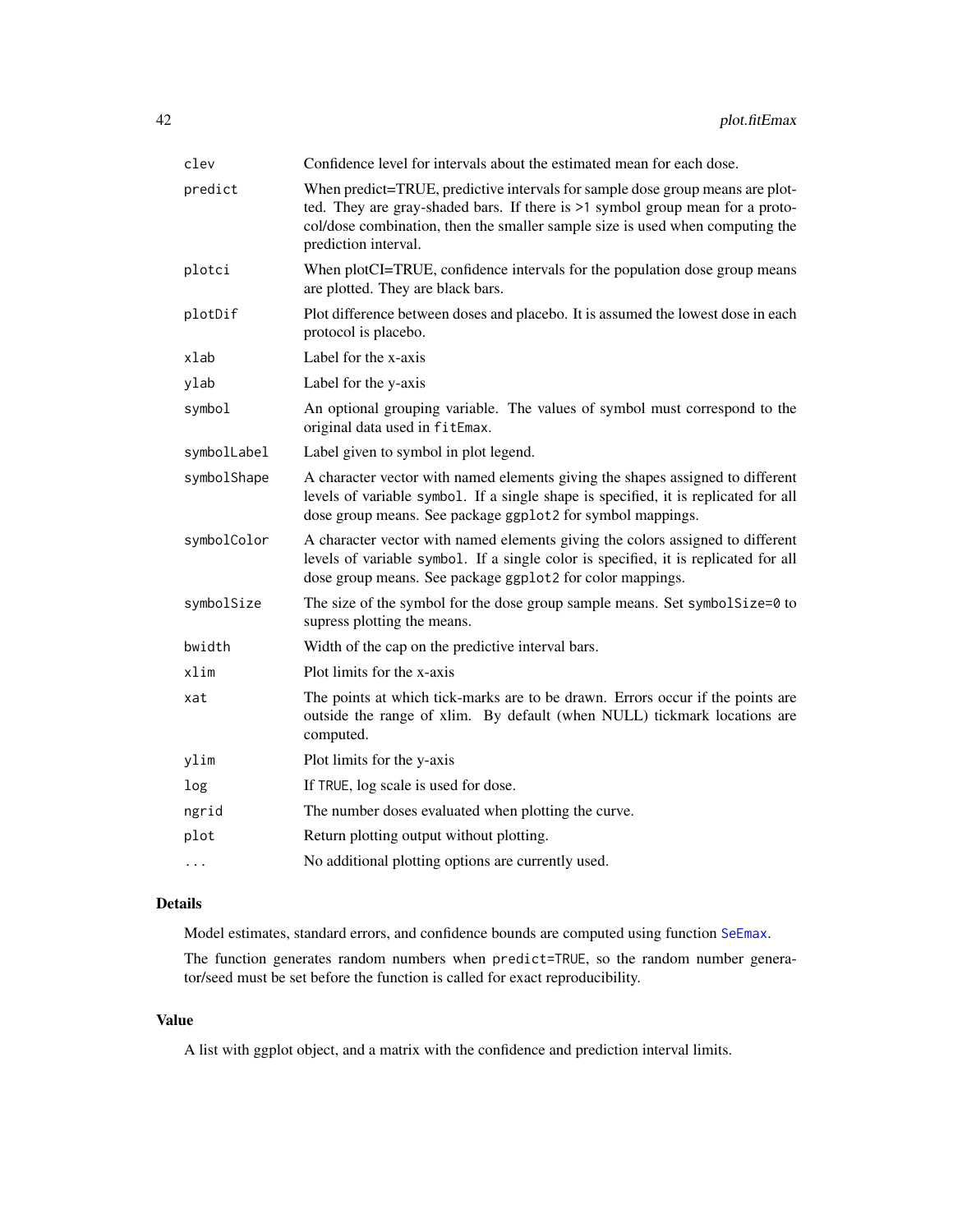| | |
|---|---|
| `clev` | Confidence level for intervals about the estimated mean for each dose. |
| `predict` | When predict=TRUE, predictive intervals for sample dose group means are plotted. They are gray-shaded bars. If there is >1 symbol group mean for a protocol/dose combination, then the smaller sample size is used when computing the prediction interval. |
| `plotci` | When plotCI=TRUE, confidence intervals for the population dose group means are plotted. They are black bars. |
| `plotDif` | Plot difference between doses and placebo. It is assumed the lowest dose in each protocol is placebo. |
| `xlab` | Label for the x-axis |
| `ylab` | Label for the y-axis |
| `symbol` | An optional grouping variable. The values of symbol must correspond to the original data used in `fitEmax`. |
| `symbolLabel` | Label given to symbol in plot legend. |
| `symbolShape` | A character vector with named elements giving the shapes assigned to different levels of variable `symbol`. If a single shape is specified, it is replicated for all dose group means. See package `ggplot2` for symbol mappings. |
| `symbolColor` | A character vector with named elements giving the colors assigned to different levels of variable `symbol`. If a single color is specified, it is replicated for all dose group means. See package `ggplot2` for color mappings. |
| `symbolSize` | The size of the symbol for the dose group sample means. Set `symbolSize=0` to supress plotting the means. |
| `bwidth` | Width of the cap on the predictive interval bars. |
| `xlim` | Plot limits for the x-axis |
| `xat` | The points at which tick-marks are to be drawn. Errors occur if the points are outside the range of xlim. By default (when NULL) tickmark locations are computed. |
| `ylim` | Plot limits for the y-axis |
| `log` | If `TRUE`, log scale is used for dose. |
| `ngrid` | The number doses evaluated when plotting the curve. |
| `plot` | Return plotting output without plotting. |
| `...` | No additional plotting options are currently used. |

## Details

Model estimates, standard errors, and confidence bounds are computed using function `SeEmax`.

The function generates random numbers when `predict=TRUE`, so the random number generator/seed must be set before the function is called for exact reproducibility.

## Value

A list with ggplot object, and a matrix with the confidence and prediction interval limits.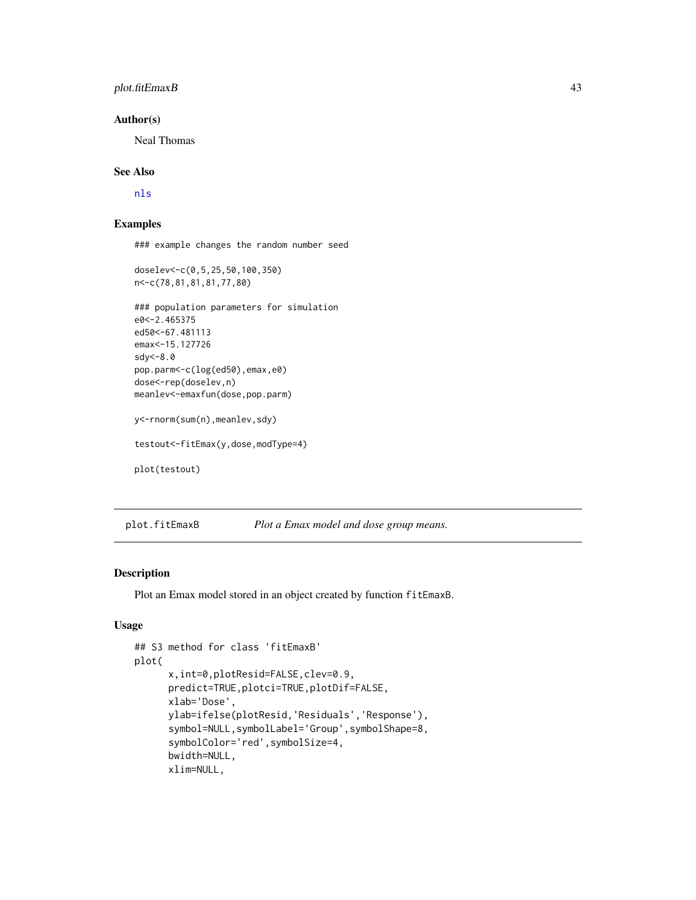### Author(s)

Neal Thomas

### See Also

nls

### Examples

```
### example changes the random number seed

doselev<-c(0,5,25,50,100,350)
n<-c(78,81,81,81,77,80)

### population parameters for simulation
e0<-2.465375
ed50<-67.481113
emax<-15.127726
sdy<-8.0
pop.parm<-c(log(ed50),emax,e0)
dose<-rep(doselev,n)
meanlev<-emaxfun(dose,pop.parm)

y<-rnorm(sum(n),meanlev,sdy)

testout<-fitEmax(y,dose,modType=4)

plot(testout)
```

---

## plot.fitEmaxB    *Plot a Emax model and dose group means.*

---

### Description

Plot an Emax model stored in an object created by function `fitEmaxB`.

### Usage

```
## S3 method for class 'fitEmaxB'
plot(
      x,int=0,plotResid=FALSE,clev=0.9,
      predict=TRUE,plotci=TRUE,plotDif=FALSE,
      xlab='Dose',
      ylab=ifelse(plotResid,'Residuals','Response'),
      symbol=NULL,symbolLabel='Group',symbolShape=8,
      symbolColor='red',symbolSize=4,
      bwidth=NULL,
      xlim=NULL,
```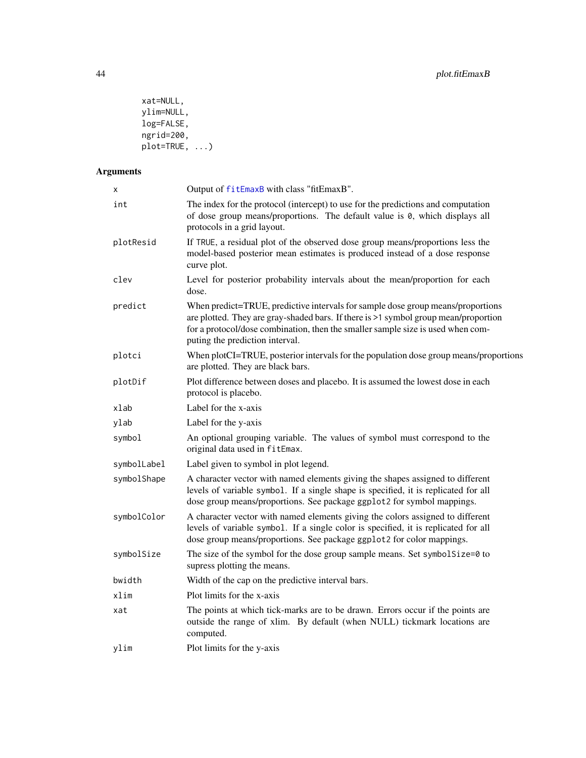```
xat=NULL,
ylim=NULL,
log=FALSE,
ngrid=200,
plot=TRUE, ...)
```

## Arguments

| | |
|---|---|
| x | Output of fitEmaxB with class "fitEmaxB". |
| int | The index for the protocol (intercept) to use for the predictions and computation of dose group means/proportions. The default value is 0, which displays all protocols in a grid layout. |
| plotResid | If TRUE, a residual plot of the observed dose group means/proportions less the model-based posterior mean estimates is produced instead of a dose response curve plot. |
| clev | Level for posterior probability intervals about the mean/proportion for each dose. |
| predict | When predict=TRUE, predictive intervals for sample dose group means/proportions are plotted. They are gray-shaded bars. If there is >1 symbol group mean/proportion for a protocol/dose combination, then the smaller sample size is used when computing the prediction interval. |
| plotci | When plotCI=TRUE, posterior intervals for the population dose group means/proportions are plotted. They are black bars. |
| plotDif | Plot difference between doses and placebo. It is assumed the lowest dose in each protocol is placebo. |
| xlab | Label for the x-axis |
| ylab | Label for the y-axis |
| symbol | An optional grouping variable. The values of symbol must correspond to the original data used in fitEmax. |
| symbolLabel | Label given to symbol in plot legend. |
| symbolShape | A character vector with named elements giving the shapes assigned to different levels of variable symbol. If a single shape is specified, it is replicated for all dose group means/proportions. See package ggplot2 for symbol mappings. |
| symbolColor | A character vector with named elements giving the colors assigned to different levels of variable symbol. If a single color is specified, it is replicated for all dose group means/proportions. See package ggplot2 for color mappings. |
| symbolSize | The size of the symbol for the dose group sample means. Set symbolSize=0 to supress plotting the means. |
| bwidth | Width of the cap on the predictive interval bars. |
| xlim | Plot limits for the x-axis |
| xat | The points at which tick-marks are to be drawn. Errors occur if the points are outside the range of xlim. By default (when NULL) tickmark locations are computed. |
| ylim | Plot limits for the y-axis |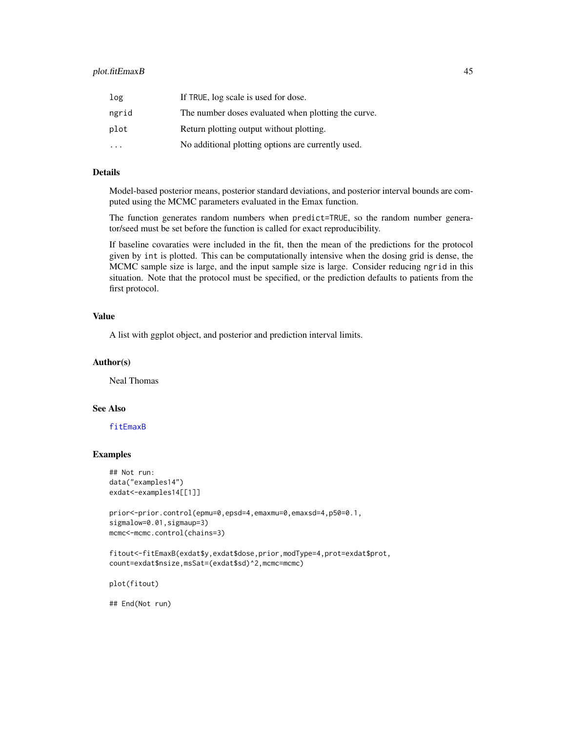| | |
|---|---|
| log | If TRUE, log scale is used for dose. |
| ngrid | The number doses evaluated when plotting the curve. |
| plot | Return plotting output without plotting. |
| ... | No additional plotting options are currently used. |

## Details

Model-based posterior means, posterior standard deviations, and posterior interval bounds are computed using the MCMC parameters evaluated in the Emax function.

The function generates random numbers when predict=TRUE, so the random number generator/seed must be set before the function is called for exact reproducibility.

If baseline covaraties were included in the fit, then the mean of the predictions for the protocol given by int is plotted. This can be computationally intensive when the dosing grid is dense, the MCMC sample size is large, and the input sample size is large. Consider reducing ngrid in this situation. Note that the protocol must be specified, or the prediction defaults to patients from the first protocol.

## Value

A list with ggplot object, and posterior and prediction interval limits.

## Author(s)

Neal Thomas

## See Also

fitEmaxB

## Examples

```
## Not run:
data("examples14")
exdat<-examples14[[1]]

prior<-prior.control(epmu=0,epsd=4,emaxmu=0,emaxsd=4,p50=0.1,
sigmalow=0.01,sigmaup=3)
mcmc<-mcmc.control(chains=3)

fitout<-fitEmaxB(exdat$y,exdat$dose,prior,modType=4,prot=exdat$prot,
count=exdat$nsize,msSat=(exdat$sd)^2,mcmc=mcmc)

plot(fitout)

## End(Not run)
```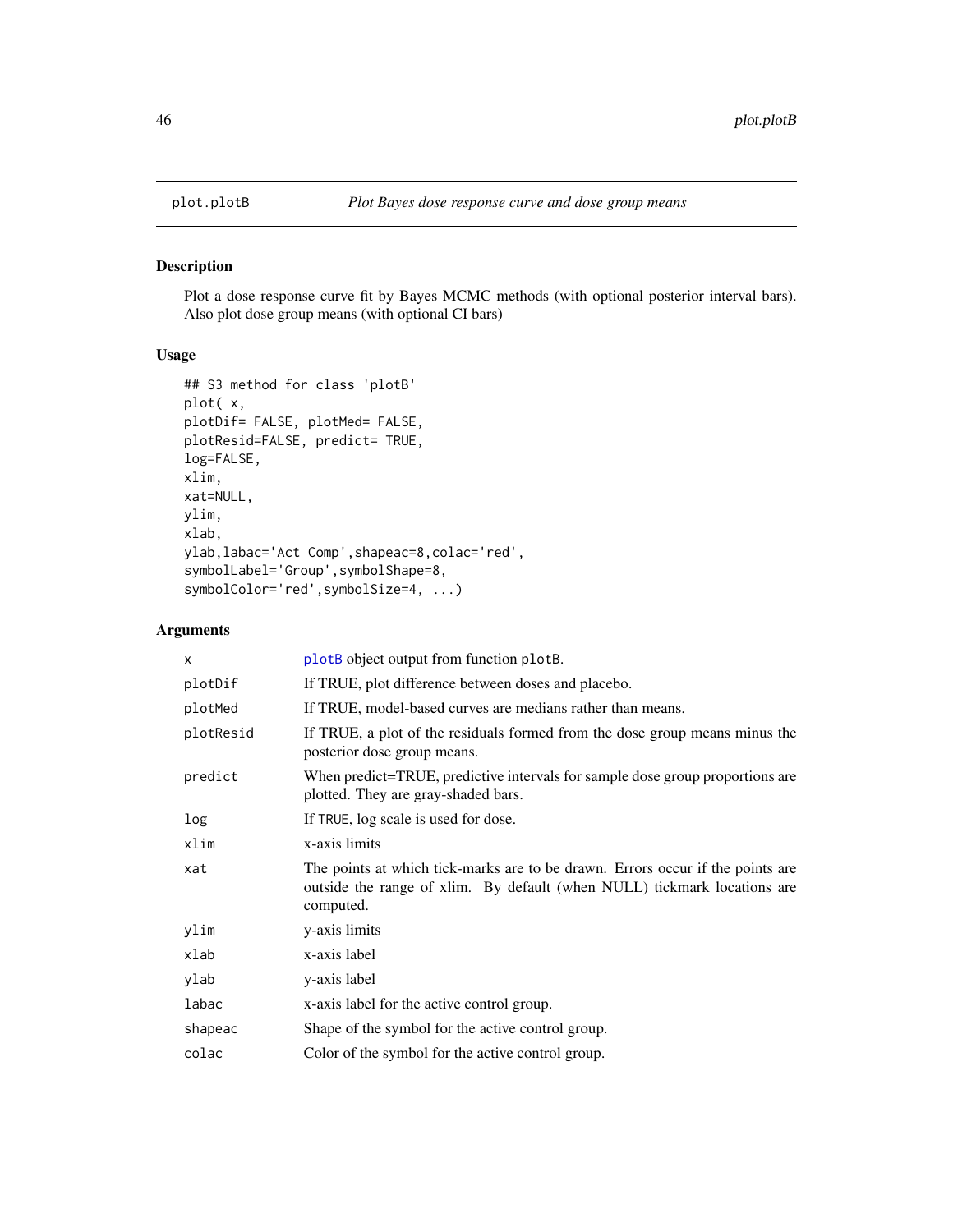## plot.plotB *Plot Bayes dose response curve and dose group means*

### Description

Plot a dose response curve fit by Bayes MCMC methods (with optional posterior interval bars). Also plot dose group means (with optional CI bars)

### Usage

```
## S3 method for class 'plotB'
plot( x,
plotDif= FALSE, plotMed= FALSE,
plotResid=FALSE, predict= TRUE,
log=FALSE,
xlim,
xat=NULL,
ylim,
xlab,
ylab,labac='Act Comp',shapeac=8,colac='red',
symbolLabel='Group',symbolShape=8,
symbolColor='red',symbolSize=4, ...)
```

### Arguments

| | |
|---|---|
| x | plotB object output from function plotB. |
| plotDif | If TRUE, plot difference between doses and placebo. |
| plotMed | If TRUE, model-based curves are medians rather than means. |
| plotResid | If TRUE, a plot of the residuals formed from the dose group means minus the posterior dose group means. |
| predict | When predict=TRUE, predictive intervals for sample dose group proportions are plotted. They are gray-shaded bars. |
| log | If TRUE, log scale is used for dose. |
| xlim | x-axis limits |
| xat | The points at which tick-marks are to be drawn. Errors occur if the points are outside the range of xlim. By default (when NULL) tickmark locations are computed. |
| ylim | y-axis limits |
| xlab | x-axis label |
| ylab | y-axis label |
| labac | x-axis label for the active control group. |
| shapeac | Shape of the symbol for the active control group. |
| colac | Color of the symbol for the active control group. |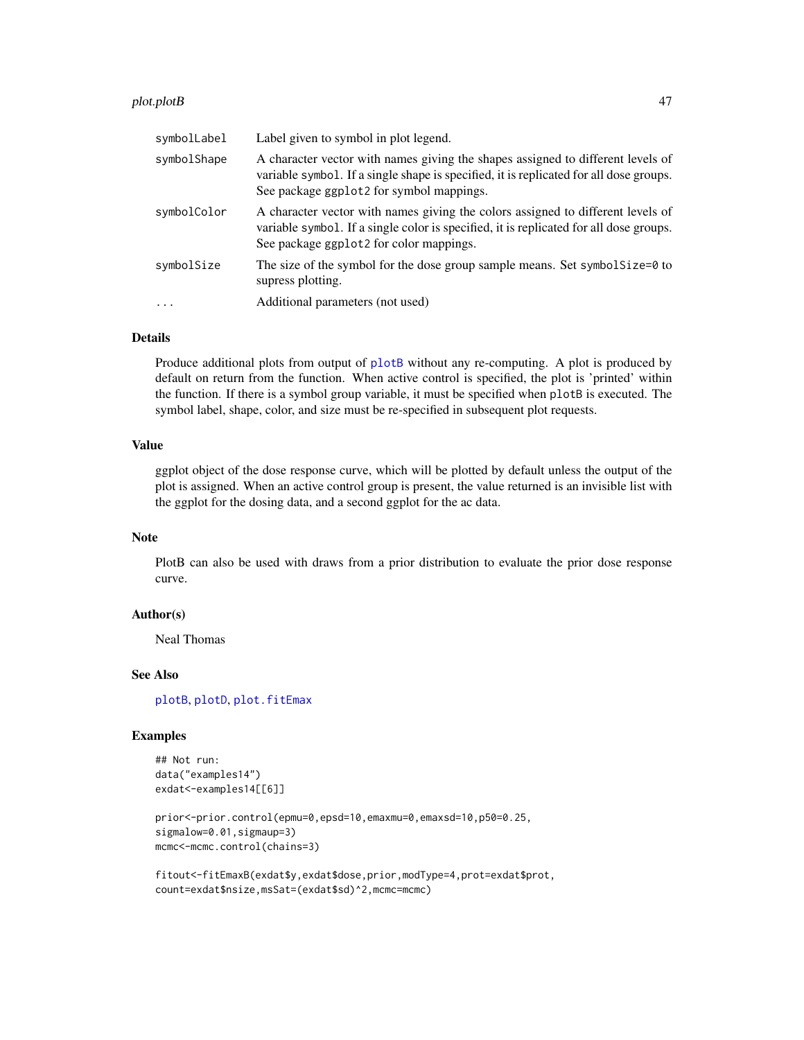| | |
|---|---|
| symbolLabel | Label given to symbol in plot legend. |
| symbolShape | A character vector with names giving the shapes assigned to different levels of variable symbol. If a single shape is specified, it is replicated for all dose groups. See package ggplot2 for symbol mappings. |
| symbolColor | A character vector with names giving the colors assigned to different levels of variable symbol. If a single color is specified, it is replicated for all dose groups. See package ggplot2 for color mappings. |
| symbolSize | The size of the symbol for the dose group sample means. Set symbolSize=0 to supress plotting. |
| ... | Additional parameters (not used) |

## Details

Produce additional plots from output of plotB without any re-computing. A plot is produced by default on return from the function. When active control is specified, the plot is 'printed' within the function. If there is a symbol group variable, it must be specified when plotB is executed. The symbol label, shape, color, and size must be re-specified in subsequent plot requests.

## Value

ggplot object of the dose response curve, which will be plotted by default unless the output of the plot is assigned. When an active control group is present, the value returned is an invisible list with the ggplot for the dosing data, and a second ggplot for the ac data.

## Note

PlotB can also be used with draws from a prior distribution to evaluate the prior dose response curve.

## Author(s)

Neal Thomas

## See Also

plotB, plotD, plot.fitEmax

## Examples

```
## Not run:
data("examples14")
exdat<-examples14[[6]]

prior<-prior.control(epmu=0,epsd=10,emaxmu=0,emaxsd=10,p50=0.25,
sigmalow=0.01,sigmaup=3)
mcmc<-mcmc.control(chains=3)

fitout<-fitEmaxB(exdat$y,exdat$dose,prior,modType=4,prot=exdat$prot,
count=exdat$nsize,msSat=(exdat$sd)^2,mcmc=mcmc)
```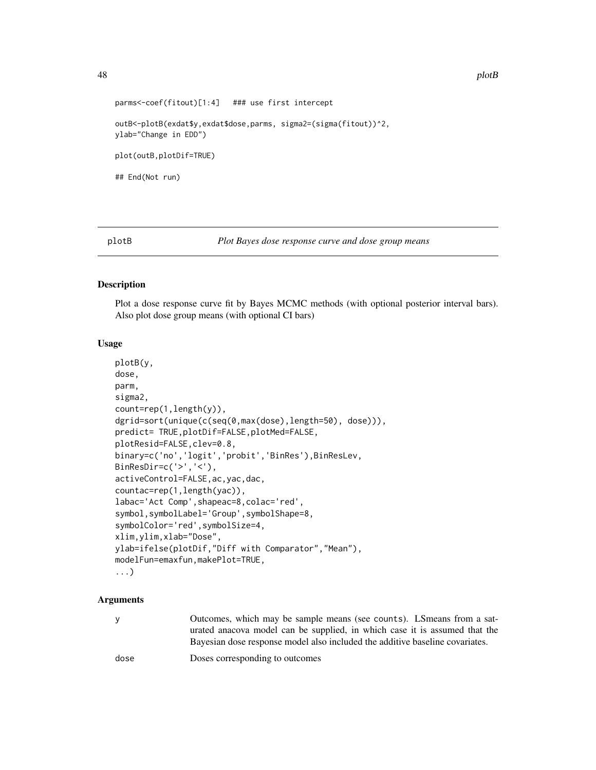```
parms<-coef(fitout)[1:4]   ### use first intercept

outB<-plotB(exdat$y,exdat$dose,parms, sigma2=(sigma(fitout))^2,
ylab="Change in EDD")

plot(outB,plotDif=TRUE)

## End(Not run)
```

## plotB — *Plot Bayes dose response curve and dose group means*

### Description

Plot a dose response curve fit by Bayes MCMC methods (with optional posterior interval bars). Also plot dose group means (with optional CI bars)

### Usage

```
plotB(y,
dose,
parm,
sigma2,
count=rep(1,length(y)),
dgrid=sort(unique(c(seq(0,max(dose),length=50), dose))),
predict= TRUE,plotDif=FALSE,plotMed=FALSE,
plotResid=FALSE,clev=0.8,
binary=c('no','logit','probit','BinRes'),BinResLev,
BinResDir=c('>','<'),
activeControl=FALSE,ac,yac,dac,
countac=rep(1,length(yac)),
labac='Act Comp',shapeac=8,colac='red',
symbol,symbolLabel='Group',symbolShape=8,
symbolColor='red',symbolSize=4,
xlim,ylim,xlab="Dose",
ylab=ifelse(plotDif,"Diff with Comparator","Mean"),
modelFun=emaxfun,makePlot=TRUE,
...)
```

### Arguments

| | |
|---|---|
| y | Outcomes, which may be sample means (see counts). LSmeans from a saturated anacova model can be supplied, in which case it is assumed that the Bayesian dose response model also included the additive baseline covariates. |
| dose | Doses corresponding to outcomes |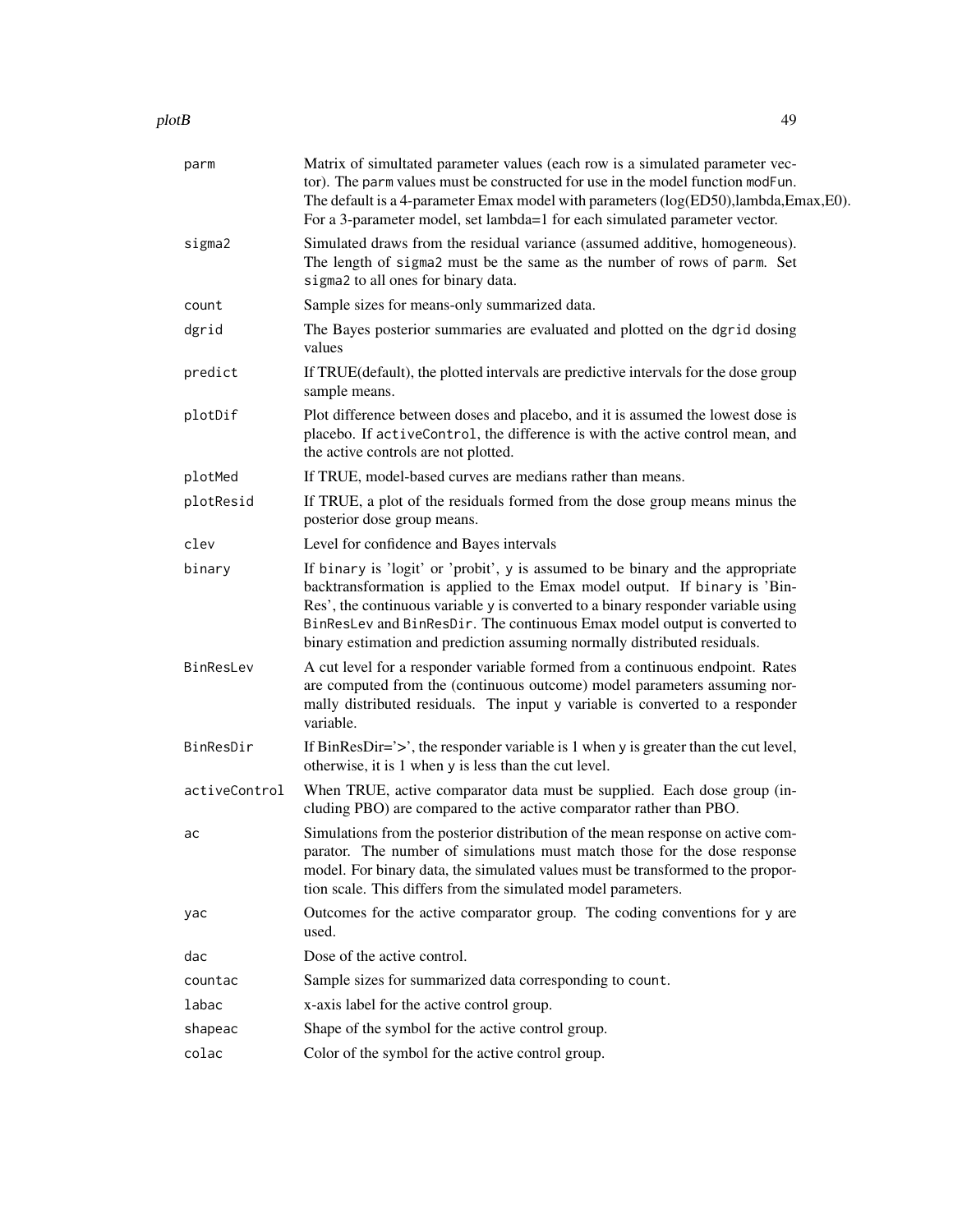| | |
|---|---|
| parm | Matrix of simultated parameter values (each row is a simulated parameter vector). The parm values must be constructed for use in the model function modFun. The default is a 4-parameter Emax model with parameters (log(ED50),lambda,Emax,E0). For a 3-parameter model, set lambda=1 for each simulated parameter vector. |
| sigma2 | Simulated draws from the residual variance (assumed additive, homogeneous). The length of sigma2 must be the same as the number of rows of parm. Set sigma2 to all ones for binary data. |
| count | Sample sizes for means-only summarized data. |
| dgrid | The Bayes posterior summaries are evaluated and plotted on the dgrid dosing values |
| predict | If TRUE(default), the plotted intervals are predictive intervals for the dose group sample means. |
| plotDif | Plot difference between doses and placebo, and it is assumed the lowest dose is placebo. If activeControl, the difference is with the active control mean, and the active controls are not plotted. |
| plotMed | If TRUE, model-based curves are medians rather than means. |
| plotResid | If TRUE, a plot of the residuals formed from the dose group means minus the posterior dose group means. |
| clev | Level for confidence and Bayes intervals |
| binary | If binary is 'logit' or 'probit', y is assumed to be binary and the appropriate backtransformation is applied to the Emax model output. If binary is 'BinRes', the continuous variable y is converted to a binary responder variable using BinResLev and BinResDir. The continuous Emax model output is converted to binary estimation and prediction assuming normally distributed residuals. |
| BinResLev | A cut level for a responder variable formed from a continuous endpoint. Rates are computed from the (continuous outcome) model parameters assuming normally distributed residuals. The input y variable is converted to a responder variable. |
| BinResDir | If BinResDir='>', the responder variable is 1 when y is greater than the cut level, otherwise, it is 1 when y is less than the cut level. |
| activeControl | When TRUE, active comparator data must be supplied. Each dose group (including PBO) are compared to the active comparator rather than PBO. |
| ac | Simulations from the posterior distribution of the mean response on active comparator. The number of simulations must match those for the dose response model. For binary data, the simulated values must be transformed to the proportion scale. This differs from the simulated model parameters. |
| yac | Outcomes for the active comparator group. The coding conventions for y are used. |
| dac | Dose of the active control. |
| countac | Sample sizes for summarized data corresponding to count. |
| labac | x-axis label for the active control group. |
| shapeac | Shape of the symbol for the active control group. |
| colac | Color of the symbol for the active control group. |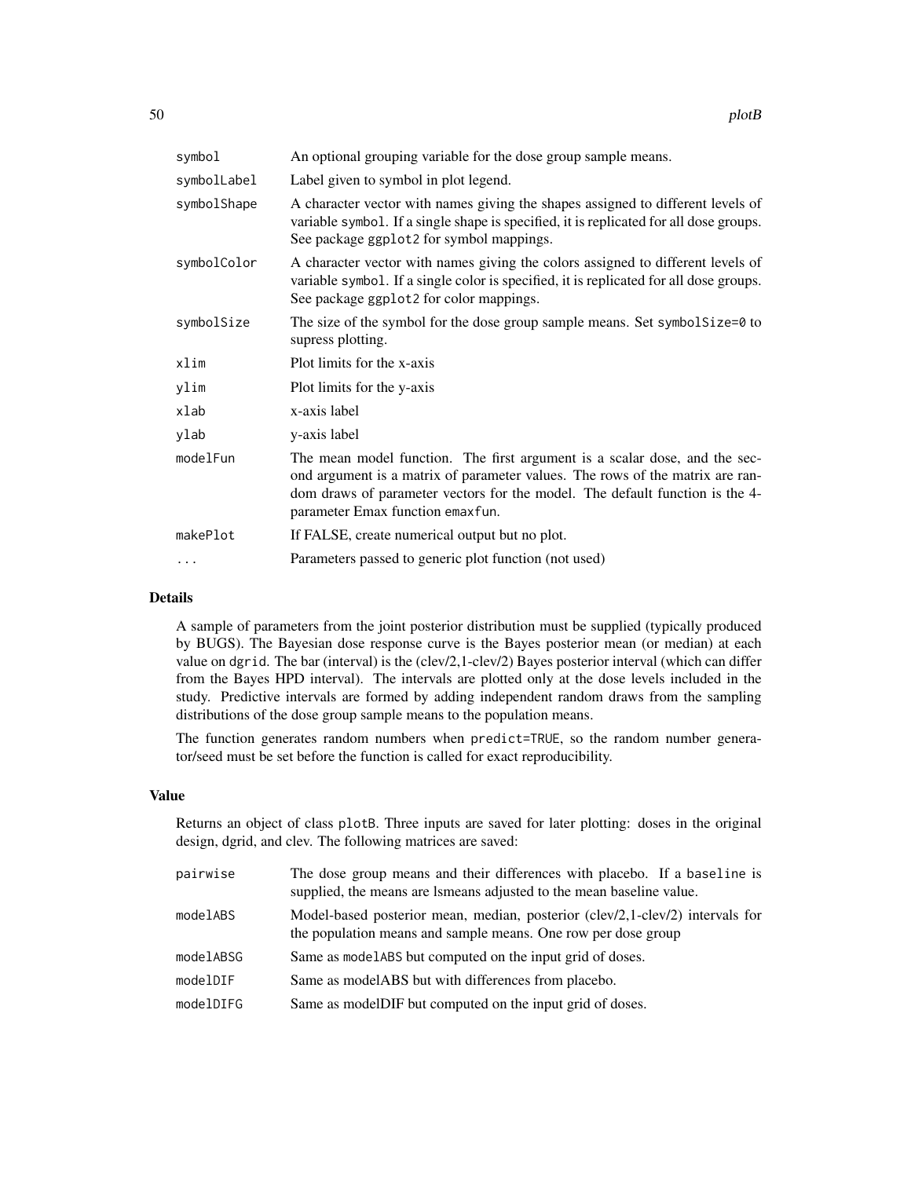| | |
|---|---|
| `symbol` | An optional grouping variable for the dose group sample means. |
| `symbolLabel` | Label given to symbol in plot legend. |
| `symbolShape` | A character vector with names giving the shapes assigned to different levels of variable `symbol`. If a single shape is specified, it is replicated for all dose groups. See package `ggplot2` for symbol mappings. |
| `symbolColor` | A character vector with names giving the colors assigned to different levels of variable `symbol`. If a single color is specified, it is replicated for all dose groups. See package `ggplot2` for color mappings. |
| `symbolSize` | The size of the symbol for the dose group sample means. Set `symbolSize=0` to supress plotting. |
| `xlim` | Plot limits for the x-axis |
| `ylim` | Plot limits for the y-axis |
| `xlab` | x-axis label |
| `ylab` | y-axis label |
| `modelFun` | The mean model function. The first argument is a scalar dose, and the second argument is a matrix of parameter values. The rows of the matrix are random draws of parameter vectors for the model. The default function is the 4-parameter Emax function `emaxfun`. |
| `makePlot` | If FALSE, create numerical output but no plot. |
| `...` | Parameters passed to generic plot function (not used) |

## Details

A sample of parameters from the joint posterior distribution must be supplied (typically produced by BUGS). The Bayesian dose response curve is the Bayes posterior mean (or median) at each value on `dgrid`. The bar (interval) is the (clev/2,1-clev/2) Bayes posterior interval (which can differ from the Bayes HPD interval). The intervals are plotted only at the dose levels included in the study. Predictive intervals are formed by adding independent random draws from the sampling distributions of the dose group sample means to the population means.

The function generates random numbers when `predict=TRUE`, so the random number generator/seed must be set before the function is called for exact reproducibility.

## Value

Returns an object of class `plotB`. Three inputs are saved for later plotting: doses in the original design, dgrid, and clev. The following matrices are saved:

| | |
|---|---|
| `pairwise` | The dose group means and their differences with placebo. If a `baseline` is supplied, the means are lsmeans adjusted to the mean baseline value. |
| `modelABS` | Model-based posterior mean, median, posterior (clev/2,1-clev/2) intervals for the population means and sample means. One row per dose group |
| `modelABSG` | Same as `modelABS` but computed on the input grid of doses. |
| `modelDIF` | Same as modelABS but with differences from placebo. |
| `modelDIFG` | Same as modelDIF but computed on the input grid of doses. |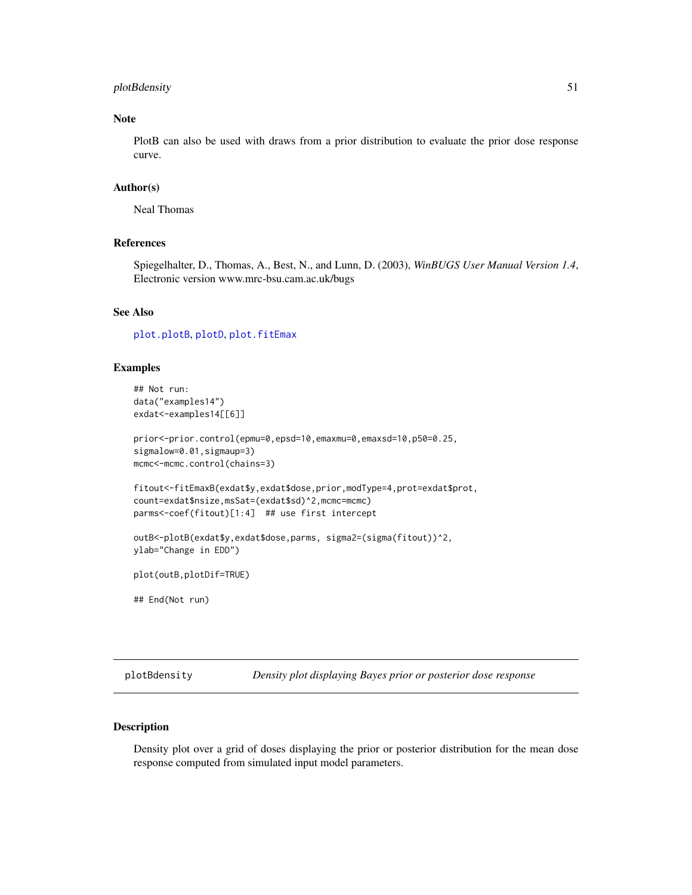## Note

PlotB can also be used with draws from a prior distribution to evaluate the prior dose response curve.

## Author(s)

Neal Thomas

## References

Spiegelhalter, D., Thomas, A., Best, N., and Lunn, D. (2003), *WinBUGS User Manual Version 1.4*, Electronic version www.mrc-bsu.cam.ac.uk/bugs

## See Also

`plot.plotB`, `plotD`, `plot.fitEmax`

## Examples

```
## Not run:
data("examples14")
exdat<-examples14[[6]]

prior<-prior.control(epmu=0,epsd=10,emaxmu=0,emaxsd=10,p50=0.25,
sigmalow=0.01,sigmaup=3)
mcmc<-mcmc.control(chains=3)

fitout<-fitEmaxB(exdat$y,exdat$dose,prior,modType=4,prot=exdat$prot,
count=exdat$nsize,msSat=(exdat$sd)^2,mcmc=mcmc)
parms<-coef(fitout)[1:4]  ## use first intercept

outB<-plotB(exdat$y,exdat$dose,parms, sigma2=(sigma(fitout))^2,
ylab="Change in EDD")

plot(outB,plotDif=TRUE)

## End(Not run)
```

---

# plotBdensity — *Density plot displaying Bayes prior or posterior dose response*

## Description

Density plot over a grid of doses displaying the prior or posterior distribution for the mean dose response computed from simulated input model parameters.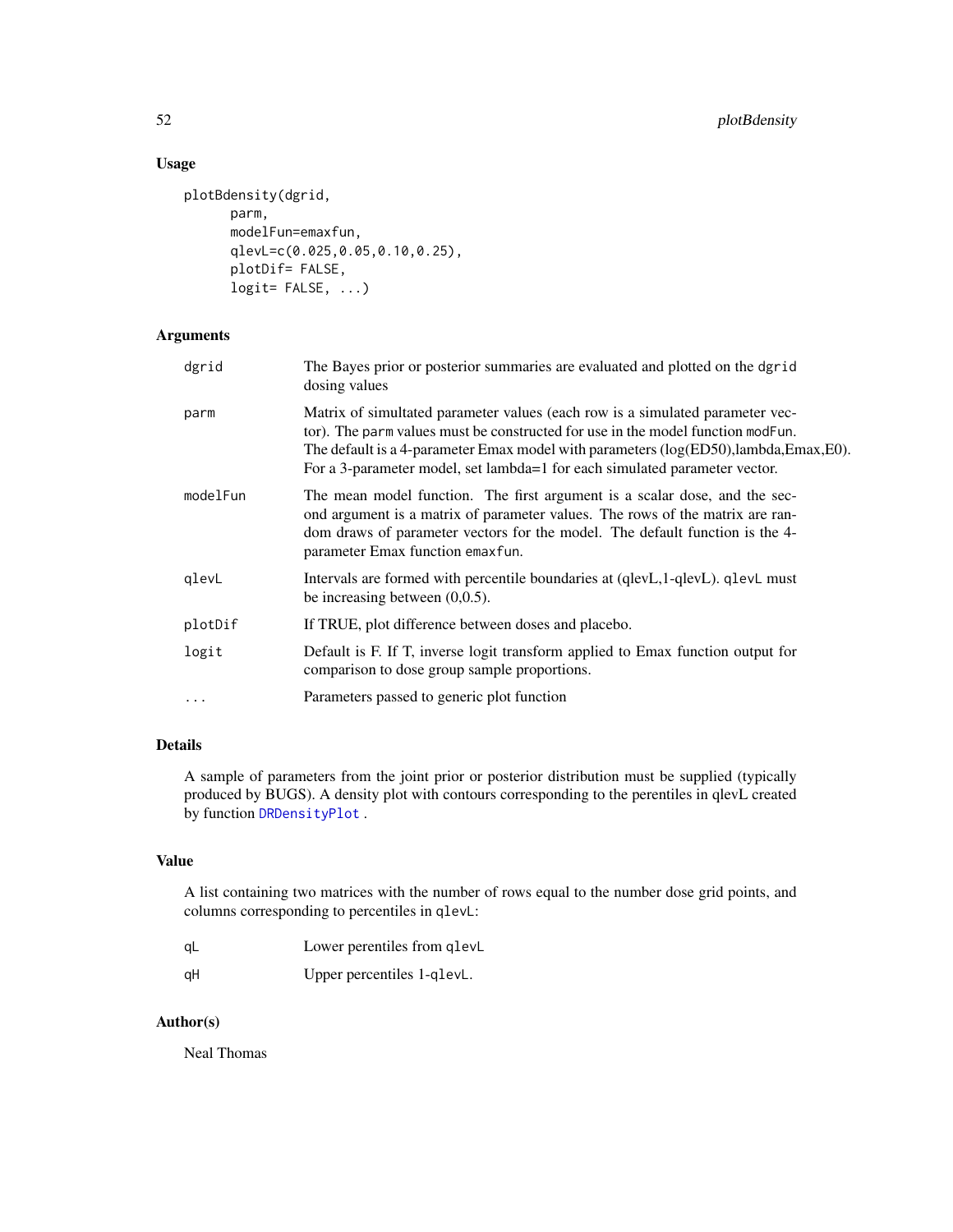## Usage

```
plotBdensity(dgrid,
      parm,
      modelFun=emaxfun,
      qlevL=c(0.025,0.05,0.10,0.25),
      plotDif= FALSE,
      logit= FALSE, ...)
```

## Arguments

| | |
|---|---|
| dgrid | The Bayes prior or posterior summaries are evaluated and plotted on the dgrid dosing values |
| parm | Matrix of simultated parameter values (each row is a simulated parameter vector). The parm values must be constructed for use in the model function modFun. The default is a 4-parameter Emax model with parameters (log(ED50),lambda,Emax,E0). For a 3-parameter model, set lambda=1 for each simulated parameter vector. |
| modelFun | The mean model function. The first argument is a scalar dose, and the second argument is a matrix of parameter values. The rows of the matrix are random draws of parameter vectors for the model. The default function is the 4-parameter Emax function emaxfun. |
| qlevL | Intervals are formed with percentile boundaries at (qlevL,1-qlevL). qlevL must be increasing between (0,0.5). |
| plotDif | If TRUE, plot difference between doses and placebo. |
| logit | Default is F. If T, inverse logit transform applied to Emax function output for comparison to dose group sample proportions. |
| ... | Parameters passed to generic plot function |

## Details

A sample of parameters from the joint prior or posterior distribution must be supplied (typically produced by BUGS). A density plot with contours corresponding to the perentiles in qlevL created by function DRDensityPlot .

## Value

A list containing two matrices with the number of rows equal to the number dose grid points, and columns corresponding to percentiles in qlevL:

| | |
|---|---|
| qL | Lower perentiles from qlevL |
| qH | Upper percentiles 1-qlevL. |

## Author(s)

Neal Thomas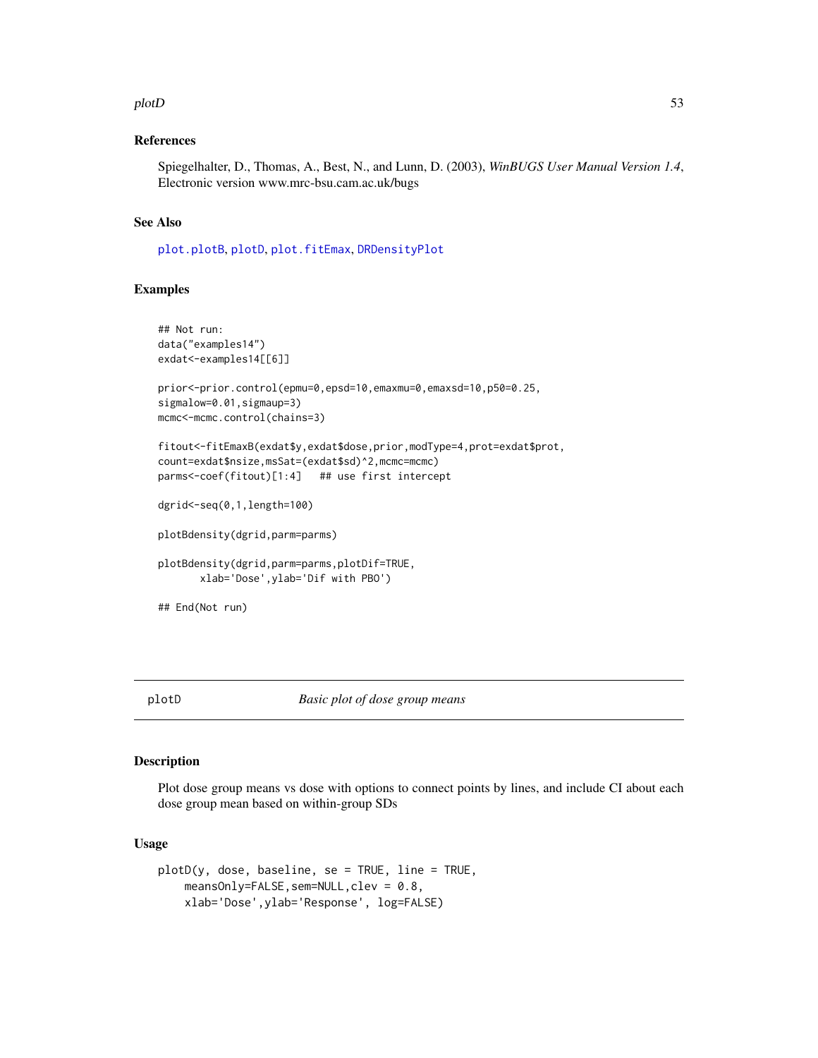### References

Spiegelhalter, D., Thomas, A., Best, N., and Lunn, D. (2003), *WinBUGS User Manual Version 1.4*, Electronic version www.mrc-bsu.cam.ac.uk/bugs

### See Also

plot.plotB, plotD, plot.fitEmax, DRDensityPlot

### Examples

```
## Not run:
data("examples14")
exdat<-examples14[[6]]

prior<-prior.control(epmu=0,epsd=10,emaxmu=0,emaxsd=10,p50=0.25,
sigmalow=0.01,sigmaup=3)
mcmc<-mcmc.control(chains=3)

fitout<-fitEmaxB(exdat$y,exdat$dose,prior,modType=4,prot=exdat$prot,
count=exdat$nsize,msSat=(exdat$sd)^2,mcmc=mcmc)
parms<-coef(fitout)[1:4]   ## use first intercept

dgrid<-seq(0,1,length=100)

plotBdensity(dgrid,parm=parms)

plotBdensity(dgrid,parm=parms,plotDif=TRUE,
       xlab='Dose',ylab='Dif with PBO')

## End(Not run)
```

---

## plotD — *Basic plot of dose group means*

### Description

Plot dose group means vs dose with options to connect points by lines, and include CI about each dose group mean based on within-group SDs

### Usage

```
plotD(y, dose, baseline, se = TRUE, line = TRUE,
    meansOnly=FALSE,sem=NULL,clev = 0.8,
    xlab='Dose',ylab='Response', log=FALSE)
```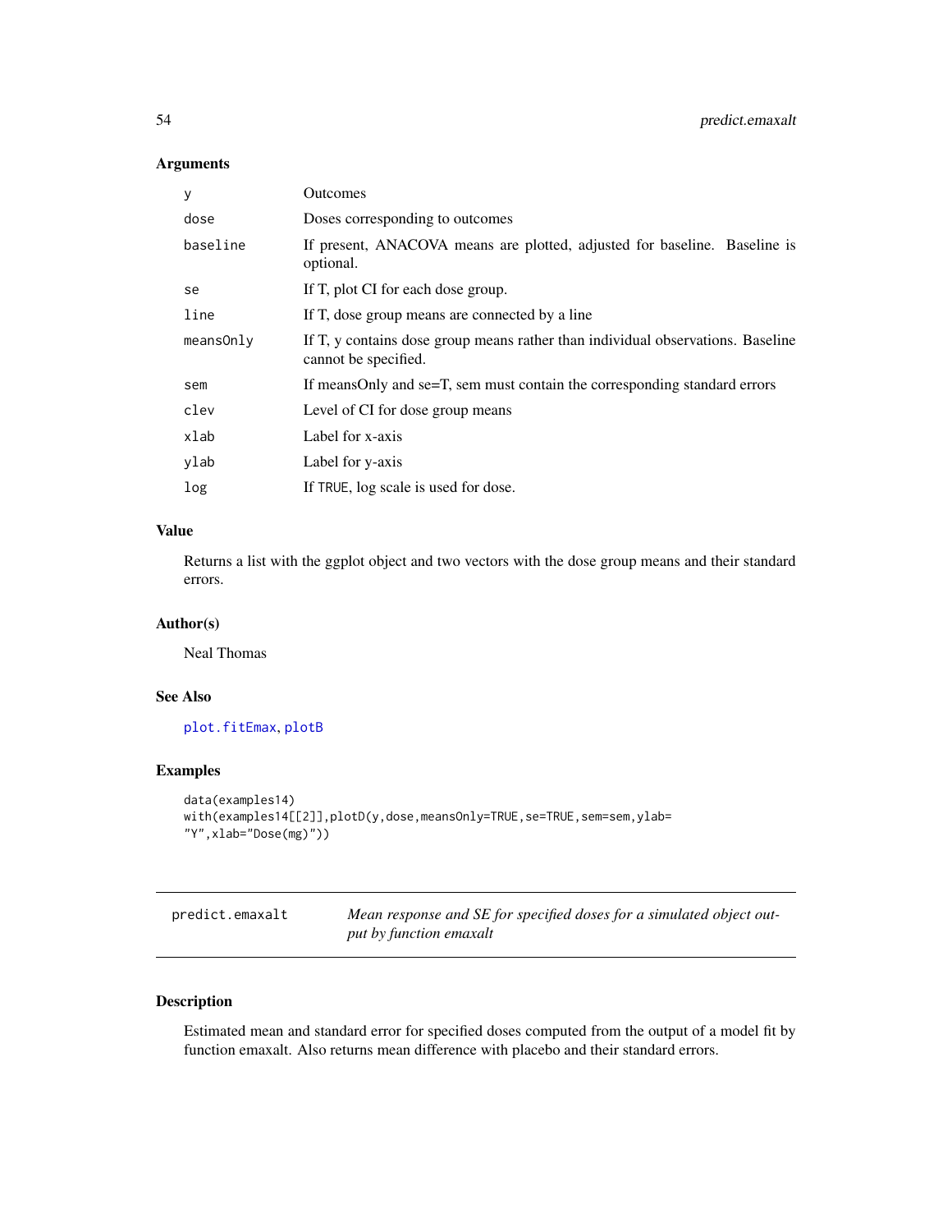## Arguments

| | |
|---|---|
| y | Outcomes |
| dose | Doses corresponding to outcomes |
| baseline | If present, ANACOVA means are plotted, adjusted for baseline. Baseline is optional. |
| se | If T, plot CI for each dose group. |
| line | If T, dose group means are connected by a line |
| meansOnly | If T, y contains dose group means rather than individual observations. Baseline cannot be specified. |
| sem | If meansOnly and se=T, sem must contain the corresponding standard errors |
| clev | Level of CI for dose group means |
| xlab | Label for x-axis |
| ylab | Label for y-axis |
| log | If TRUE, log scale is used for dose. |

## Value

Returns a list with the ggplot object and two vectors with the dose group means and their standard errors.

## Author(s)

Neal Thomas

## See Also

plot.fitEmax, plotB

## Examples

```
data(examples14)
with(examples14[[2]],plotD(y,dose,meansOnly=TRUE,se=TRUE,sem=sem,ylab=
"Y",xlab="Dose(mg)"))
```

---

# predict.emaxalt — *Mean response and SE for specified doses for a simulated object output by function emaxalt*

## Description

Estimated mean and standard error for specified doses computed from the output of a model fit by function emaxalt. Also returns mean difference with placebo and their standard errors.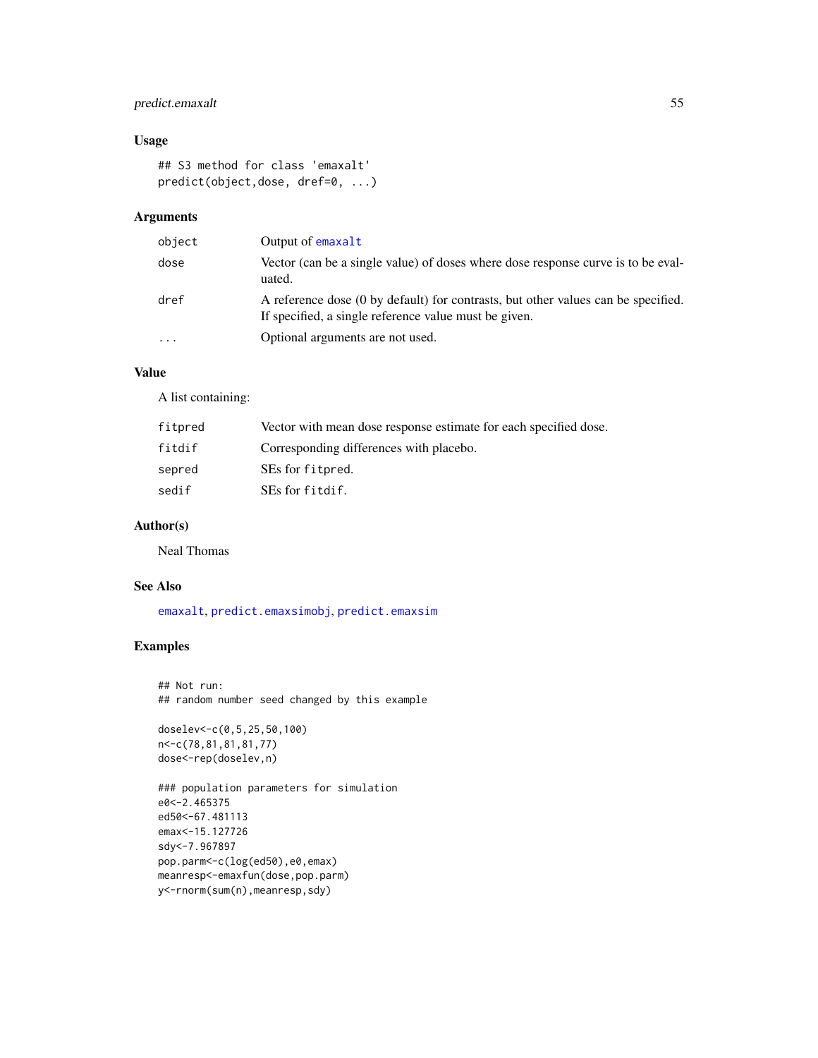## Usage

```
## S3 method for class 'emaxalt'
predict(object,dose, dref=0, ...)
```

## Arguments

| | |
|---|---|
| object | Output of emaxalt |
| dose | Vector (can be a single value) of doses where dose response curve is to be evaluated. |
| dref | A reference dose (0 by default) for contrasts, but other values can be specified. If specified, a single reference value must be given. |
| ... | Optional arguments are not used. |

## Value

A list containing:

| | |
|---|---|
| fitpred | Vector with mean dose response estimate for each specified dose. |
| fitdif | Corresponding differences with placebo. |
| sepred | SEs for fitpred. |
| sedif | SEs for fitdif. |

## Author(s)

Neal Thomas

## See Also

emaxalt, predict.emaxsimobj, predict.emaxsim

## Examples

```
## Not run:
## random number seed changed by this example

doselev<-c(0,5,25,50,100)
n<-c(78,81,81,81,77)
dose<-rep(doselev,n)

### population parameters for simulation
e0<-2.465375
ed50<-67.481113
emax<-15.127726
sdy<-7.967897
pop.parm<-c(log(ed50),e0,emax)
meanresp<-emaxfun(dose,pop.parm)
y<-rnorm(sum(n),meanresp,sdy)
```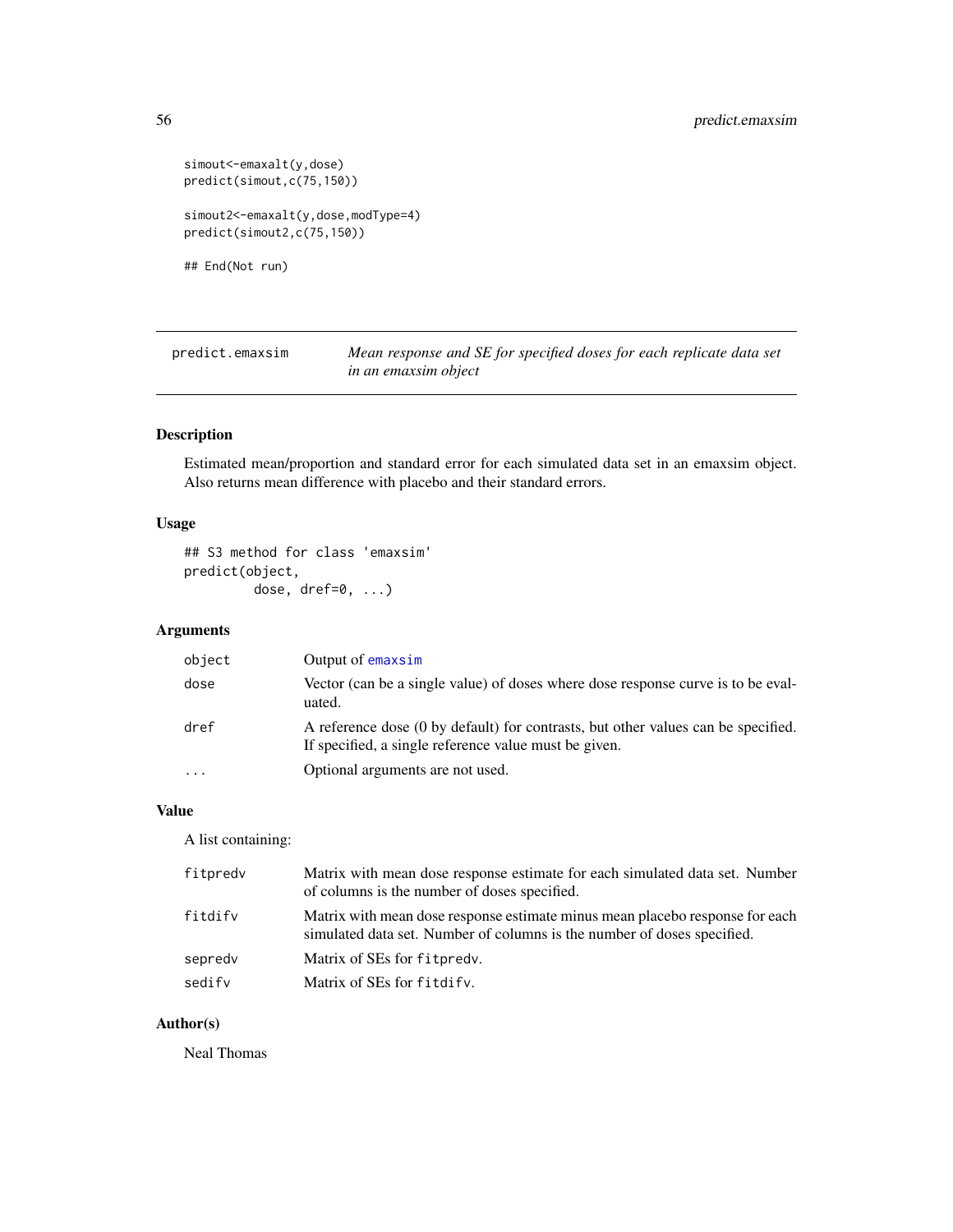```
simout<-emaxalt(y,dose)
predict(simout,c(75,150))

simout2<-emaxalt(y,dose,modType=4)
predict(simout2,c(75,150))

## End(Not run)
```

---

## predict.emaxsim — *Mean response and SE for specified doses for each replicate data set in an emaxsim object*

---

### Description

Estimated mean/proportion and standard error for each simulated data set in an emaxsim object. Also returns mean difference with placebo and their standard errors.

### Usage

```
## S3 method for class 'emaxsim'
predict(object,
        dose, dref=0, ...)
```

### Arguments

| | |
|---|---|
| `object` | Output of `emaxsim` |
| `dose` | Vector (can be a single value) of doses where dose response curve is to be evaluated. |
| `dref` | A reference dose (0 by default) for contrasts, but other values can be specified. If specified, a single reference value must be given. |
| `...` | Optional arguments are not used. |

### Value

A list containing:

| | |
|---|---|
| `fitpredv` | Matrix with mean dose response estimate for each simulated data set. Number of columns is the number of doses specified. |
| `fitdifv` | Matrix with mean dose response estimate minus mean placebo response for each simulated data set. Number of columns is the number of doses specified. |
| `sepredv` | Matrix of SEs for `fitpredv`. |
| `sedifv` | Matrix of SEs for `fitdifv`. |

### Author(s)

Neal Thomas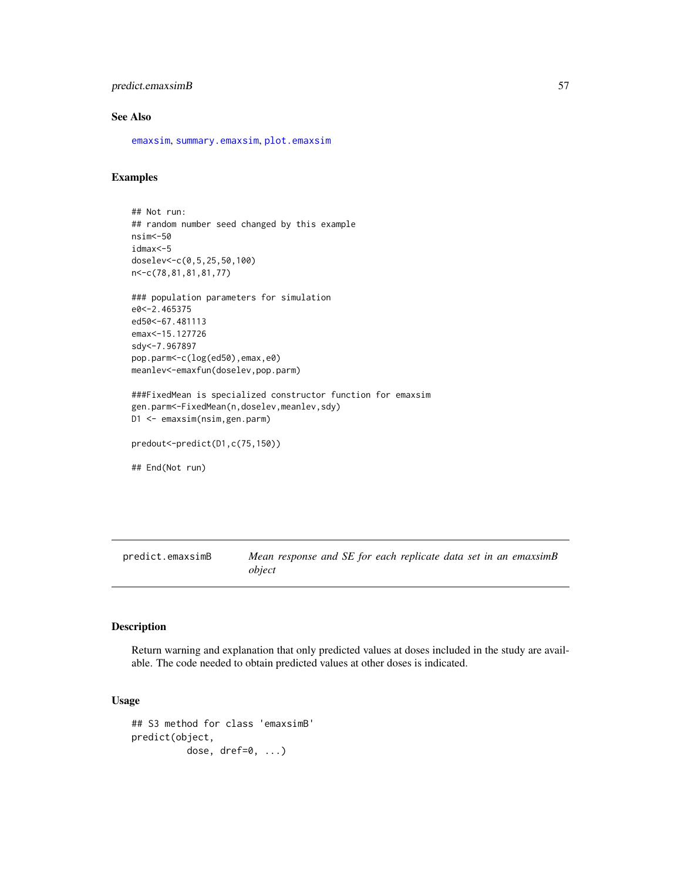### See Also

emaxsim, summary.emaxsim, plot.emaxsim

### Examples

```
## Not run:
## random number seed changed by this example
nsim<-50
idmax<-5
doselev<-c(0,5,25,50,100)
n<-c(78,81,81,81,77)

### population parameters for simulation
e0<-2.465375
ed50<-67.481113
emax<-15.127726
sdy<-7.967897
pop.parm<-c(log(ed50),emax,e0)
meanlev<-emaxfun(doselev,pop.parm)

###FixedMean is specialized constructor function for emaxsim
gen.parm<-FixedMean(n,doselev,meanlev,sdy)
D1 <- emaxsim(nsim,gen.parm)

predout<-predict(D1,c(75,150))

## End(Not run)
```

---

## predict.emaxsimB *Mean response and SE for each replicate data set in an emaxsimB object*

---

### Description

Return warning and explanation that only predicted values at doses included in the study are available. The code needed to obtain predicted values at other doses is indicated.

### Usage

```
## S3 method for class 'emaxsimB'
predict(object,
          dose, dref=0, ...)
```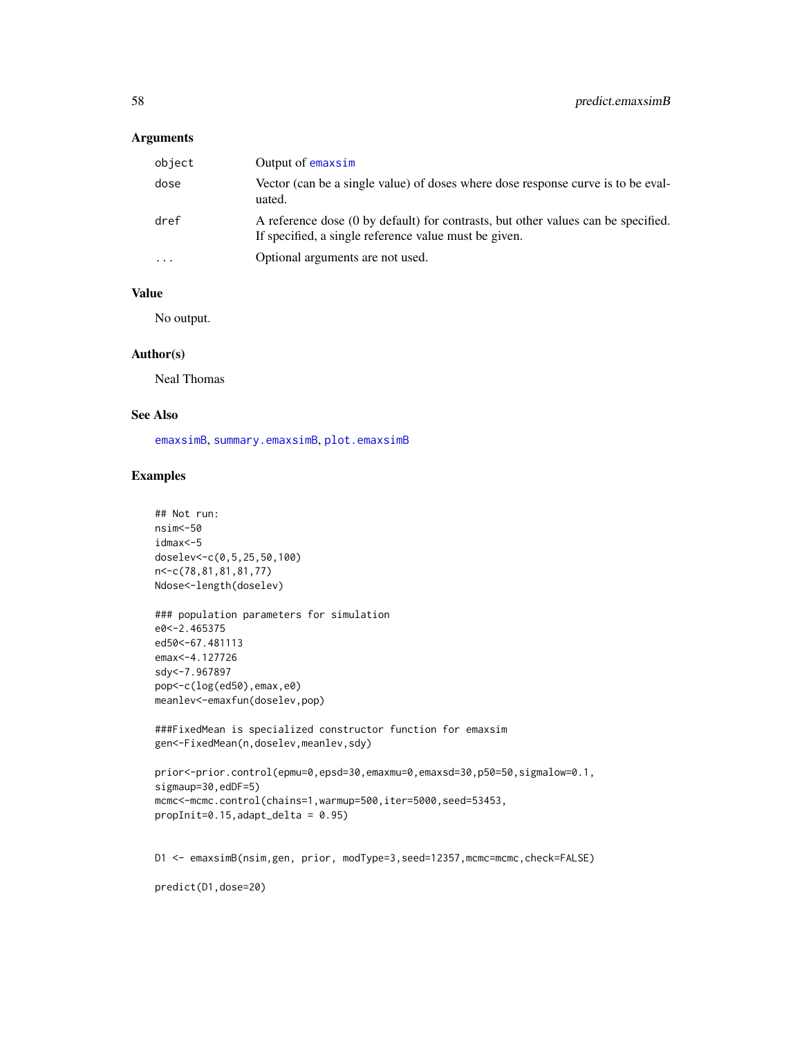## Arguments

| | |
|---|---|
| object | Output of emaxsim |
| dose | Vector (can be a single value) of doses where dose response curve is to be evaluated. |
| dref | A reference dose (0 by default) for contrasts, but other values can be specified. If specified, a single reference value must be given. |
| ... | Optional arguments are not used. |

## Value

No output.

## Author(s)

Neal Thomas

## See Also

emaxsimB, summary.emaxsimB, plot.emaxsimB

## Examples

```
## Not run:
nsim<-50
idmax<-5
doselev<-c(0,5,25,50,100)
n<-c(78,81,81,81,77)
Ndose<-length(doselev)

### population parameters for simulation
e0<-2.465375
ed50<-67.481113
emax<-4.127726
sdy<-7.967897
pop<-c(log(ed50),emax,e0)
meanlev<-emaxfun(doselev,pop)

###FixedMean is specialized constructor function for emaxsim
gen<-FixedMean(n,doselev,meanlev,sdy)

prior<-prior.control(epmu=0,epsd=30,emaxmu=0,emaxsd=30,p50=50,sigmalow=0.1,
sigmaup=30,edDF=5)
mcmc<-mcmc.control(chains=1,warmup=500,iter=5000,seed=53453,
propInit=0.15,adapt_delta = 0.95)


D1 <- emaxsimB(nsim,gen, prior, modType=3,seed=12357,mcmc=mcmc,check=FALSE)

predict(D1,dose=20)
```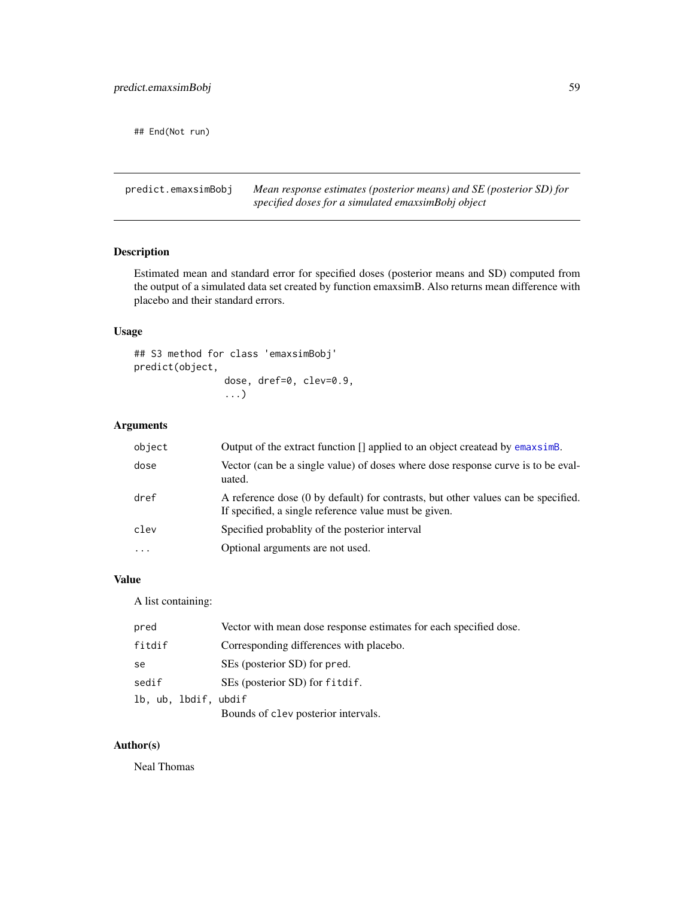```
## End(Not run)
```

---

## predict.emaxsimBobj — *Mean response estimates (posterior means) and SE (posterior SD) for specified doses for a simulated emaxsimBobj object*

---

### Description

Estimated mean and standard error for specified doses (posterior means and SD) computed from the output of a simulated data set created by function emaxsimB. Also returns mean difference with placebo and their standard errors.

### Usage

```
## S3 method for class 'emaxsimBobj'
predict(object,
                dose, dref=0, clev=0.9,
                ...)
```

### Arguments

| | |
|---|---|
| `object` | Output of the extract function [] applied to an object createad by `emaxsimB`. |
| `dose` | Vector (can be a single value) of doses where dose response curve is to be evaluated. |
| `dref` | A reference dose (0 by default) for contrasts, but other values can be specified. If specified, a single reference value must be given. |
| `clev` | Specified probablity of the posterior interval |
| `...` | Optional arguments are not used. |

### Value

A list containing:

| | |
|---|---|
| `pred` | Vector with mean dose response estimates for each specified dose. |
| `fitdif` | Corresponding differences with placebo. |
| `se` | SEs (posterior SD) for `pred`. |
| `sedif` | SEs (posterior SD) for `fitdif`. |
| `lb, ub, lbdif, ubdif` | Bounds of `clev` posterior intervals. |

### Author(s)

Neal Thomas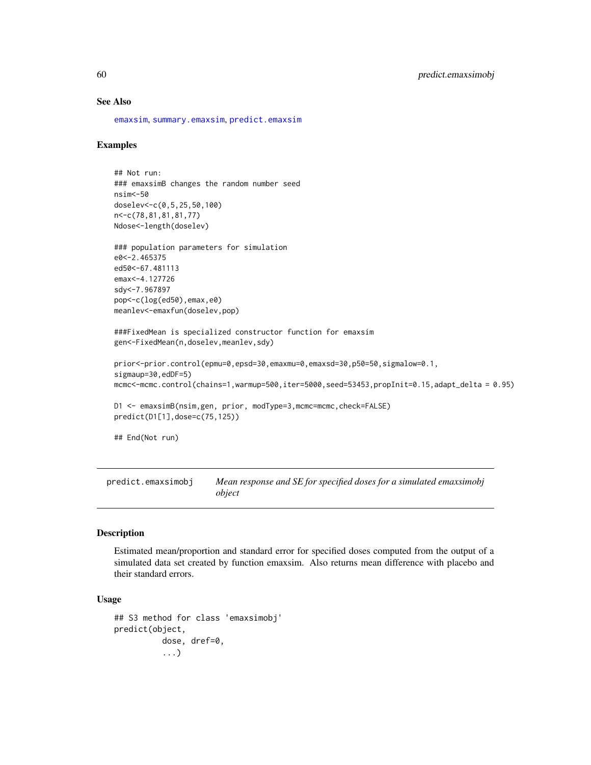## See Also

emaxsim, summary.emaxsim, predict.emaxsim

## Examples

```
## Not run:
### emaxsimB changes the random number seed
nsim<-50
doselev<-c(0,5,25,50,100)
n<-c(78,81,81,81,77)
Ndose<-length(doselev)

### population parameters for simulation
e0<-2.465375
ed50<-67.481113
emax<-4.127726
sdy<-7.967897
pop<-c(log(ed50),emax,e0)
meanlev<-emaxfun(doselev,pop)

###FixedMean is specialized constructor function for emaxsim
gen<-FixedMean(n,doselev,meanlev,sdy)

prior<-prior.control(epmu=0,epsd=30,emaxmu=0,emaxsd=30,p50=50,sigmalow=0.1,
sigmaup=30,edDF=5)
mcmc<-mcmc.control(chains=1,warmup=500,iter=5000,seed=53453,propInit=0.15,adapt_delta = 0.95)

D1 <- emaxsimB(nsim,gen, prior, modType=3,mcmc=mcmc,check=FALSE)
predict(D1[1],dose=c(75,125))

## End(Not run)
```

---

# predict.emaxsimobj — *Mean response and SE for specified doses for a simulated emaxsimobj object*

## Description

Estimated mean/proportion and standard error for specified doses computed from the output of a simulated data set created by function emaxsim. Also returns mean difference with placebo and their standard errors.

## Usage

```
## S3 method for class 'emaxsimobj'
predict(object,
          dose, dref=0,
          ...)
```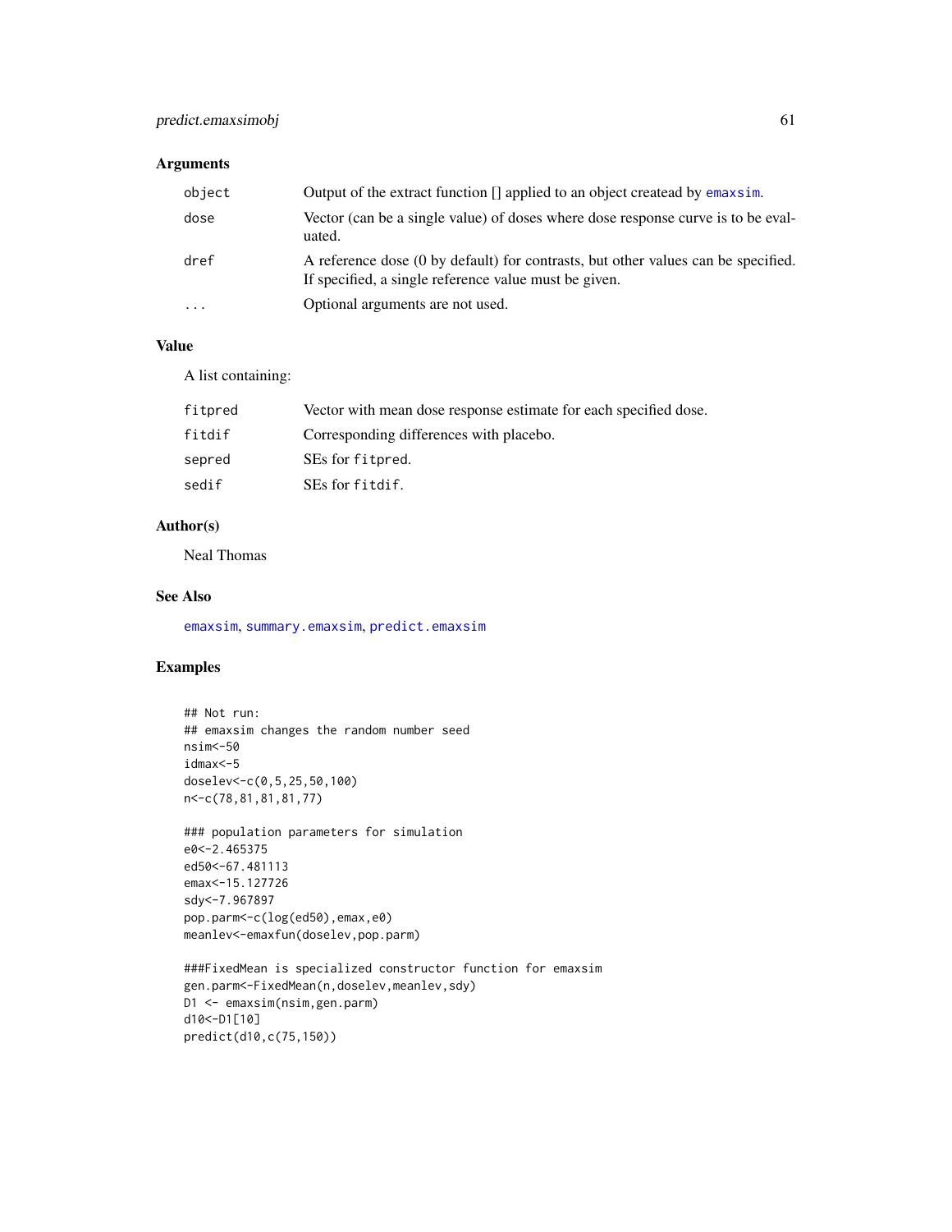## Arguments

| | |
|---|---|
| object | Output of the extract function [] applied to an object createad by emaxsim. |
| dose | Vector (can be a single value) of doses where dose response curve is to be evaluated. |
| dref | A reference dose (0 by default) for contrasts, but other values can be specified. If specified, a single reference value must be given. |
| ... | Optional arguments are not used. |

## Value

A list containing:

| | |
|---|---|
| fitpred | Vector with mean dose response estimate for each specified dose. |
| fitdif | Corresponding differences with placebo. |
| sepred | SEs for fitpred. |
| sedif | SEs for fitdif. |

## Author(s)

Neal Thomas

## See Also

emaxsim, summary.emaxsim, predict.emaxsim

## Examples

```
## Not run:
## emaxsim changes the random number seed
nsim<-50
idmax<-5
doselev<-c(0,5,25,50,100)
n<-c(78,81,81,81,77)

### population parameters for simulation
e0<-2.465375
ed50<-67.481113
emax<-15.127726
sdy<-7.967897
pop.parm<-c(log(ed50),emax,e0)
meanlev<-emaxfun(doselev,pop.parm)

###FixedMean is specialized constructor function for emaxsim
gen.parm<-FixedMean(n,doselev,meanlev,sdy)
D1 <- emaxsim(nsim,gen.parm)
d10<-D1[10]
predict(d10,c(75,150))
```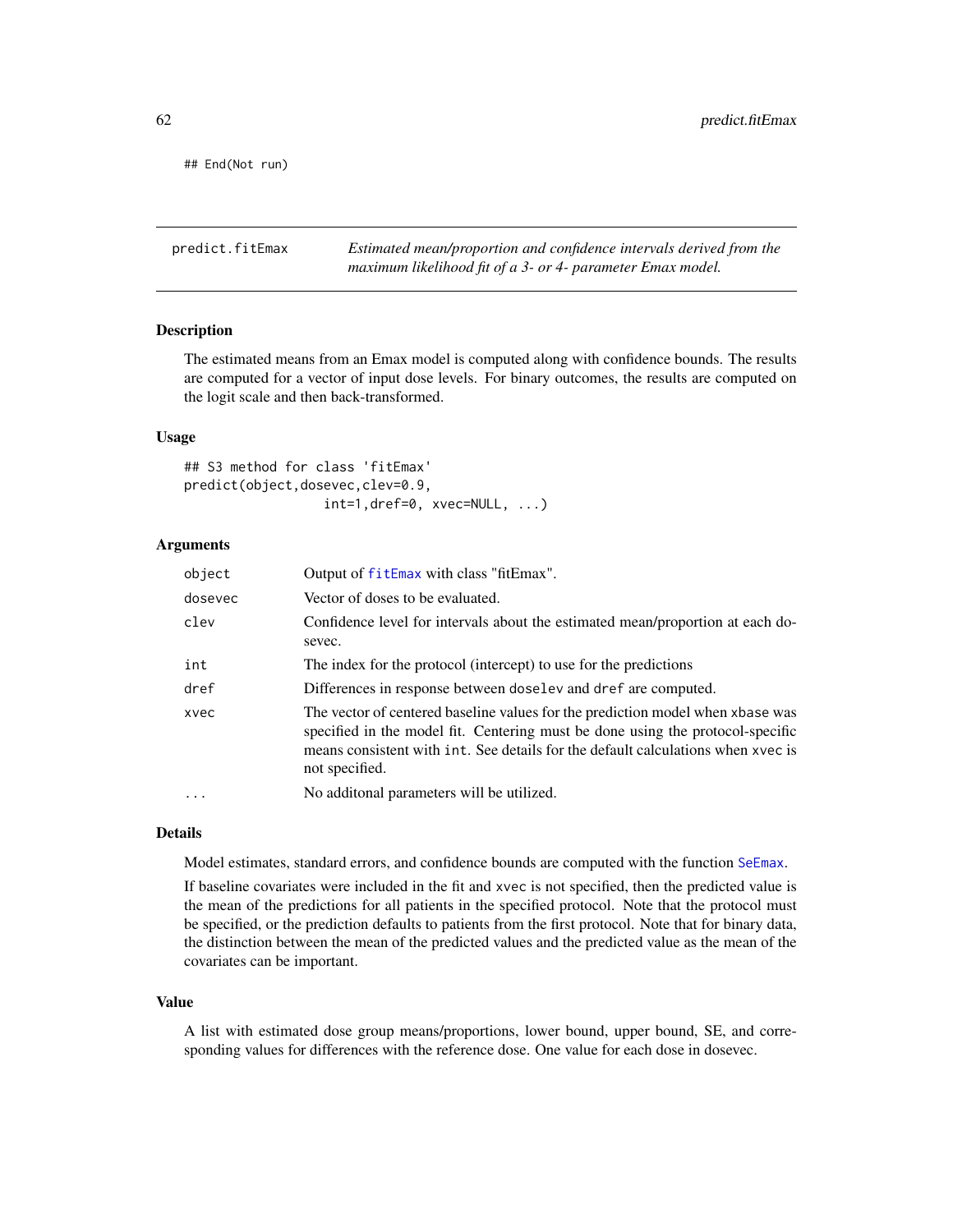```
## End(Not run)
```

---

predict.fitEmax — *Estimated mean/proportion and confidence intervals derived from the maximum likelihood fit of a 3- or 4- parameter Emax model.*

---

## Description

The estimated means from an Emax model is computed along with confidence bounds. The results are computed for a vector of input dose levels. For binary outcomes, the results are computed on the logit scale and then back-transformed.

## Usage

```
## S3 method for class 'fitEmax'
predict(object,dosevec,clev=0.9,
                  int=1,dref=0, xvec=NULL, ...)
```

## Arguments

| | |
|---|---|
| `object` | Output of `fitEmax` with class "fitEmax". |
| `dosevec` | Vector of doses to be evaluated. |
| `clev` | Confidence level for intervals about the estimated mean/proportion at each dosevec. |
| `int` | The index for the protocol (intercept) to use for the predictions |
| `dref` | Differences in response between `doselev` and `dref` are computed. |
| `xvec` | The vector of centered baseline values for the prediction model when `xbase` was specified in the model fit. Centering must be done using the protocol-specific means consistent with `int`. See details for the default calculations when `xvec` is not specified. |
| `...` | No additonal parameters will be utilized. |

## Details

Model estimates, standard errors, and confidence bounds are computed with the function `SeEmax`.

If baseline covariates were included in the fit and `xvec` is not specified, then the predicted value is the mean of the predictions for all patients in the specified protocol. Note that the protocol must be specified, or the prediction defaults to patients from the first protocol. Note that for binary data, the distinction between the mean of the predicted values and the predicted value as the mean of the covariates can be important.

## Value

A list with estimated dose group means/proportions, lower bound, upper bound, SE, and corresponding values for differences with the reference dose. One value for each dose in dosevec.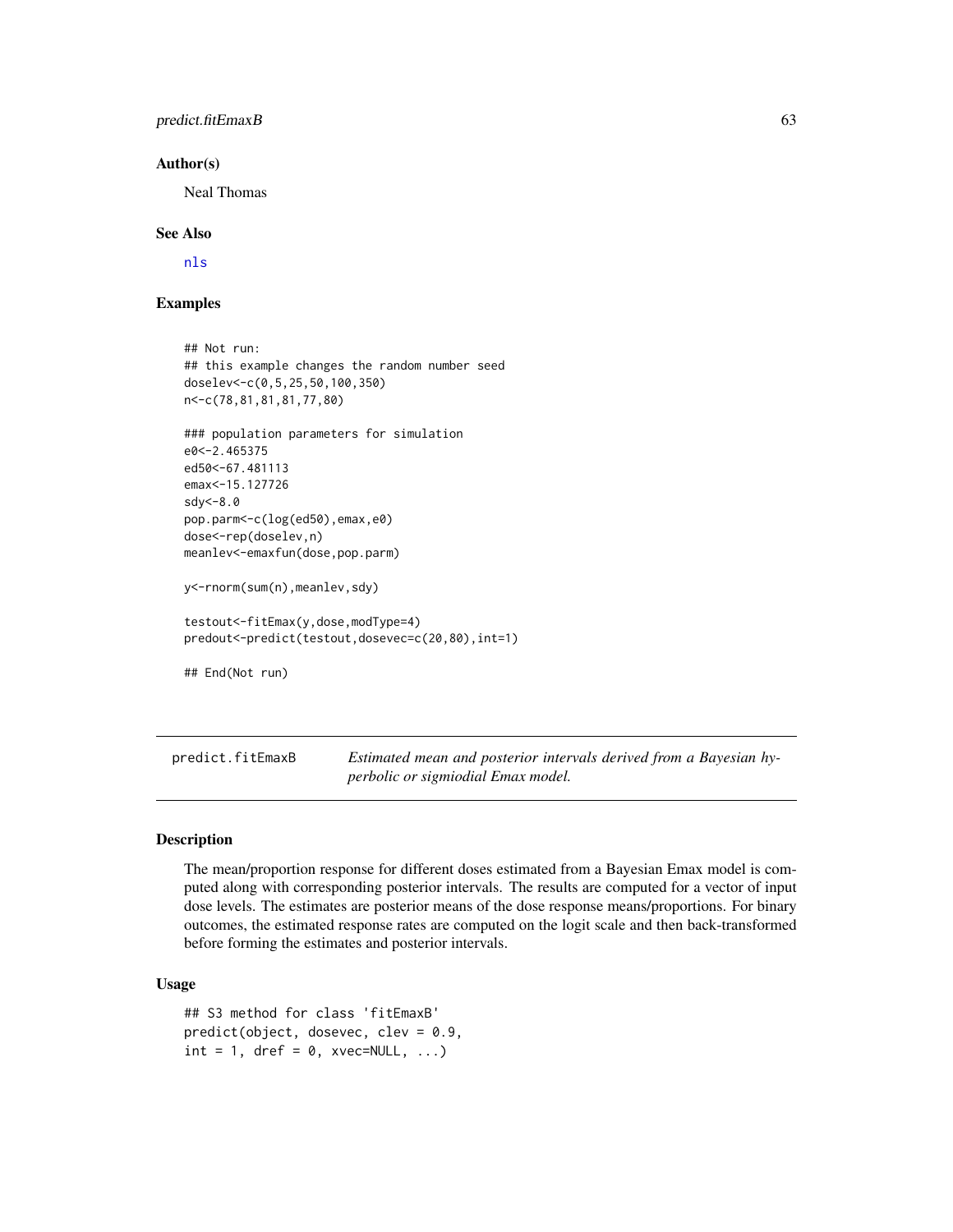## Author(s)

Neal Thomas

## See Also

nls

## Examples

```
## Not run:
## this example changes the random number seed
doselev<-c(0,5,25,50,100,350)
n<-c(78,81,81,81,77,80)

### population parameters for simulation
e0<-2.465375
ed50<-67.481113
emax<-15.127726
sdy<-8.0
pop.parm<-c(log(ed50),emax,e0)
dose<-rep(doselev,n)
meanlev<-emaxfun(dose,pop.parm)

y<-rnorm(sum(n),meanlev,sdy)

testout<-fitEmax(y,dose,modType=4)
predout<-predict(testout,dosevec=c(20,80),int=1)

## End(Not run)
```

---

# predict.fitEmaxB

*Estimated mean and posterior intervals derived from a Bayesian hyperbolic or sigmiodial Emax model.*

## Description

The mean/proportion response for different doses estimated from a Bayesian Emax model is computed along with corresponding posterior intervals. The results are computed for a vector of input dose levels. The estimates are posterior means of the dose response means/proportions. For binary outcomes, the estimated response rates are computed on the logit scale and then back-transformed before forming the estimates and posterior intervals.

## Usage

```
## S3 method for class 'fitEmaxB'
predict(object, dosevec, clev = 0.9,
int = 1, dref = 0, xvec=NULL, ...)
```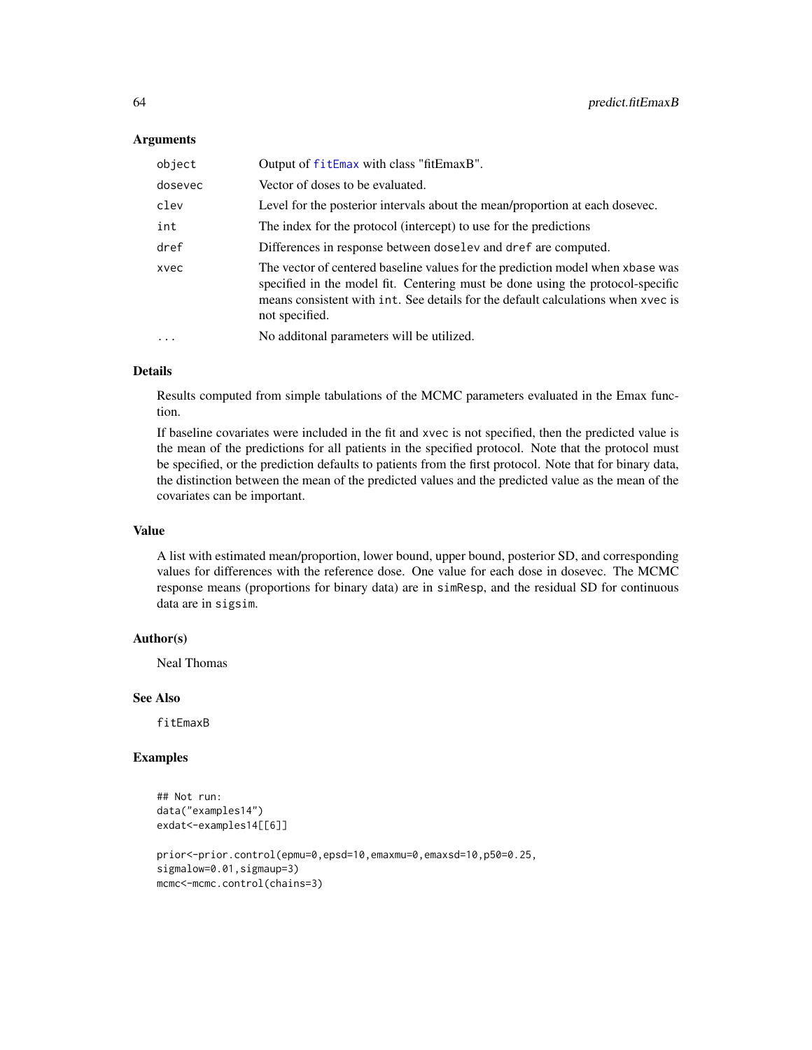## Arguments

| | |
|---|---|
| object | Output of fitEmax with class "fitEmaxB". |
| dosevec | Vector of doses to be evaluated. |
| clev | Level for the posterior intervals about the mean/proportion at each dosevec. |
| int | The index for the protocol (intercept) to use for the predictions |
| dref | Differences in response between doselev and dref are computed. |
| xvec | The vector of centered baseline values for the prediction model when xbase was specified in the model fit. Centering must be done using the protocol-specific means consistent with int. See details for the default calculations when xvec is not specified. |
| ... | No additonal parameters will be utilized. |

## Details

Results computed from simple tabulations of the MCMC parameters evaluated in the Emax function.

If baseline covariates were included in the fit and xvec is not specified, then the predicted value is the mean of the predictions for all patients in the specified protocol. Note that the protocol must be specified, or the prediction defaults to patients from the first protocol. Note that for binary data, the distinction between the mean of the predicted values and the predicted value as the mean of the covariates can be important.

## Value

A list with estimated mean/proportion, lower bound, upper bound, posterior SD, and corresponding values for differences with the reference dose. One value for each dose in dosevec. The MCMC response means (proportions for binary data) are in simResp, and the residual SD for continuous data are in sigsim.

## Author(s)

Neal Thomas

## See Also

fitEmaxB

## Examples

```
## Not run:
data("examples14")
exdat<-examples14[[6]]

prior<-prior.control(epmu=0,epsd=10,emaxmu=0,emaxsd=10,p50=0.25,
sigmalow=0.01,sigmaup=3)
mcmc<-mcmc.control(chains=3)
```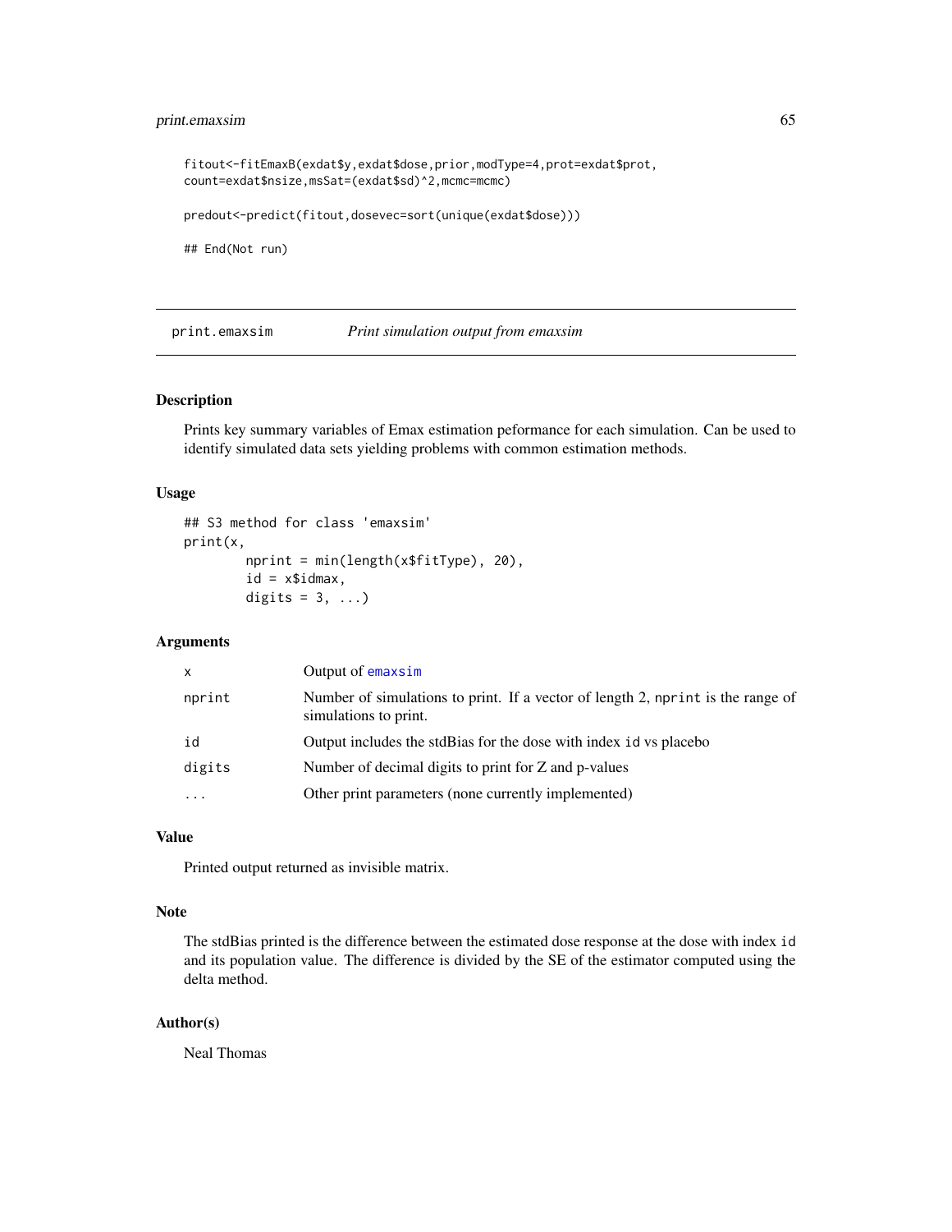```
fitout<-fitEmaxB(exdat$y,exdat$dose,prior,modType=4,prot=exdat$prot,
count=exdat$nsize,msSat=(exdat$sd)^2,mcmc=mcmc)

predout<-predict(fitout,dosevec=sort(unique(exdat$dose)))

## End(Not run)
```

---

## print.emaxsim — *Print simulation output from emaxsim*

---

### Description

Prints key summary variables of Emax estimation peformance for each simulation. Can be used to identify simulated data sets yielding problems with common estimation methods.

### Usage

```
## S3 method for class 'emaxsim'
print(x,
        nprint = min(length(x$fitType), 20),
        id = x$idmax,
        digits = 3, ...)
```

### Arguments

| | |
|---|---|
| `x` | Output of `emaxsim` |
| `nprint` | Number of simulations to print. If a vector of length 2, `nprint` is the range of simulations to print. |
| `id` | Output includes the stdBias for the dose with index `id` vs placebo |
| `digits` | Number of decimal digits to print for Z and p-values |
| `...` | Other print parameters (none currently implemented) |

### Value

Printed output returned as invisible matrix.

### Note

The stdBias printed is the difference between the estimated dose response at the dose with index `id` and its population value. The difference is divided by the SE of the estimator computed using the delta method.

### Author(s)

Neal Thomas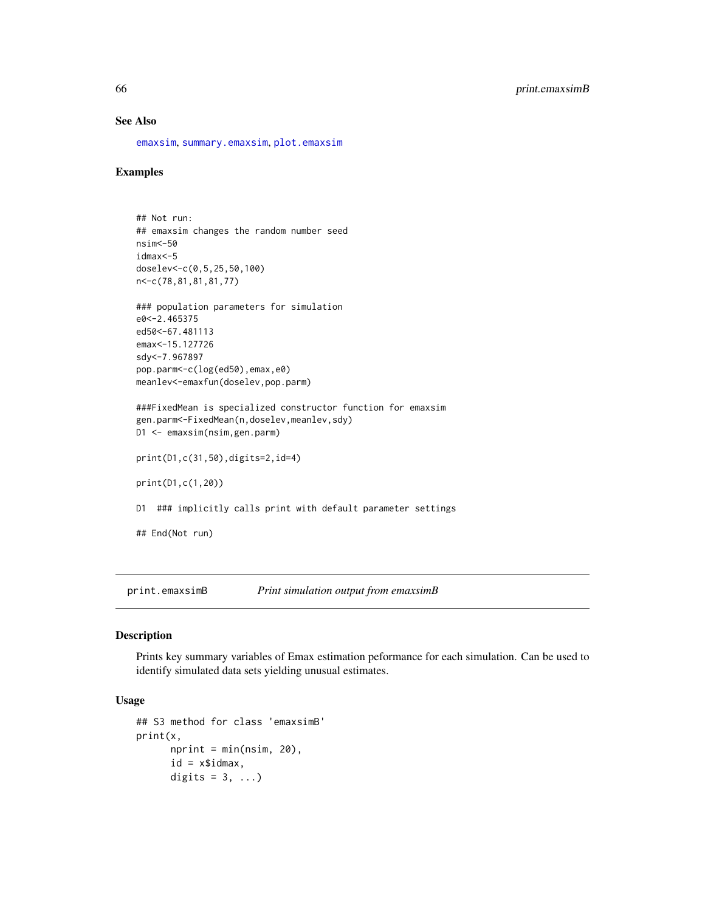### See Also

emaxsim, summary.emaxsim, plot.emaxsim

### Examples

```
## Not run:
## emaxsim changes the random number seed
nsim<-50
idmax<-5
doselev<-c(0,5,25,50,100)
n<-c(78,81,81,81,77)

### population parameters for simulation
e0<-2.465375
ed50<-67.481113
emax<-15.127726
sdy<-7.967897
pop.parm<-c(log(ed50),emax,e0)
meanlev<-emaxfun(doselev,pop.parm)

###FixedMean is specialized constructor function for emaxsim
gen.parm<-FixedMean(n,doselev,meanlev,sdy)
D1 <- emaxsim(nsim,gen.parm)

print(D1,c(31,50),digits=2,id=4)

print(D1,c(1,20))

D1  ### implicitly calls print with default parameter settings

## End(Not run)
```

---

## print.emaxsimB *Print simulation output from emaxsimB*

### Description

Prints key summary variables of Emax estimation peformance for each simulation. Can be used to identify simulated data sets yielding unusual estimates.

### Usage

```
## S3 method for class 'emaxsimB'
print(x,
      nprint = min(nsim, 20),
      id = x$idmax,
      digits = 3, ...)
```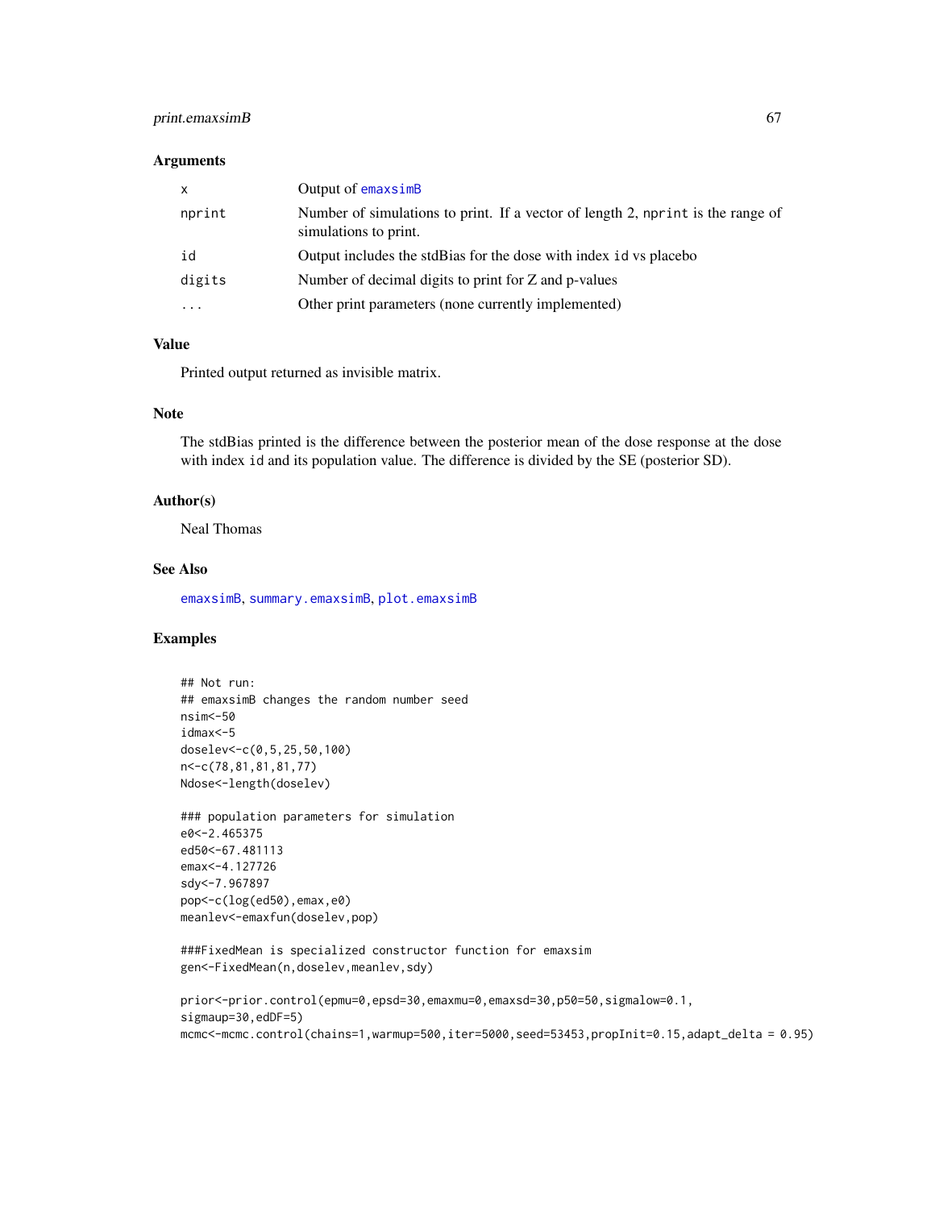### Arguments

| | |
|---|---|
| x | Output of emaxsimB |
| nprint | Number of simulations to print. If a vector of length 2, nprint is the range of simulations to print. |
| id | Output includes the stdBias for the dose with index id vs placebo |
| digits | Number of decimal digits to print for Z and p-values |
| ... | Other print parameters (none currently implemented) |

### Value

Printed output returned as invisible matrix.

### Note

The stdBias printed is the difference between the posterior mean of the dose response at the dose with index id and its population value. The difference is divided by the SE (posterior SD).

### Author(s)

Neal Thomas

### See Also

emaxsimB, summary.emaxsimB, plot.emaxsimB

### Examples

```
## Not run:
## emaxsimB changes the random number seed
nsim<-50
idmax<-5
doselev<-c(0,5,25,50,100)
n<-c(78,81,81,81,77)
Ndose<-length(doselev)

### population parameters for simulation
e0<-2.465375
ed50<-67.481113
emax<-4.127726
sdy<-7.967897
pop<-c(log(ed50),emax,e0)
meanlev<-emaxfun(doselev,pop)

###FixedMean is specialized constructor function for emaxsim
gen<-FixedMean(n,doselev,meanlev,sdy)

prior<-prior.control(epmu=0,epsd=30,emaxmu=0,emaxsd=30,p50=50,sigmalow=0.1,
sigmaup=30,edDF=5)
mcmc<-mcmc.control(chains=1,warmup=500,iter=5000,seed=53453,propInit=0.15,adapt_delta = 0.95)
```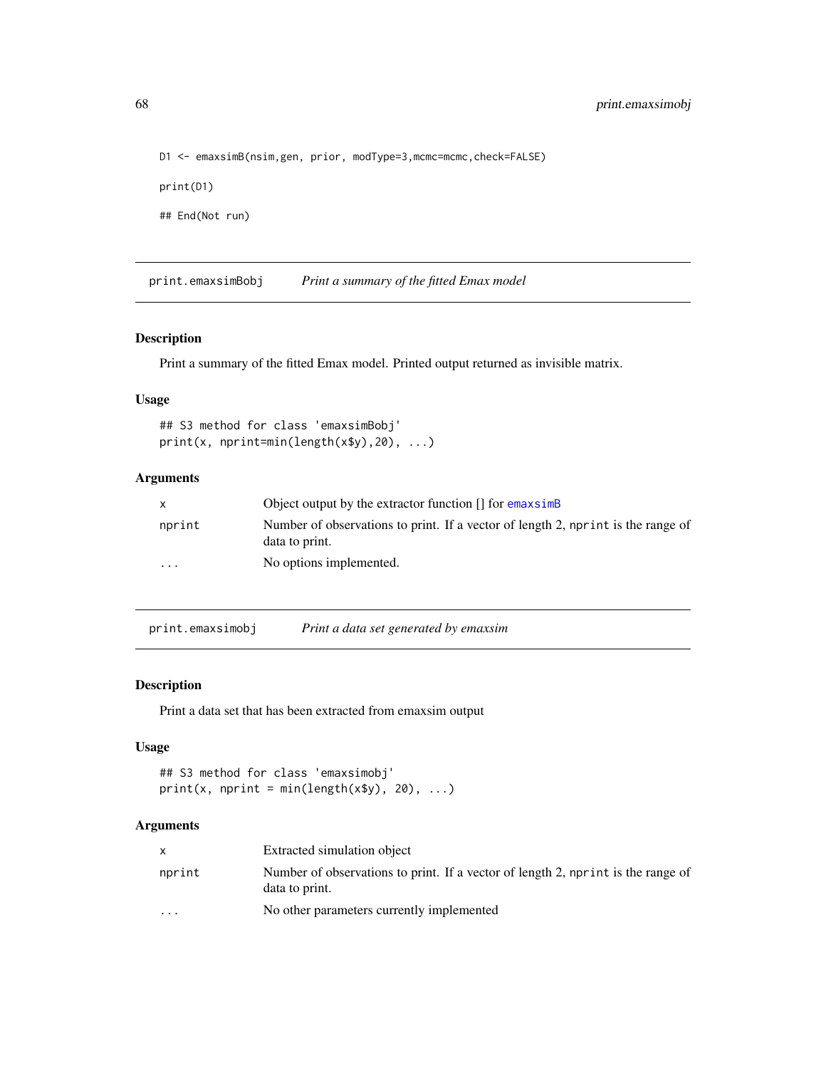```
D1 <- emaxsimB(nsim,gen, prior, modType=3,mcmc=mcmc,check=FALSE)

print(D1)

## End(Not run)
```

## print.emaxsimBobj *Print a summary of the fitted Emax model*

### Description

Print a summary of the fitted Emax model. Printed output returned as invisible matrix.

### Usage

```
## S3 method for class 'emaxsimBobj'
print(x, nprint=min(length(x$y),20), ...)
```

### Arguments

| | |
|---|---|
| `x` | Object output by the extractor function [] for `emaxsimB` |
| `nprint` | Number of observations to print. If a vector of length 2, `nprint` is the range of data to print. |
| `...` | No options implemented. |

## print.emaxsimobj *Print a data set generated by emaxsim*

### Description

Print a data set that has been extracted from emaxsim output

### Usage

```
## S3 method for class 'emaxsimobj'
print(x, nprint = min(length(x$y), 20), ...)
```

### Arguments

| | |
|---|---|
| `x` | Extracted simulation object |
| `nprint` | Number of observations to print. If a vector of length 2, `nprint` is the range of data to print. |
| `...` | No other parameters currently implemented |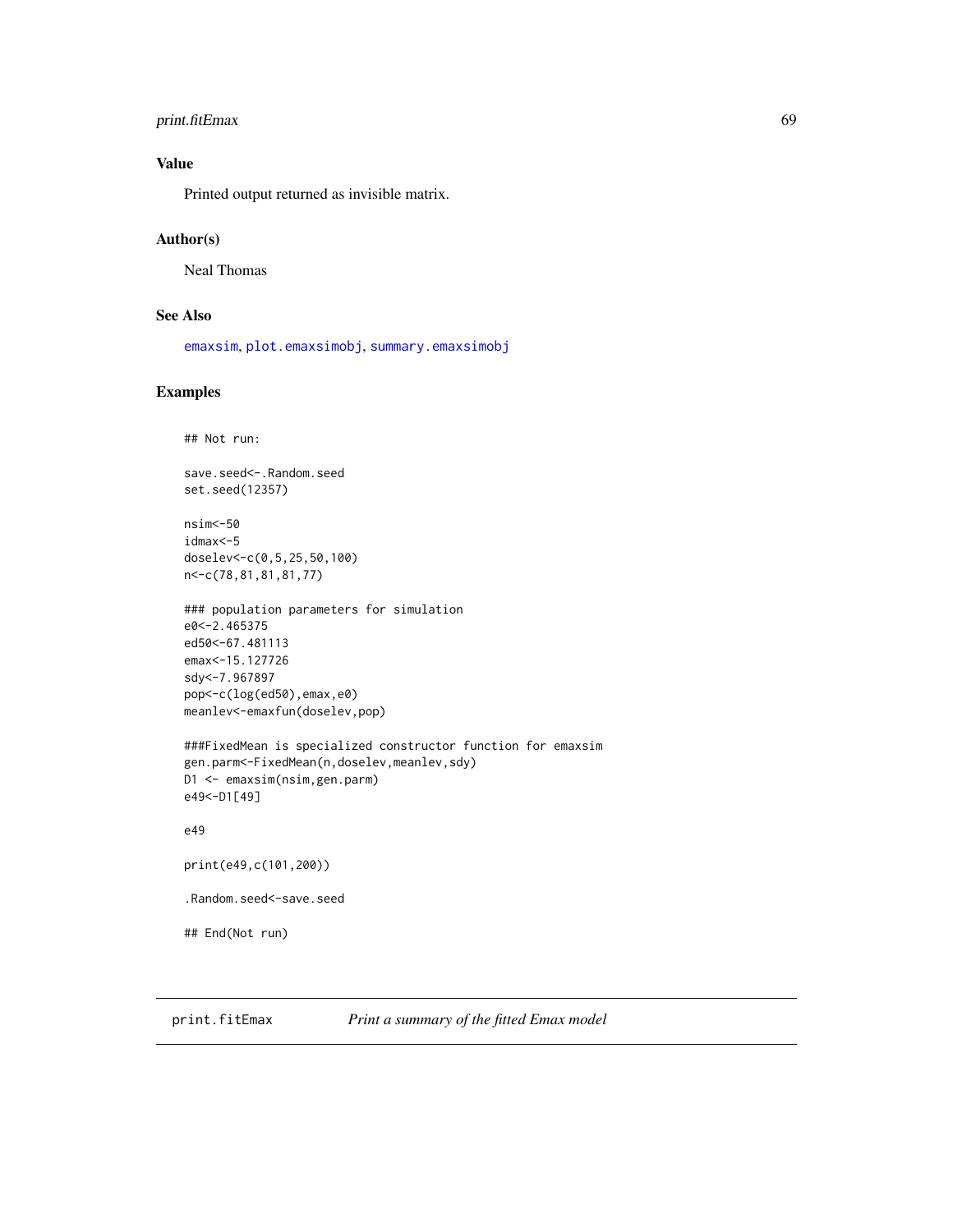## Value

Printed output returned as invisible matrix.

## Author(s)

Neal Thomas

## See Also

emaxsim, plot.emaxsimobj, summary.emaxsimobj

## Examples

```
## Not run:

save.seed<-.Random.seed
set.seed(12357)

nsim<-50
idmax<-5
doselev<-c(0,5,25,50,100)
n<-c(78,81,81,81,77)

### population parameters for simulation
e0<-2.465375
ed50<-67.481113
emax<-15.127726
sdy<-7.967897
pop<-c(log(ed50),emax,e0)
meanlev<-emaxfun(doselev,pop)

###FixedMean is specialized constructor function for emaxsim
gen.parm<-FixedMean(n,doselev,meanlev,sdy)
D1 <- emaxsim(nsim,gen.parm)
e49<-D1[49]

e49

print(e49,c(101,200))

.Random.seed<-save.seed

## End(Not run)
```

---

# print.fitEmax    *Print a summary of the fitted Emax model*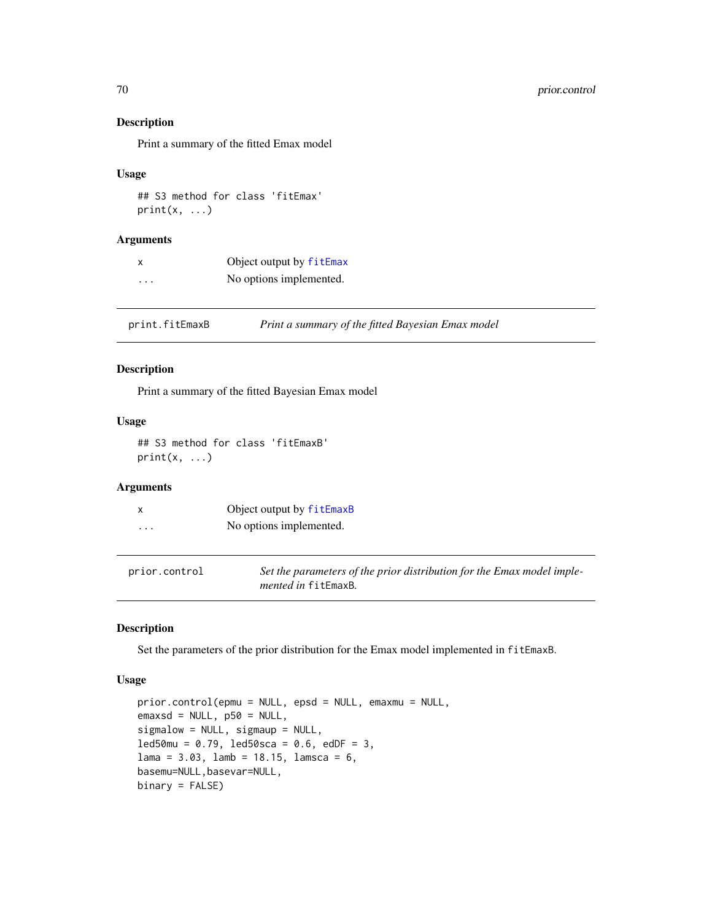### Description

Print a summary of the fitted Emax model

### Usage

```
## S3 method for class 'fitEmax'
print(x, ...)
```

### Arguments

| | |
|---|---|
| x | Object output by fitEmax |
| ... | No options implemented. |

---

## print.fitEmaxB — *Print a summary of the fitted Bayesian Emax model*

### Description

Print a summary of the fitted Bayesian Emax model

### Usage

```
## S3 method for class 'fitEmaxB'
print(x, ...)
```

### Arguments

| | |
|---|---|
| x | Object output by fitEmaxB |
| ... | No options implemented. |

---

## prior.control — *Set the parameters of the prior distribution for the Emax model implemented in* fitEmaxB.

### Description

Set the parameters of the prior distribution for the Emax model implemented in fitEmaxB.

### Usage

```
prior.control(epmu = NULL, epsd = NULL, emaxmu = NULL,
emaxsd = NULL, p50 = NULL,
sigmalow = NULL, sigmaup = NULL,
led50mu = 0.79, led50sca = 0.6, edDF = 3,
lama = 3.03, lamb = 18.15, lamsca = 6,
basemu=NULL,basevar=NULL,
binary = FALSE)
```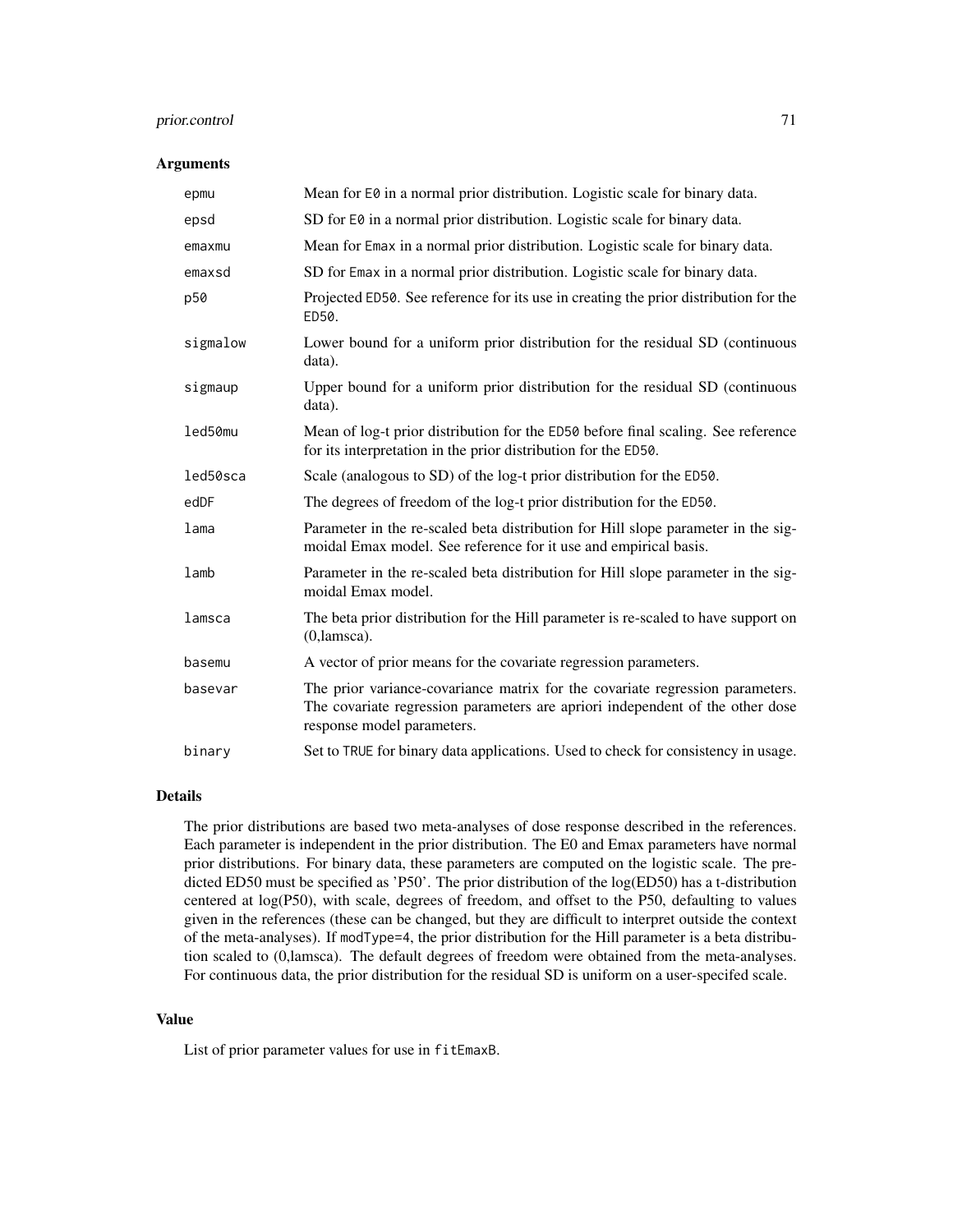### Arguments

| | |
|---|---|
| `epmu` | Mean for `E0` in a normal prior distribution. Logistic scale for binary data. |
| `epsd` | SD for `E0` in a normal prior distribution. Logistic scale for binary data. |
| `emaxmu` | Mean for `Emax` in a normal prior distribution. Logistic scale for binary data. |
| `emaxsd` | SD for `Emax` in a normal prior distribution. Logistic scale for binary data. |
| `p50` | Projected `ED50`. See reference for its use in creating the prior distribution for the `ED50`. |
| `sigmalow` | Lower bound for a uniform prior distribution for the residual SD (continuous data). |
| `sigmaup` | Upper bound for a uniform prior distribution for the residual SD (continuous data). |
| `led50mu` | Mean of log-t prior distribution for the `ED50` before final scaling. See reference for its interpretation in the prior distribution for the `ED50`. |
| `led50sca` | Scale (analogous to SD) of the log-t prior distribution for the `ED50`. |
| `edDF` | The degrees of freedom of the log-t prior distribution for the `ED50`. |
| `lama` | Parameter in the re-scaled beta distribution for Hill slope parameter in the sigmoidal Emax model. See reference for it use and empirical basis. |
| `lamb` | Parameter in the re-scaled beta distribution for Hill slope parameter in the sigmoidal Emax model. |
| `lamsca` | The beta prior distribution for the Hill parameter is re-scaled to have support on (0,lamsca). |
| `basemu` | A vector of prior means for the covariate regression parameters. |
| `basevar` | The prior variance-covariance matrix for the covariate regression parameters. The covariate regression parameters are apriori independent of the other dose response model parameters. |
| `binary` | Set to `TRUE` for binary data applications. Used to check for consistency in usage. |

### Details

The prior distributions are based two meta-analyses of dose response described in the references. Each parameter is independent in the prior distribution. The E0 and Emax parameters have normal prior distributions. For binary data, these parameters are computed on the logistic scale. The predicted ED50 must be specified as 'P50'. The prior distribution of the log(ED50) has a t-distribution centered at log(P50), with scale, degrees of freedom, and offset to the P50, defaulting to values given in the references (these can be changed, but they are difficult to interpret outside the context of the meta-analyses). If `modType=4`, the prior distribution for the Hill parameter is a beta distribution scaled to (0,lamsca). The default degrees of freedom were obtained from the meta-analyses. For continuous data, the prior distribution for the residual SD is uniform on a user-specifed scale.

### Value

List of prior parameter values for use in `fitEmaxB`.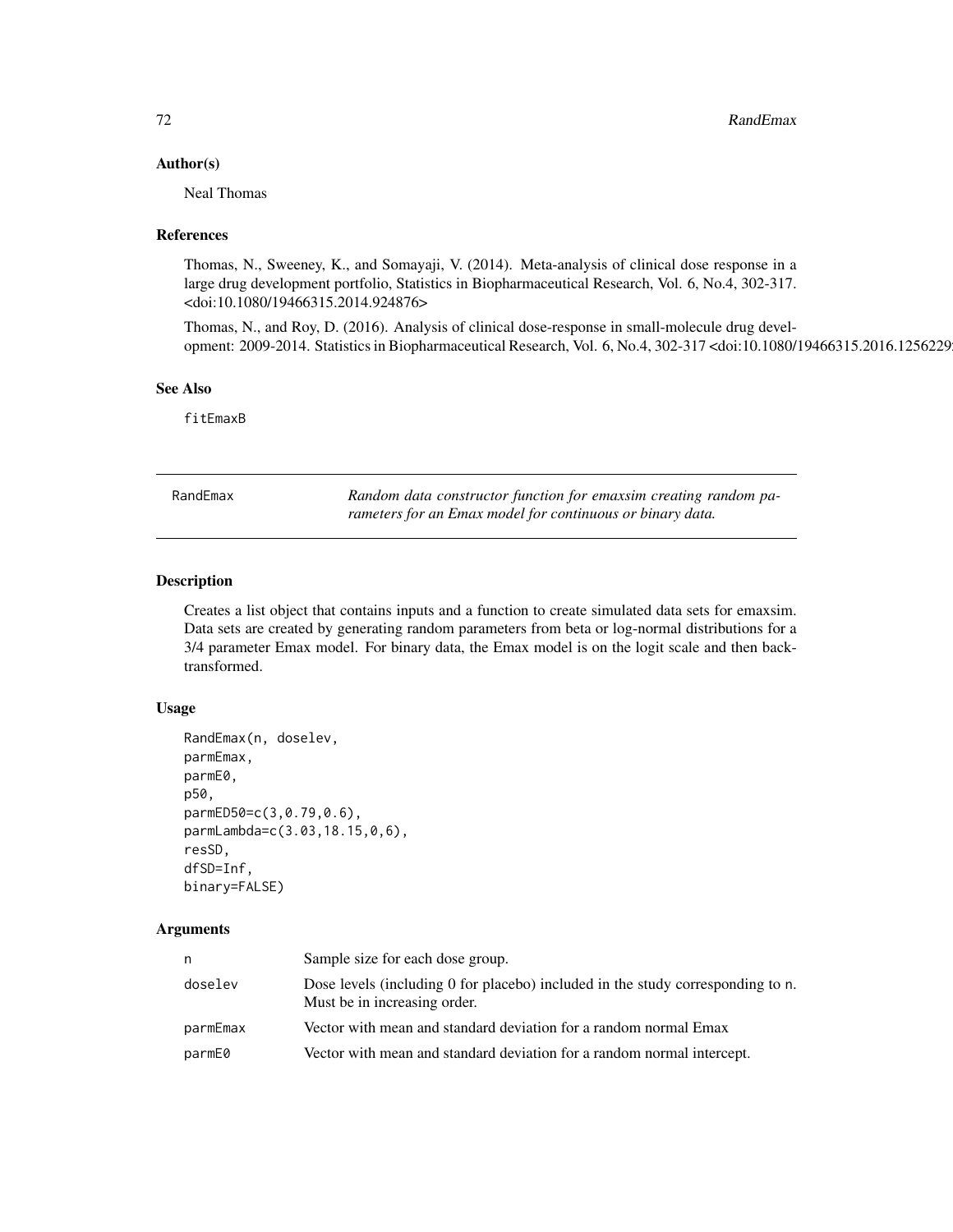## Author(s)

Neal Thomas

## References

Thomas, N., Sweeney, K., and Somayaji, V. (2014). Meta-analysis of clinical dose response in a large drug development portfolio, Statistics in Biopharmaceutical Research, Vol. 6, No.4, 302-317. <doi:10.1080/19466315.2014.924876>

Thomas, N., and Roy, D. (2016). Analysis of clinical dose-response in small-molecule drug development: 2009-2014. Statistics in Biopharmaceutical Research, Vol. 6, No.4, 302-317 <doi:10.1080/19466315.2016.1256229

## See Also

fitEmaxB

---

# RandEmax

*Random data constructor function for emaxsim creating random parameters for an Emax model for continuous or binary data.*

## Description

Creates a list object that contains inputs and a function to create simulated data sets for emaxsim. Data sets are created by generating random parameters from beta or log-normal distributions for a 3/4 parameter Emax model. For binary data, the Emax model is on the logit scale and then back-transformed.

## Usage

```
RandEmax(n, doselev,
parmEmax,
parmE0,
p50,
parmED50=c(3,0.79,0.6),
parmLambda=c(3.03,18.15,0,6),
resSD,
dfSD=Inf,
binary=FALSE)
```

## Arguments

| | |
|---|---|
| n | Sample size for each dose group. |
| doselev | Dose levels (including 0 for placebo) included in the study corresponding to n. Must be in increasing order. |
| parmEmax | Vector with mean and standard deviation for a random normal Emax |
| parmE0 | Vector with mean and standard deviation for a random normal intercept. |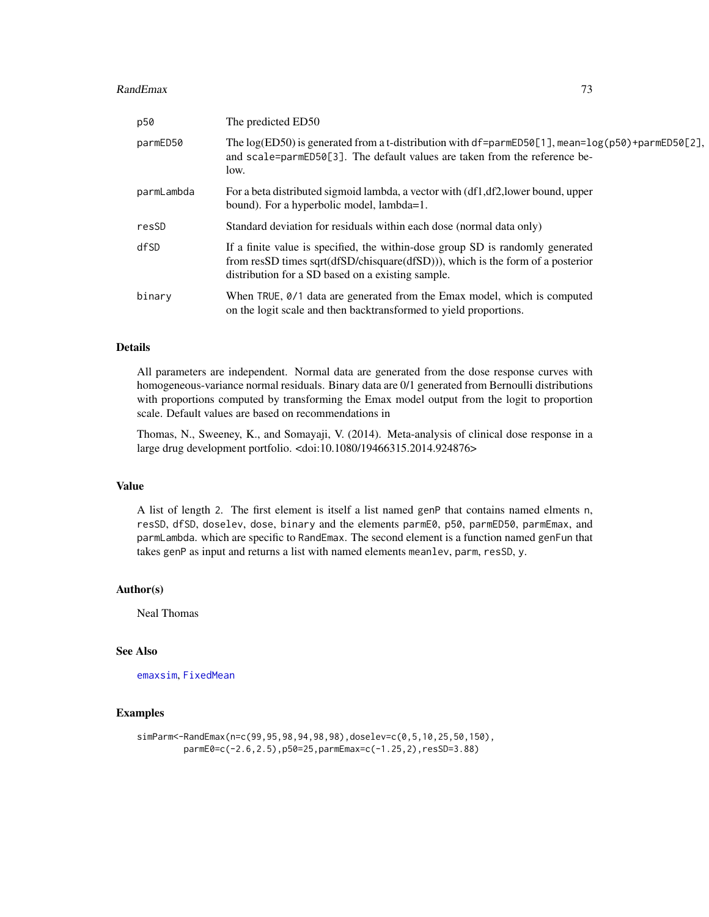| | |
|---|---|
| p50 | The predicted ED50 |
| parmED50 | The log(ED50) is generated from a t-distribution with df=parmED50[1], mean=log(p50)+parmED50[2], and scale=parmED50[3]. The default values are taken from the reference below. |
| parmLambda | For a beta distributed sigmoid lambda, a vector with (df1,df2,lower bound, upper bound). For a hyperbolic model, lambda=1. |
| resSD | Standard deviation for residuals within each dose (normal data only) |
| dfSD | If a finite value is specified, the within-dose group SD is randomly generated from resSD times sqrt(dfSD/chisquare(dfSD))), which is the form of a posterior distribution for a SD based on a existing sample. |
| binary | When TRUE, 0/1 data are generated from the Emax model, which is computed on the logit scale and then backtransformed to yield proportions. |

## Details

All parameters are independent. Normal data are generated from the dose response curves with homogeneous-variance normal residuals. Binary data are 0/1 generated from Bernoulli distributions with proportions computed by transforming the Emax model output from the logit to proportion scale. Default values are based on recommendations in

Thomas, N., Sweeney, K., and Somayaji, V. (2014). Meta-analysis of clinical dose response in a large drug development portfolio. <doi:10.1080/19466315.2014.924876>

## Value

A list of length 2. The first element is itself a list named genP that contains named elments n, resSD, dfSD, doselev, dose, binary and the elements parmE0, p50, parmED50, parmEmax, and parmLambda. which are specific to RandEmax. The second element is a function named genFun that takes genP as input and returns a list with named elements meanlev, parm, resSD, y.

## Author(s)

Neal Thomas

## See Also

emaxsim, FixedMean

## Examples

```
simParm<-RandEmax(n=c(99,95,98,94,98,98),doselev=c(0,5,10,25,50,150),
         parmE0=c(-2.6,2.5),p50=25,parmEmax=c(-1.25,2),resSD=3.88)
```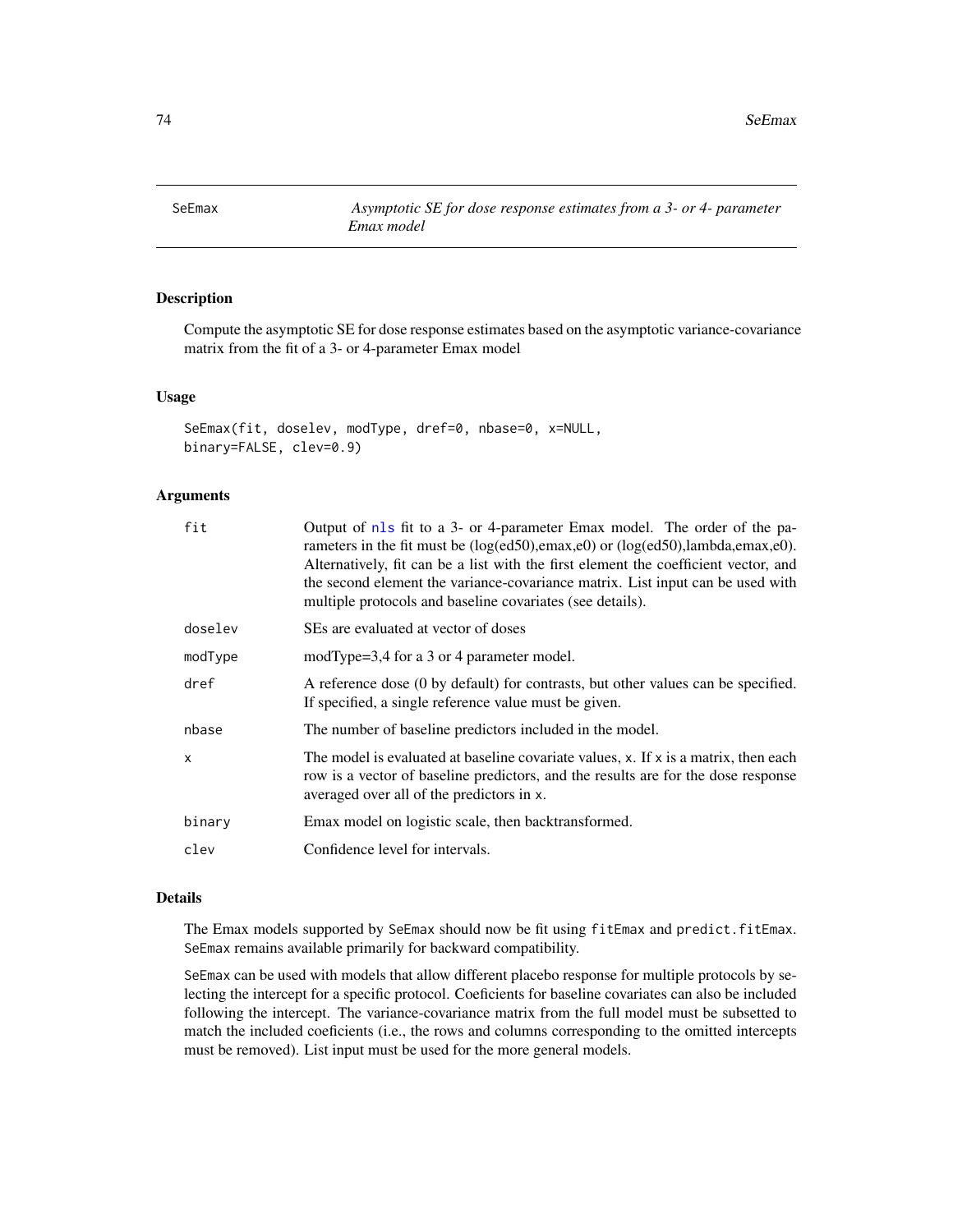# SeEmax — *Asymptotic SE for dose response estimates from a 3- or 4- parameter Emax model*

## Description

Compute the asymptotic SE for dose response estimates based on the asymptotic variance-covariance matrix from the fit of a 3- or 4-parameter Emax model

## Usage

```
SeEmax(fit, doselev, modType, dref=0, nbase=0, x=NULL,
binary=FALSE, clev=0.9)
```

## Arguments

| | |
|---|---|
| `fit` | Output of `nls` fit to a 3- or 4-parameter Emax model. The order of the parameters in the fit must be (log(ed50),emax,e0) or (log(ed50),lambda,emax,e0). Alternatively, fit can be a list with the first element the coefficient vector, and the second element the variance-covariance matrix. List input can be used with multiple protocols and baseline covariates (see details). |
| `doselev` | SEs are evaluated at vector of doses |
| `modType` | modType=3,4 for a 3 or 4 parameter model. |
| `dref` | A reference dose (0 by default) for contrasts, but other values can be specified. If specified, a single reference value must be given. |
| `nbase` | The number of baseline predictors included in the model. |
| `x` | The model is evaluated at baseline covariate values, `x`. If `x` is a matrix, then each row is a vector of baseline predictors, and the results are for the dose response averaged over all of the predictors in `x`. |
| `binary` | Emax model on logistic scale, then backtransformed. |
| `clev` | Confidence level for intervals. |

## Details

The Emax models supported by `SeEmax` should now be fit using `fitEmax` and `predict.fitEmax`. `SeEmax` remains available primarily for backward compatibility.

`SeEmax` can be used with models that allow different placebo response for multiple protocols by selecting the intercept for a specific protocol. Coeficients for baseline covariates can also be included following the intercept. The variance-covariance matrix from the full model must be subsetted to match the included coeficients (i.e., the rows and columns corresponding to the omitted intercepts must be removed). List input must be used for the more general models.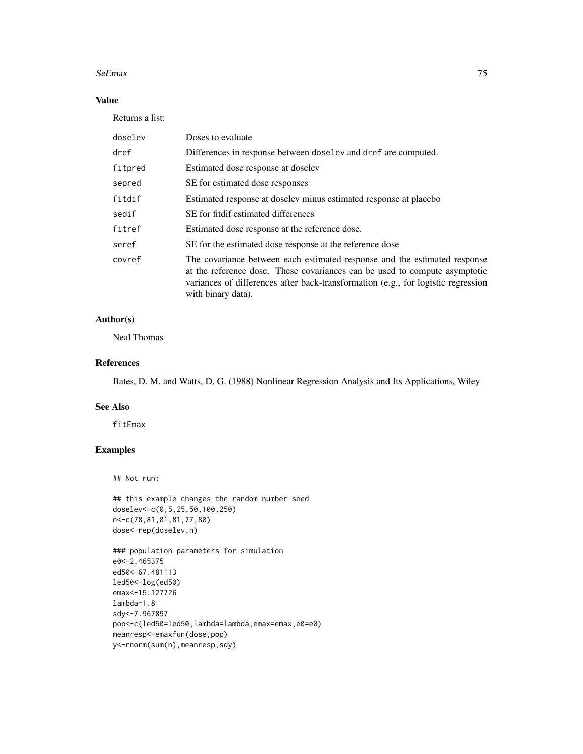## Value

Returns a list:

| | |
|---|---|
| doselev | Doses to evaluate |
| dref | Differences in response between doselev and dref are computed. |
| fitpred | Estimated dose response at doselev |
| sepred | SE for estimated dose responses |
| fitdif | Estimated response at doselev minus estimated response at placebo |
| sedif | SE for fitdif estimated differences |
| fitref | Estimated dose response at the reference dose. |
| seref | SE for the estimated dose response at the reference dose |
| covref | The covariance between each estimated response and the estimated response at the reference dose. These covariances can be used to compute asymptotic variances of differences after back-transformation (e.g., for logistic regression with binary data). |

## Author(s)

Neal Thomas

## References

Bates, D. M. and Watts, D. G. (1988) Nonlinear Regression Analysis and Its Applications, Wiley

## See Also

fitEmax

## Examples

```
## Not run:

## this example changes the random number seed
doselev<-c(0,5,25,50,100,250)
n<-c(78,81,81,81,77,80)
dose<-rep(doselev,n)

### population parameters for simulation
e0<-2.465375
ed50<-67.481113
led50<-log(ed50)
emax<-15.127726
lambda=1.8
sdy<-7.967897
pop<-c(led50=led50,lambda=lambda,emax=emax,e0=e0)
meanresp<-emaxfun(dose,pop)
y<-rnorm(sum(n),meanresp,sdy)
```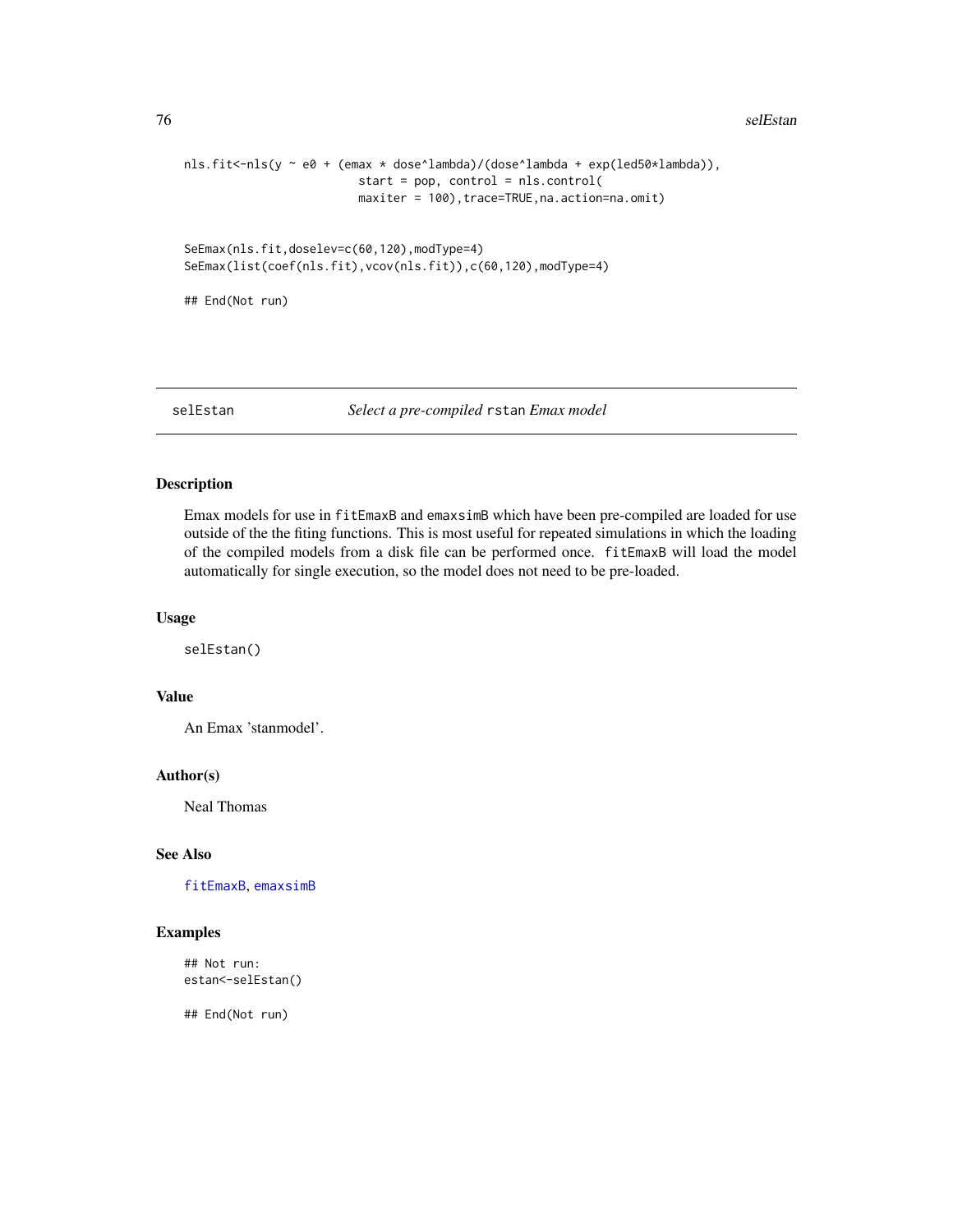```
nls.fit<-nls(y ~ e0 + (emax * dose^lambda)/(dose^lambda + exp(led50*lambda)),
                         start = pop, control = nls.control(
                         maxiter = 100),trace=TRUE,na.action=na.omit)


SeEmax(nls.fit,doselev=c(60,120),modType=4)
SeEmax(list(coef(nls.fit),vcov(nls.fit)),c(60,120),modType=4)

## End(Not run)
```

---

## selEstan — *Select a pre-compiled* `rstan` *Emax model*

### Description

Emax models for use in `fitEmaxB` and `emaxsimB` which have been pre-compiled are loaded for use outside of the the fiting functions. This is most useful for repeated simulations in which the loading of the compiled models from a disk file can be performed once. `fitEmaxB` will load the model automatically for single execution, so the model does not need to be pre-loaded.

### Usage

```
selEstan()
```

### Value

An Emax 'stanmodel'.

### Author(s)

Neal Thomas

### See Also

`fitEmaxB`, `emaxsimB`

### Examples

```
## Not run:
estan<-selEstan()

## End(Not run)
```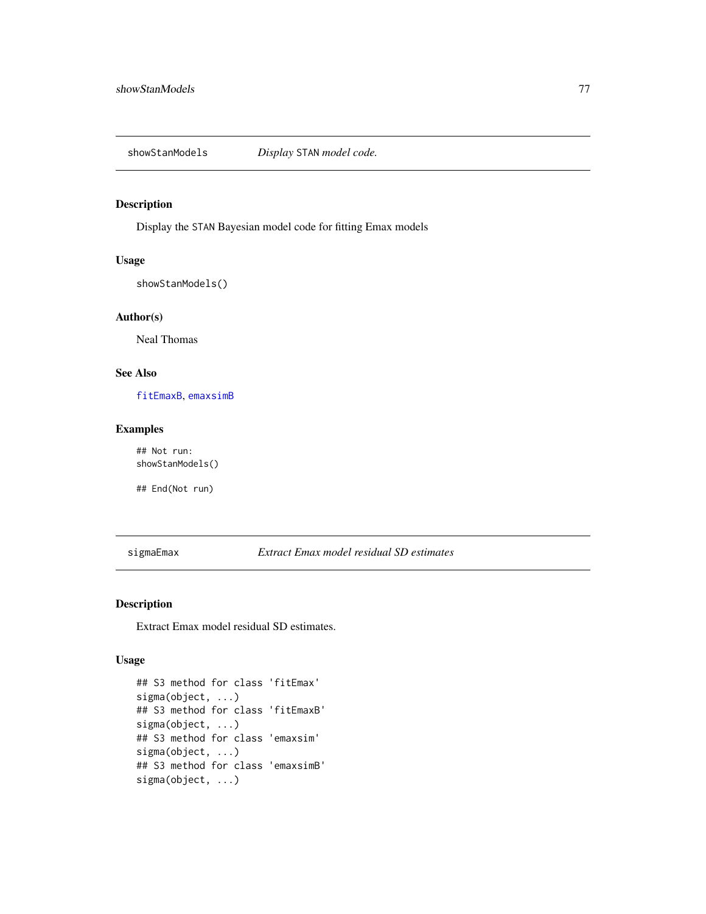## showStanModels — *Display STAN model code.*

### Description

Display the STAN Bayesian model code for fitting Emax models

### Usage

```
showStanModels()
```

### Author(s)

Neal Thomas

### See Also

fitEmaxB, emaxsimB

### Examples

```
## Not run:
showStanModels()

## End(Not run)
```

## sigmaEmax — *Extract Emax model residual SD estimates*

### Description

Extract Emax model residual SD estimates.

### Usage

```
## S3 method for class 'fitEmax'
sigma(object, ...)
## S3 method for class 'fitEmaxB'
sigma(object, ...)
## S3 method for class 'emaxsim'
sigma(object, ...)
## S3 method for class 'emaxsimB'
sigma(object, ...)
```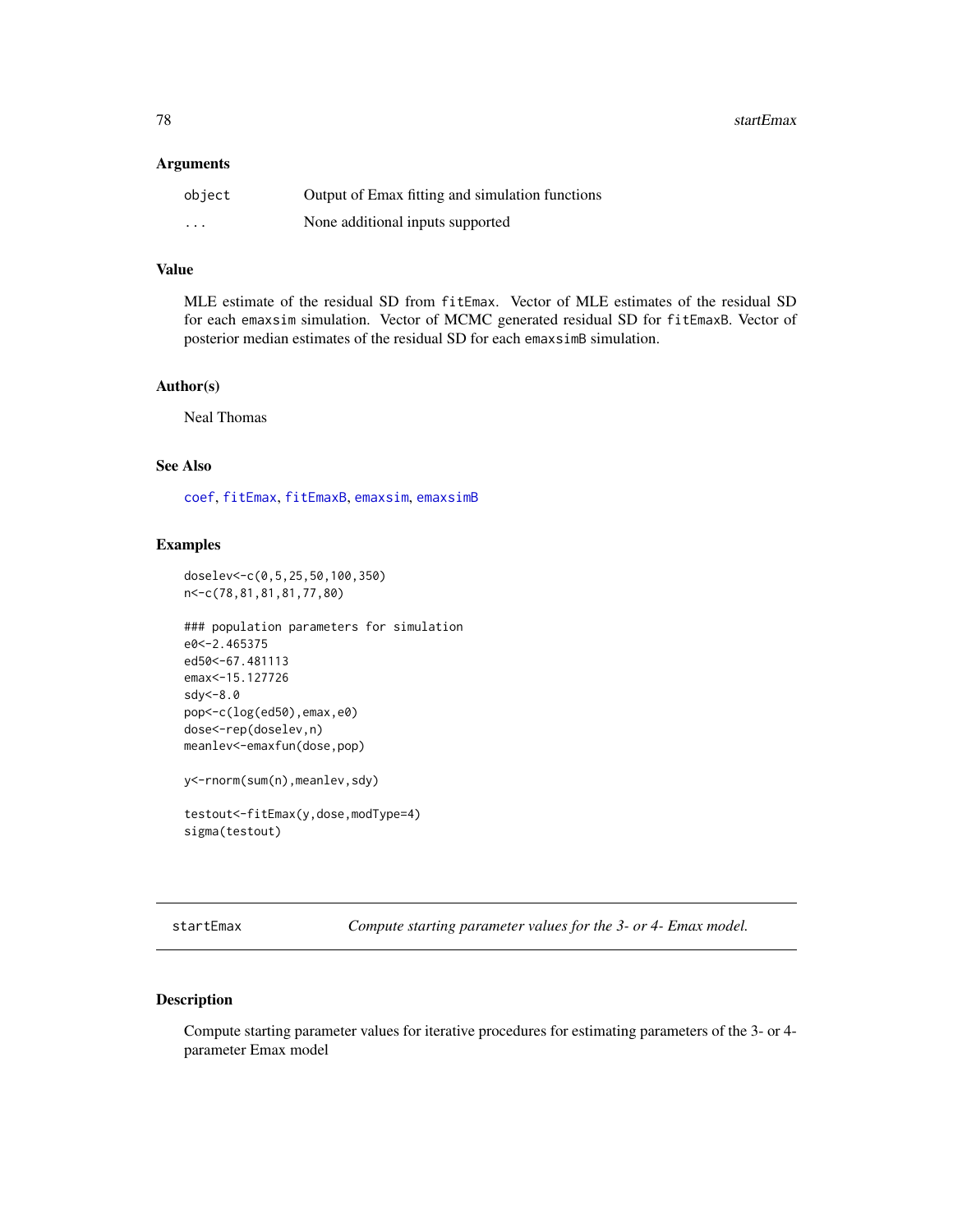### Arguments

| | |
|---|---|
| object | Output of Emax fitting and simulation functions |
| ... | None additional inputs supported |

### Value

MLE estimate of the residual SD from fitEmax. Vector of MLE estimates of the residual SD for each emaxsim simulation. Vector of MCMC generated residual SD for fitEmaxB. Vector of posterior median estimates of the residual SD for each emaxsimB simulation.

### Author(s)

Neal Thomas

### See Also

coef, fitEmax, fitEmaxB, emaxsim, emaxsimB

### Examples

```
doselev<-c(0,5,25,50,100,350)
n<-c(78,81,81,81,77,80)

### population parameters for simulation
e0<-2.465375
ed50<-67.481113
emax<-15.127726
sdy<-8.0
pop<-c(log(ed50),emax,e0)
dose<-rep(doselev,n)
meanlev<-emaxfun(dose,pop)

y<-rnorm(sum(n),meanlev,sdy)

testout<-fitEmax(y,dose,modType=4)
sigma(testout)
```

---

## startEmax — *Compute starting parameter values for the 3- or 4- Emax model.*

### Description

Compute starting parameter values for iterative procedures for estimating parameters of the 3- or 4-parameter Emax model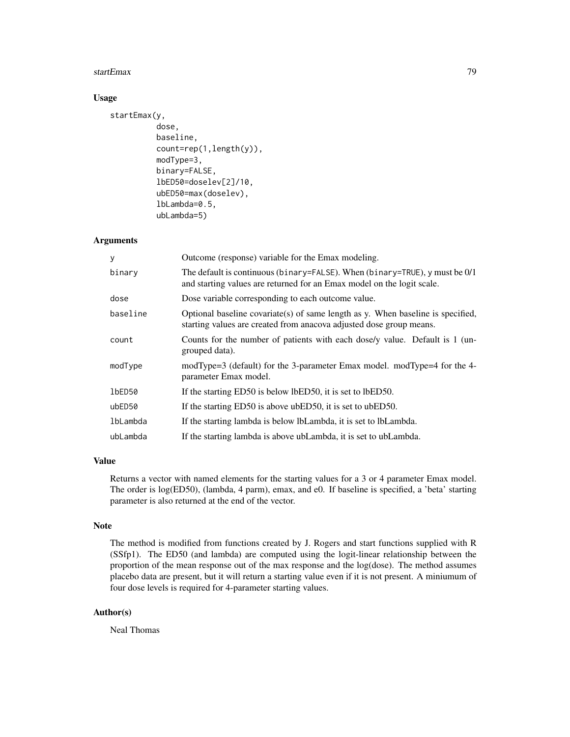## Usage

```
startEmax(y,
          dose,
          baseline,
          count=rep(1,length(y)),
          modType=3,
          binary=FALSE,
          lbED50=doselev[2]/10,
          ubED50=max(doselev),
          lbLambda=0.5,
          ubLambda=5)
```

## Arguments

| | |
|---|---|
| `y` | Outcome (response) variable for the Emax modeling. |
| `binary` | The default is continuous (`binary=FALSE`). When (`binary=TRUE`), y must be 0/1 and starting values are returned for an Emax model on the logit scale. |
| `dose` | Dose variable corresponding to each outcome value. |
| `baseline` | Optional baseline covariate(s) of same length as y. When baseline is specified, starting values are created from anacova adjusted dose group means. |
| `count` | Counts for the number of patients with each dose/y value. Default is 1 (ungrouped data). |
| `modType` | modType=3 (default) for the 3-parameter Emax model. modType=4 for the 4-parameter Emax model. |
| `lbED50` | If the starting ED50 is below lbED50, it is set to lbED50. |
| `ubED50` | If the starting ED50 is above ubED50, it is set to ubED50. |
| `lbLambda` | If the starting lambda is below lbLambda, it is set to lbLambda. |
| `ubLambda` | If the starting lambda is above ubLambda, it is set to ubLambda. |

## Value

Returns a vector with named elements for the starting values for a 3 or 4 parameter Emax model. The order is log(ED50), (lambda, 4 parm), emax, and e0. If baseline is specified, a 'beta' starting parameter is also returned at the end of the vector.

## Note

The method is modified from functions created by J. Rogers and start functions supplied with R (SSfp1). The ED50 (and lambda) are computed using the logit-linear relationship between the proportion of the mean response out of the max response and the log(dose). The method assumes placebo data are present, but it will return a starting value even if it is not present. A miniumum of four dose levels is required for 4-parameter starting values.

## Author(s)

Neal Thomas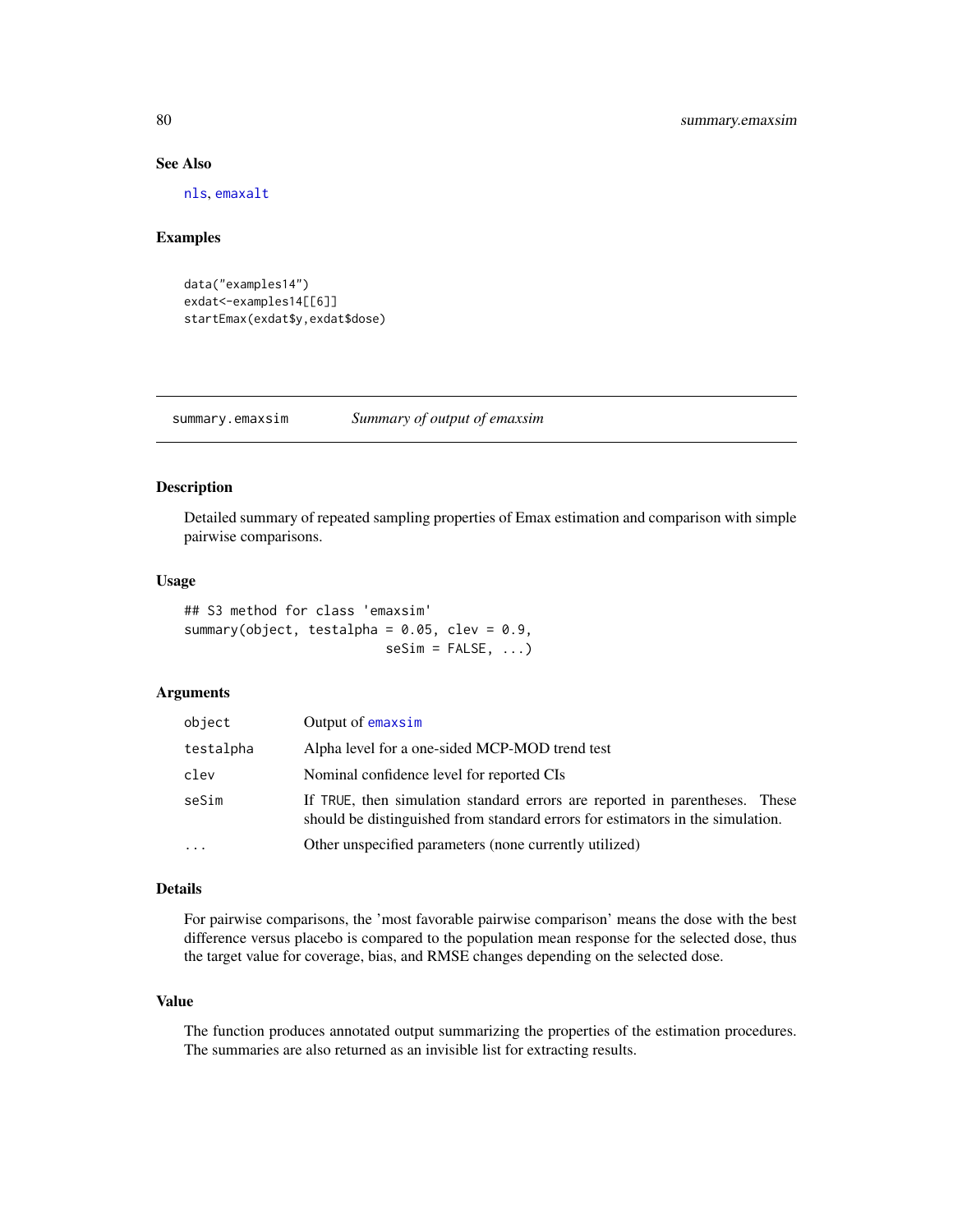### See Also

nls, emaxalt

### Examples

```
data("examples14")
exdat<-examples14[[6]]
startEmax(exdat$y,exdat$dose)
```

---

## summary.emaxsim *Summary of output of emaxsim*

### Description

Detailed summary of repeated sampling properties of Emax estimation and comparison with simple pairwise comparisons.

### Usage

```
## S3 method for class 'emaxsim'
summary(object, testalpha = 0.05, clev = 0.9,
                          seSim = FALSE, ...)
```

### Arguments

| | |
|---|---|
| object | Output of emaxsim |
| testalpha | Alpha level for a one-sided MCP-MOD trend test |
| clev | Nominal confidence level for reported CIs |
| seSim | If TRUE, then simulation standard errors are reported in parentheses. These should be distinguished from standard errors for estimators in the simulation. |
| ... | Other unspecified parameters (none currently utilized) |

### Details

For pairwise comparisons, the 'most favorable pairwise comparison' means the dose with the best difference versus placebo is compared to the population mean response for the selected dose, thus the target value for coverage, bias, and RMSE changes depending on the selected dose.

### Value

The function produces annotated output summarizing the properties of the estimation procedures. The summaries are also returned as an invisible list for extracting results.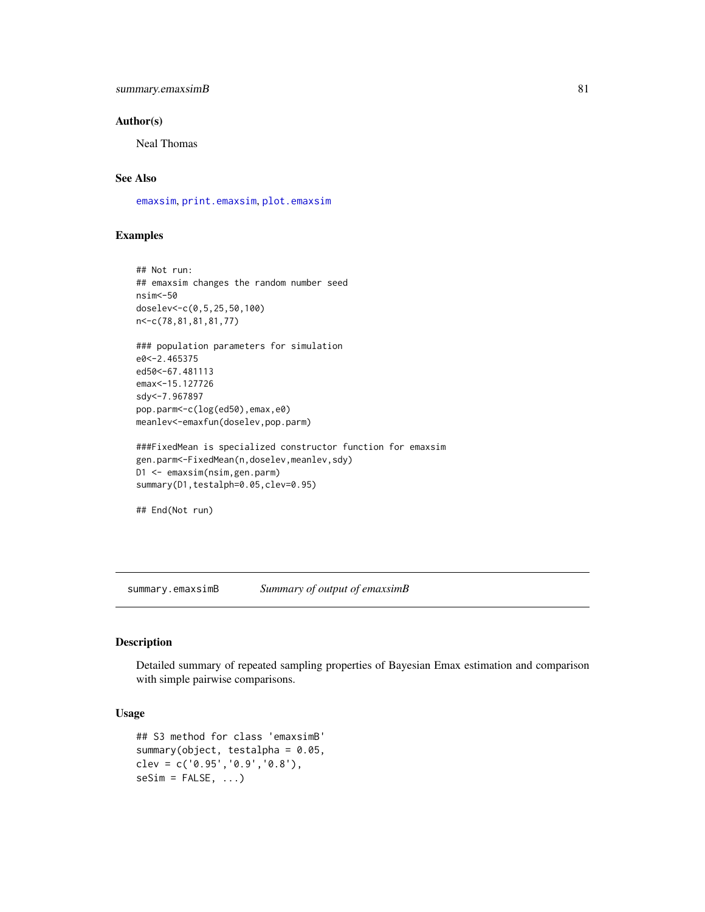## Author(s)

Neal Thomas

## See Also

`emaxsim`, `print.emaxsim`, `plot.emaxsim`

## Examples

```
## Not run:
## emaxsim changes the random number seed
nsim<-50
doselev<-c(0,5,25,50,100)
n<-c(78,81,81,81,77)

### population parameters for simulation
e0<-2.465375
ed50<-67.481113
emax<-15.127726
sdy<-7.967897
pop.parm<-c(log(ed50),emax,e0)
meanlev<-emaxfun(doselev,pop.parm)

###FixedMean is specialized constructor function for emaxsim
gen.parm<-FixedMean(n,doselev,meanlev,sdy)
D1 <- emaxsim(nsim,gen.parm)
summary(D1,testalph=0.05,clev=0.95)

## End(Not run)
```

---

# summary.emaxsimB — *Summary of output of emaxsimB*

## Description

Detailed summary of repeated sampling properties of Bayesian Emax estimation and comparison with simple pairwise comparisons.

## Usage

```
## S3 method for class 'emaxsimB'
summary(object, testalpha = 0.05,
clev = c('0.95','0.9','0.8'),
seSim = FALSE, ...)
```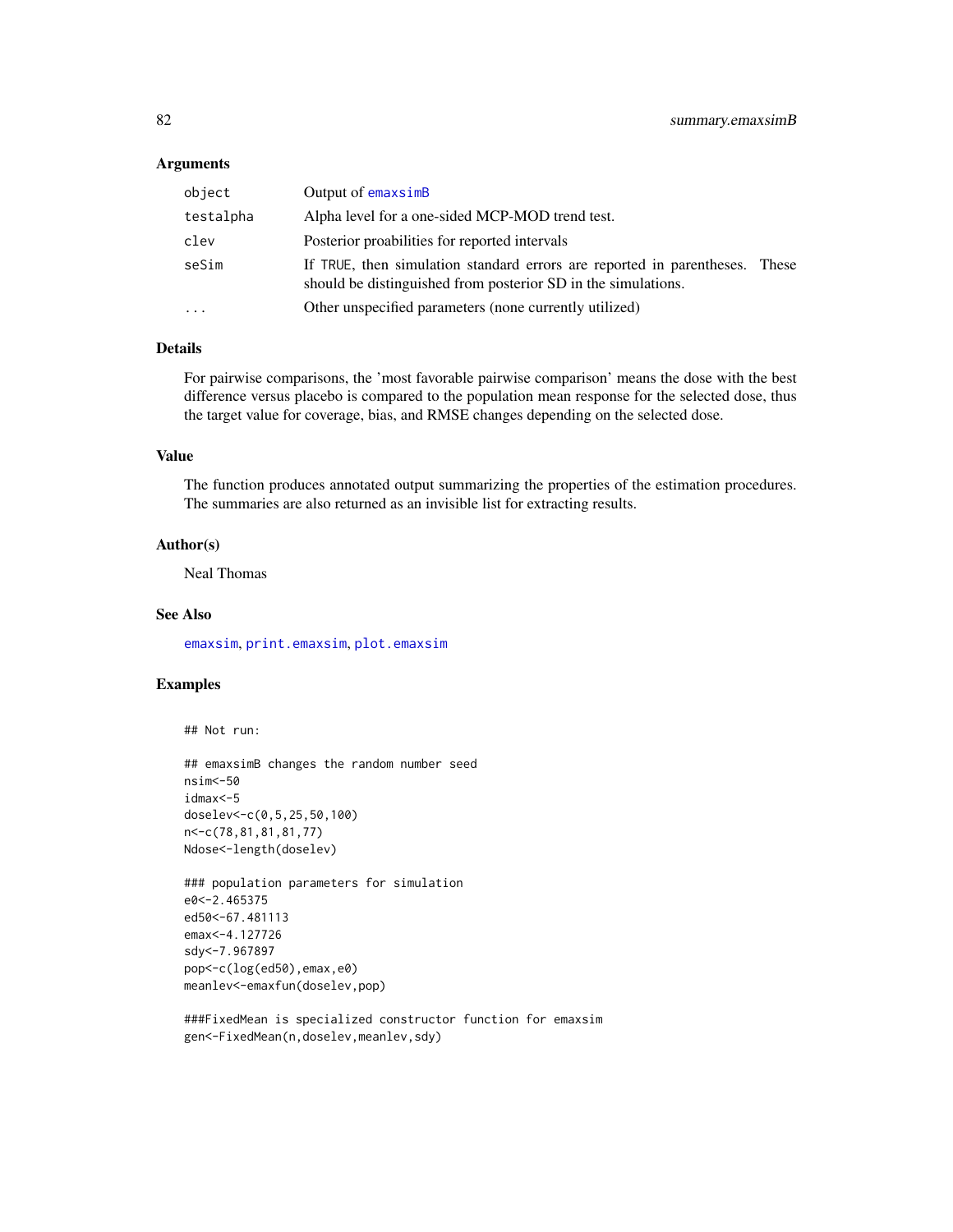### Arguments

| | |
|---|---|
| `object` | Output of `emaxsimB` |
| `testalpha` | Alpha level for a one-sided MCP-MOD trend test. |
| `clev` | Posterior proabilities for reported intervals |
| `seSim` | If TRUE, then simulation standard errors are reported in parentheses. These should be distinguished from posterior SD in the simulations. |
| `...` | Other unspecified parameters (none currently utilized) |

### Details

For pairwise comparisons, the 'most favorable pairwise comparison' means the dose with the best difference versus placebo is compared to the population mean response for the selected dose, thus the target value for coverage, bias, and RMSE changes depending on the selected dose.

### Value

The function produces annotated output summarizing the properties of the estimation procedures. The summaries are also returned as an invisible list for extracting results.

### Author(s)

Neal Thomas

### See Also

`emaxsim`, `print.emaxsim`, `plot.emaxsim`

### Examples

```
## Not run:

## emaxsimB changes the random number seed
nsim<-50
idmax<-5
doselev<-c(0,5,25,50,100)
n<-c(78,81,81,81,77)
Ndose<-length(doselev)

### population parameters for simulation
e0<-2.465375
ed50<-67.481113
emax<-4.127726
sdy<-7.967897
pop<-c(log(ed50),emax,e0)
meanlev<-emaxfun(doselev,pop)

###FixedMean is specialized constructor function for emaxsim
gen<-FixedMean(n,doselev,meanlev,sdy)
```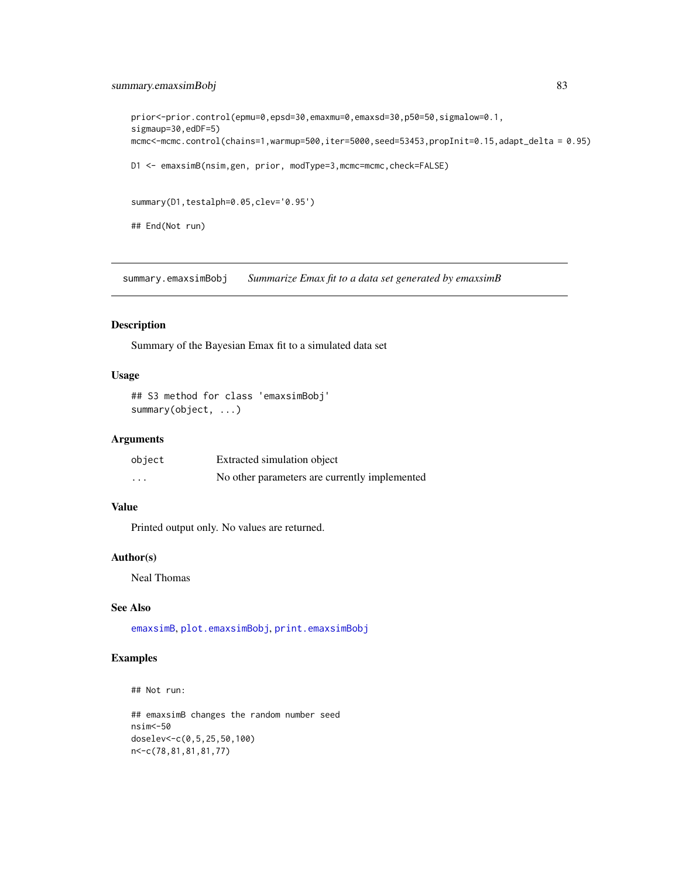```
prior<-prior.control(epmu=0,epsd=30,emaxmu=0,emaxsd=30,p50=50,sigmalow=0.1,
sigmaup=30,edDF=5)
mcmc<-mcmc.control(chains=1,warmup=500,iter=5000,seed=53453,propInit=0.15,adapt_delta = 0.95)

D1 <- emaxsimB(nsim,gen, prior, modType=3,mcmc=mcmc,check=FALSE)


summary(D1,testalph=0.05,clev='0.95')

## End(Not run)
```

---

## summary.emaxsimBobj    *Summarize Emax fit to a data set generated by emaxsimB*

### Description

Summary of the Bayesian Emax fit to a simulated data set

### Usage

```
## S3 method for class 'emaxsimBobj'
summary(object, ...)
```

### Arguments

| | |
|---|---|
| object | Extracted simulation object |
| ... | No other parameters are currently implemented |

### Value

Printed output only. No values are returned.

### Author(s)

Neal Thomas

### See Also

emaxsimB, plot.emaxsimBobj, print.emaxsimBobj

### Examples

```
## Not run:

## emaxsimB changes the random number seed
nsim<-50
doselev<-c(0,5,25,50,100)
n<-c(78,81,81,81,77)
```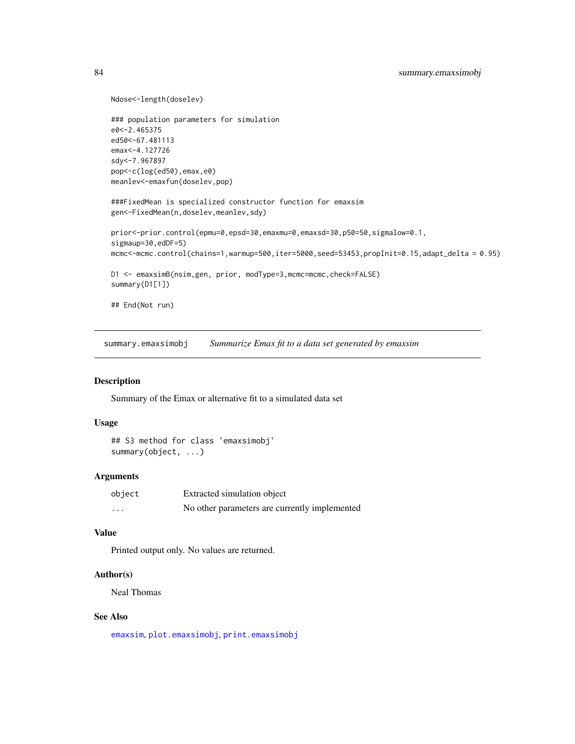```
Ndose<-length(doselev)

### population parameters for simulation
e0<-2.465375
ed50<-67.481113
emax<-4.127726
sdy<-7.967897
pop<-c(log(ed50),emax,e0)
meanlev<-emaxfun(doselev,pop)

###FixedMean is specialized constructor function for emaxsim
gen<-FixedMean(n,doselev,meanlev,sdy)

prior<-prior.control(epmu=0,epsd=30,emaxmu=0,emaxsd=30,p50=50,sigmalow=0.1,
sigmaup=30,edDF=5)
mcmc<-mcmc.control(chains=1,warmup=500,iter=5000,seed=53453,propInit=0.15,adapt_delta = 0.95)

D1 <- emaxsimB(nsim,gen, prior, modType=3,mcmc=mcmc,check=FALSE)
summary(D1[1])

## End(Not run)
```

---

## summary.emaxsimobj *Summarize Emax fit to a data set generated by emaxsim*

### Description

Summary of the Emax or alternative fit to a simulated data set

### Usage

```
## S3 method for class 'emaxsimobj'
summary(object, ...)
```

### Arguments

| | |
|---|---|
| object | Extracted simulation object |
| ... | No other parameters are currently implemented |

### Value

Printed output only. No values are returned.

### Author(s)

Neal Thomas

### See Also

emaxsim, plot.emaxsimobj, print.emaxsimobj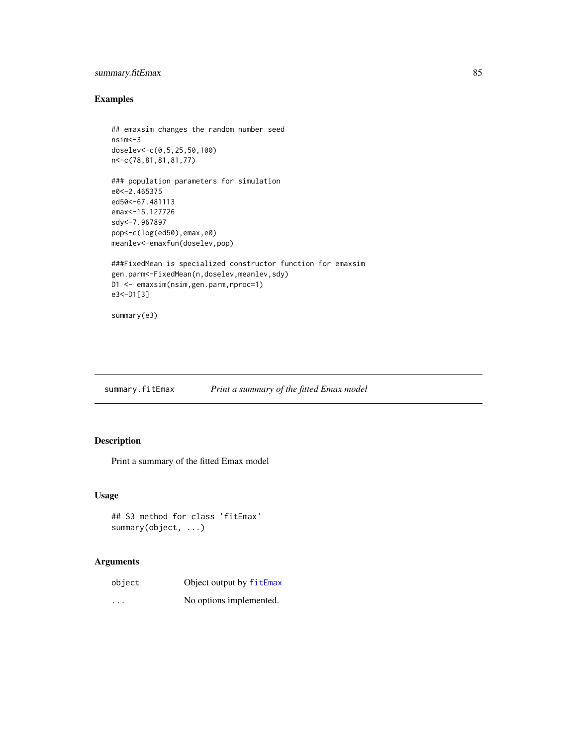## Examples

```
## emaxsim changes the random number seed
nsim<-3
doselev<-c(0,5,25,50,100)
n<-c(78,81,81,81,77)

### population parameters for simulation
e0<-2.465375
ed50<-67.481113
emax<-15.127726
sdy<-7.967897
pop<-c(log(ed50),emax,e0)
meanlev<-emaxfun(doselev,pop)

###FixedMean is specialized constructor function for emaxsim
gen.parm<-FixedMean(n,doselev,meanlev,sdy)
D1 <- emaxsim(nsim,gen.parm,nproc=1)
e3<-D1[3]

summary(e3)
```

---

# summary.fitEmax — *Print a summary of the fitted Emax model*

---

## Description

Print a summary of the fitted Emax model

## Usage

```
## S3 method for class 'fitEmax'
summary(object, ...)
```

## Arguments

| | |
|---|---|
| `object` | Object output by `fitEmax` |
| `...` | No options implemented. |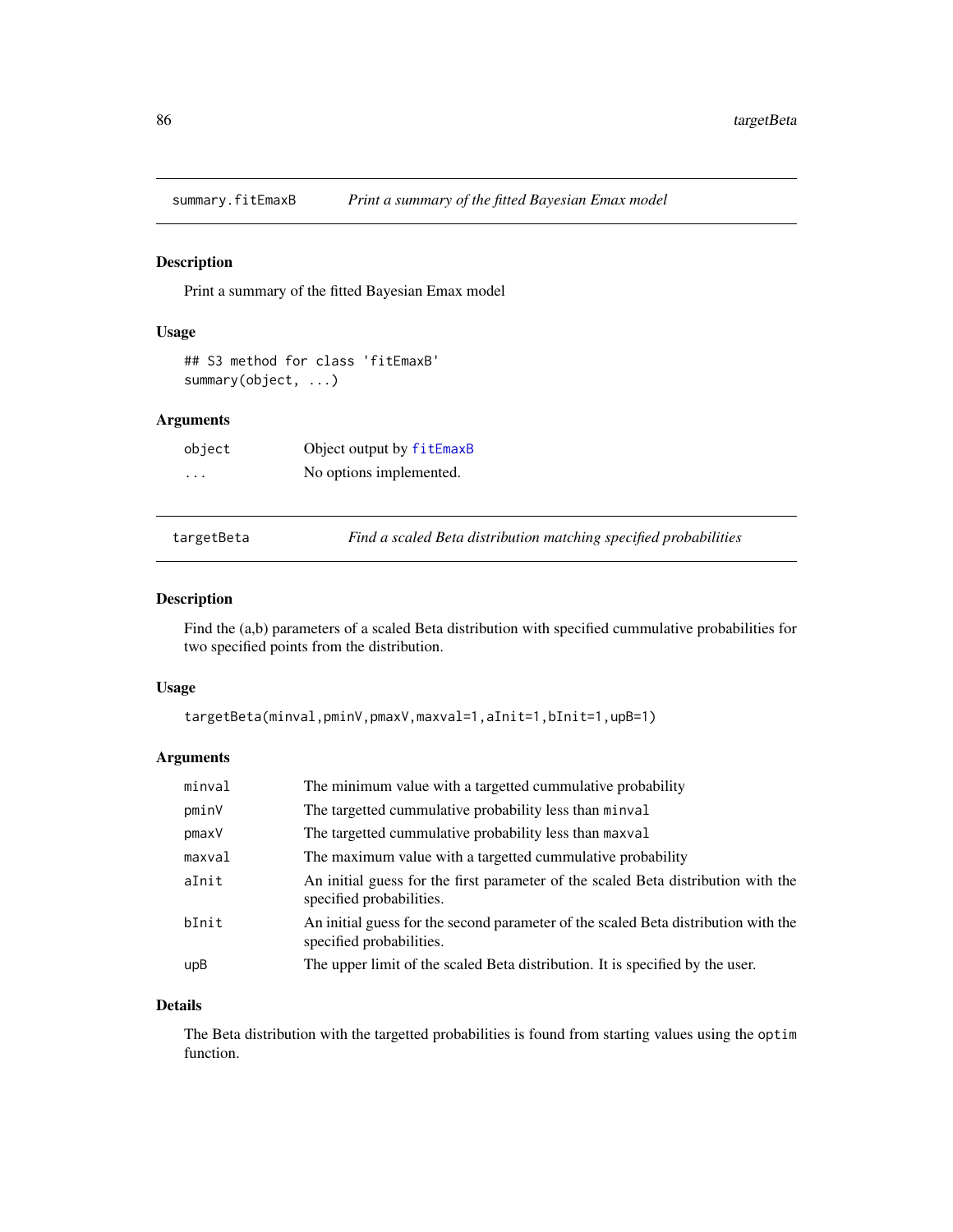## summary.fitEmaxB *Print a summary of the fitted Bayesian Emax model*

### Description

Print a summary of the fitted Bayesian Emax model

### Usage

```
## S3 method for class 'fitEmaxB'
summary(object, ...)
```

### Arguments

| | |
|---|---|
| object | Object output by fitEmaxB |
| ... | No options implemented. |

## targetBeta *Find a scaled Beta distribution matching specified probabilities*

### Description

Find the (a,b) parameters of a scaled Beta distribution with specified cummulative probabilities for two specified points from the distribution.

### Usage

```
targetBeta(minval,pminV,pmaxV,maxval=1,aInit=1,bInit=1,upB=1)
```

### Arguments

| | |
|---|---|
| minval | The minimum value with a targetted cummulative probability |
| pminV | The targetted cummulative probability less than minval |
| pmaxV | The targetted cummulative probability less than maxval |
| maxval | The maximum value with a targetted cummulative probability |
| aInit | An initial guess for the first parameter of the scaled Beta distribution with the specified probabilities. |
| bInit | An initial guess for the second parameter of the scaled Beta distribution with the specified probabilities. |
| upB | The upper limit of the scaled Beta distribution. It is specified by the user. |

### Details

The Beta distribution with the targetted probabilities is found from starting values using the optim function.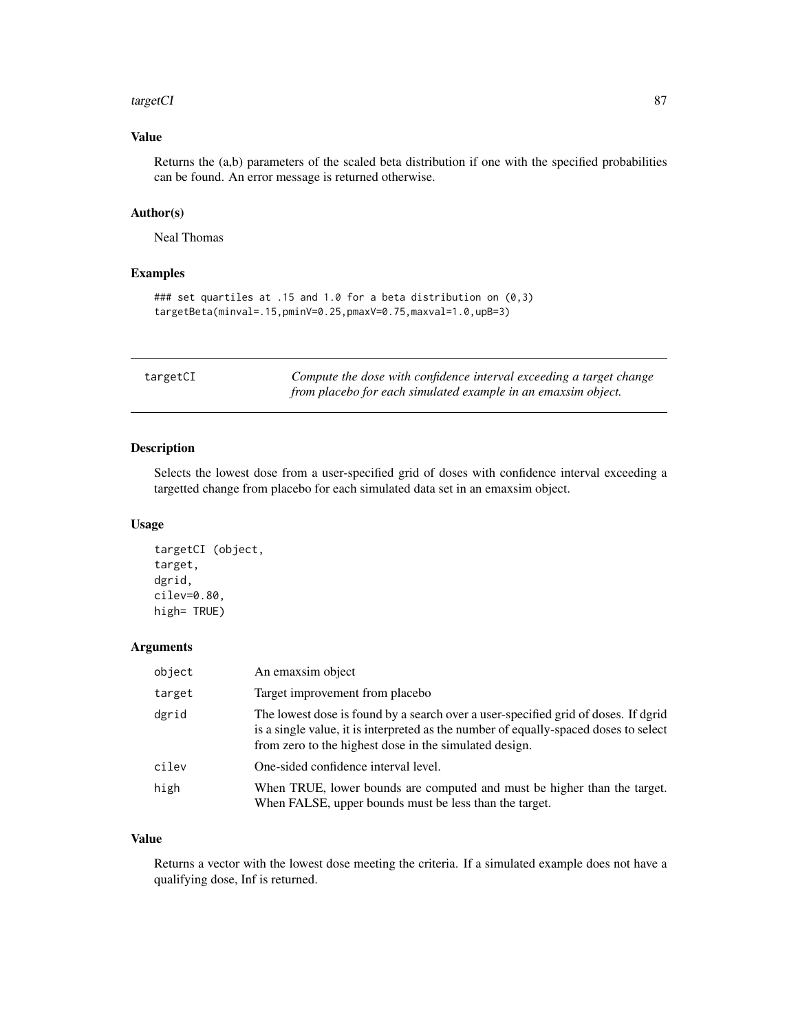### Value

Returns the (a,b) parameters of the scaled beta distribution if one with the specified probabilities can be found. An error message is returned otherwise.

### Author(s)

Neal Thomas

### Examples

```
### set quartiles at .15 and 1.0 for a beta distribution on (0,3)
targetBeta(minval=.15,pminV=0.25,pmaxV=0.75,maxval=1.0,upB=3)
```

---

## targetCI — *Compute the dose with confidence interval exceeding a target change from placebo for each simulated example in an emaxsim object.*

---

### Description

Selects the lowest dose from a user-specified grid of doses with confidence interval exceeding a targetted change from placebo for each simulated data set in an emaxsim object.

### Usage

```
targetCI (object,
target,
dgrid,
cilev=0.80,
high= TRUE)
```

### Arguments

| | |
|---|---|
| object | An emaxsim object |
| target | Target improvement from placebo |
| dgrid | The lowest dose is found by a search over a user-specified grid of doses. If dgrid is a single value, it is interpreted as the number of equally-spaced doses to select from zero to the highest dose in the simulated design. |
| cilev | One-sided confidence interval level. |
| high | When TRUE, lower bounds are computed and must be higher than the target. When FALSE, upper bounds must be less than the target. |

### Value

Returns a vector with the lowest dose meeting the criteria. If a simulated example does not have a qualifying dose, Inf is returned.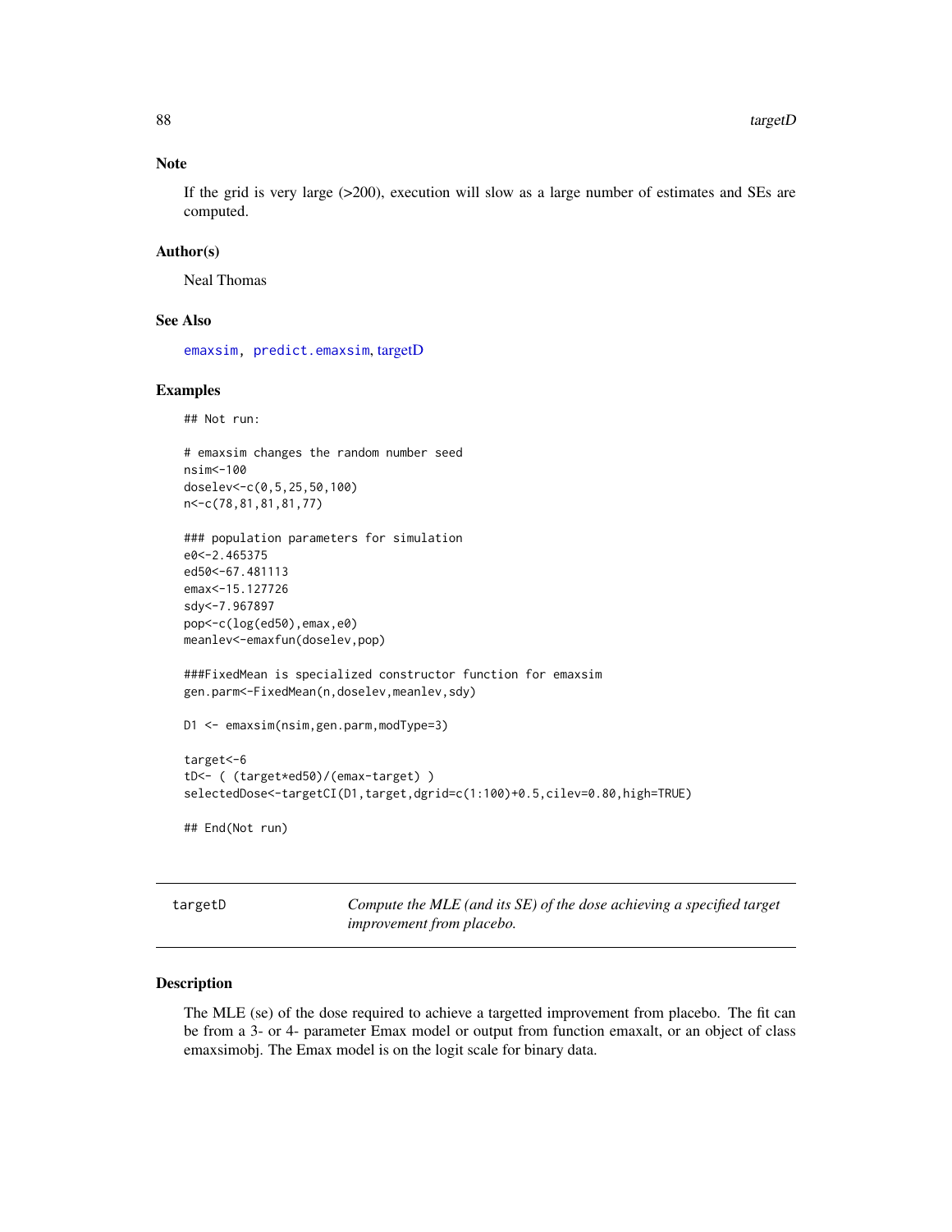### Note

If the grid is very large (>200), execution will slow as a large number of estimates and SEs are computed.

### Author(s)

Neal Thomas

### See Also

emaxsim, predict.emaxsim, targetD

### Examples

```
## Not run:

# emaxsim changes the random number seed
nsim<-100
doselev<-c(0,5,25,50,100)
n<-c(78,81,81,81,77)

### population parameters for simulation
e0<-2.465375
ed50<-67.481113
emax<-15.127726
sdy<-7.967897
pop<-c(log(ed50),emax,e0)
meanlev<-emaxfun(doselev,pop)

###FixedMean is specialized constructor function for emaxsim
gen.parm<-FixedMean(n,doselev,meanlev,sdy)

D1 <- emaxsim(nsim,gen.parm,modType=3)

target<-6
tD<- ( (target*ed50)/(emax-target) )
selectedDose<-targetCI(D1,target,dgrid=c(1:100)+0.5,cilev=0.80,high=TRUE)

## End(Not run)
```

---

## targetD — *Compute the MLE (and its SE) of the dose achieving a specified target improvement from placebo.*

### Description

The MLE (se) of the dose required to achieve a targetted improvement from placebo. The fit can be from a 3- or 4- parameter Emax model or output from function emaxalt, or an object of class emaxsimobj. The Emax model is on the logit scale for binary data.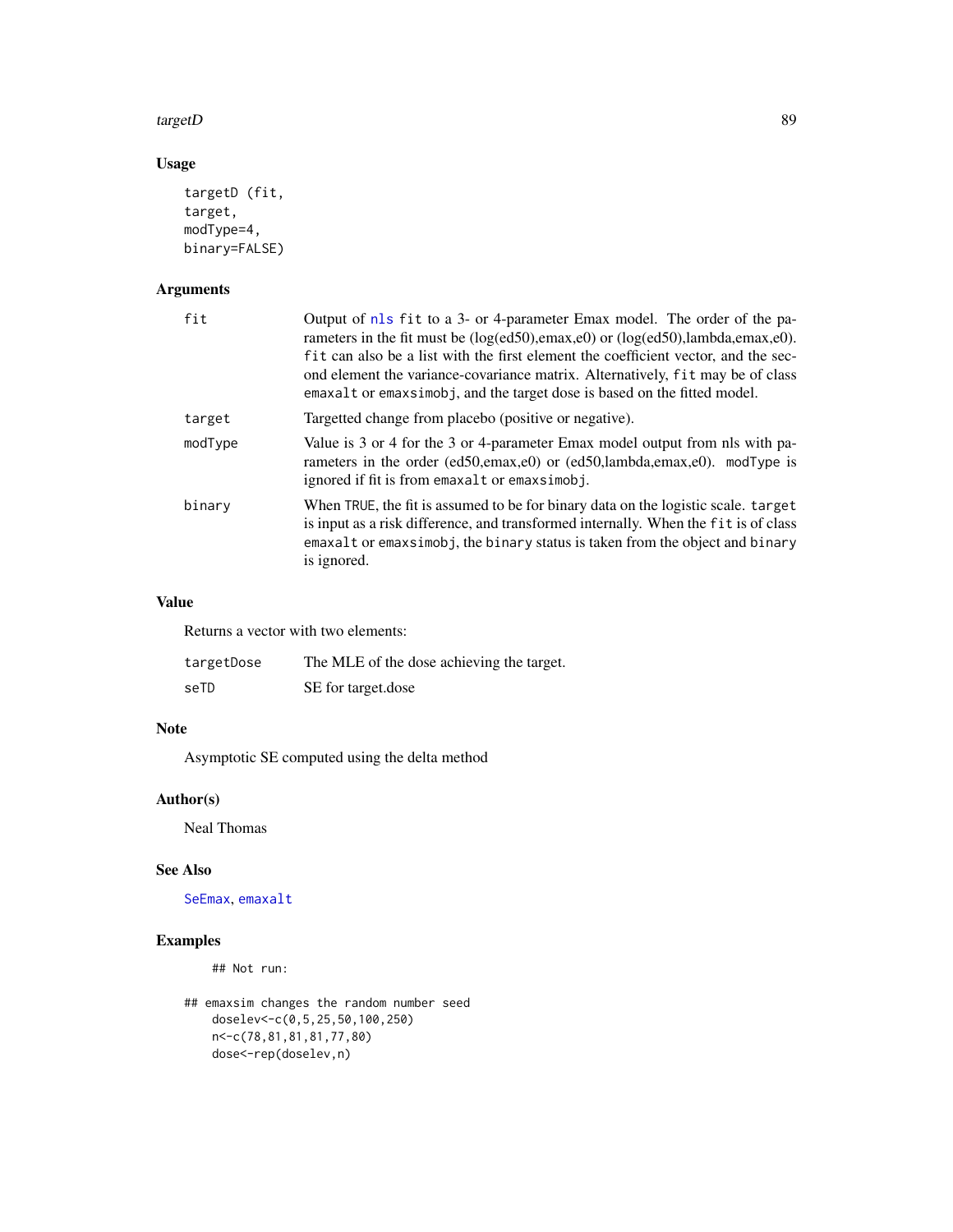## Usage

```
targetD (fit,
target,
modType=4,
binary=FALSE)
```

## Arguments

| | |
|---|---|
| fit | Output of nls fit to a 3- or 4-parameter Emax model. The order of the parameters in the fit must be (log(ed50),emax,e0) or (log(ed50),lambda,emax,e0). fit can also be a list with the first element the coefficient vector, and the second element the variance-covariance matrix. Alternatively, fit may be of class emaxalt or emaxsimobj, and the target dose is based on the fitted model. |
| target | Targetted change from placebo (positive or negative). |
| modType | Value is 3 or 4 for the 3 or 4-parameter Emax model output from nls with parameters in the order (ed50,emax,e0) or (ed50,lambda,emax,e0). modType is ignored if fit is from emaxalt or emaxsimobj. |
| binary | When TRUE, the fit is assumed to be for binary data on the logistic scale. target is input as a risk difference, and transformed internally. When the fit is of class emaxalt or emaxsimobj, the binary status is taken from the object and binary is ignored. |

## Value

Returns a vector with two elements:

| | |
|---|---|
| targetDose | The MLE of the dose achieving the target. |
| seTD | SE for target.dose |

## Note

Asymptotic SE computed using the delta method

## Author(s)

Neal Thomas

## See Also

SeEmax, emaxalt

## Examples

```
    ## Not run:

## emaxsim changes the random number seed
    doselev<-c(0,5,25,50,100,250)
    n<-c(78,81,81,81,77,80)
    dose<-rep(doselev,n)
```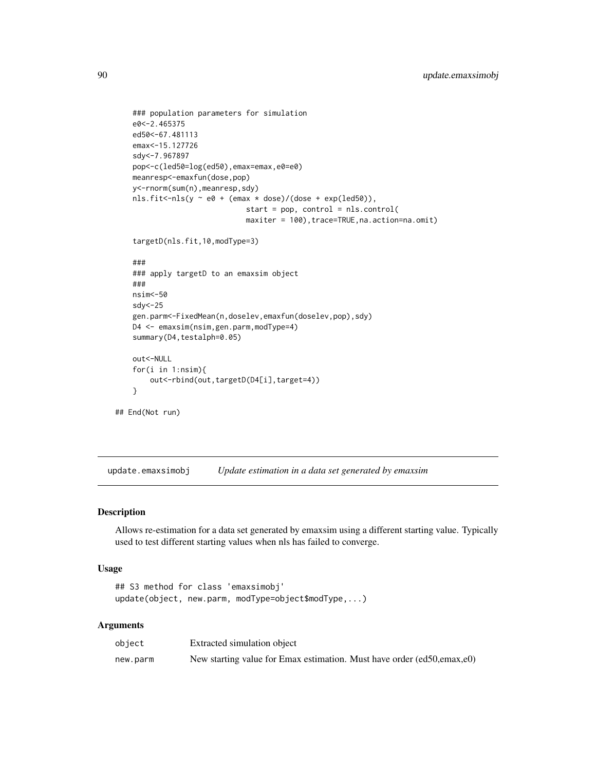```
    ### population parameters for simulation
    e0<-2.465375
    ed50<-67.481113
    emax<-15.127726
    sdy<-7.967897
    pop<-c(led50=log(ed50),emax=emax,e0=e0)
    meanresp<-emaxfun(dose,pop)
    y<-rnorm(sum(n),meanresp,sdy)
    nls.fit<-nls(y ~ e0 + (emax * dose)/(dose + exp(led50)),
                             start = pop, control = nls.control(
                             maxiter = 100),trace=TRUE,na.action=na.omit)

    targetD(nls.fit,10,modType=3)

    ###
    ### apply targetD to an emaxsim object
    ###
    nsim<-50
    sdy<-25
    gen.parm<-FixedMean(n,doselev,emaxfun(doselev,pop),sdy)
    D4 <- emaxsim(nsim,gen.parm,modType=4)
    summary(D4,testalph=0.05)

    out<-NULL
    for(i in 1:nsim){
        out<-rbind(out,targetD(D4[i],target=4))
    }

## End(Not run)
```

## update.emaxsimobj    *Update estimation in a data set generated by emaxsim*

### Description

Allows re-estimation for a data set generated by emaxsim using a different starting value. Typically used to test different starting values when nls has failed to converge.

### Usage

```
## S3 method for class 'emaxsimobj'
update(object, new.parm, modType=object$modType,...)
```

### Arguments

| | |
|---|---|
| object | Extracted simulation object |
| new.parm | New starting value for Emax estimation. Must have order (ed50,emax,e0) |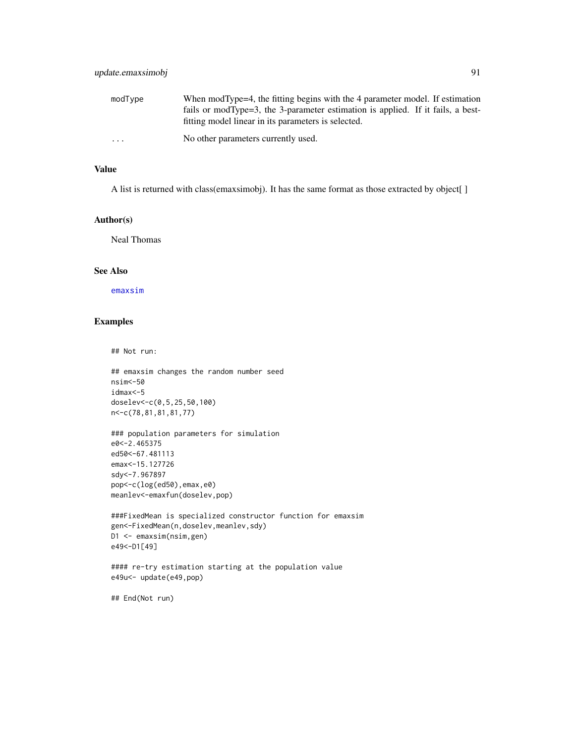| | |
|---|---|
| modType | When modType=4, the fitting begins with the 4 parameter model. If estimation fails or modType=3, the 3-parameter estimation is applied. If it fails, a best-fitting model linear in its parameters is selected. |
| ... | No other parameters currently used. |

### Value

A list is returned with class(emaxsimobj). It has the same format as those extracted by object[ ]

### Author(s)

Neal Thomas

### See Also

emaxsim

### Examples

```
## Not run:

## emaxsim changes the random number seed
nsim<-50
idmax<-5
doselev<-c(0,5,25,50,100)
n<-c(78,81,81,81,77)

### population parameters for simulation
e0<-2.465375
ed50<-67.481113
emax<-15.127726
sdy<-7.967897
pop<-c(log(ed50),emax,e0)
meanlev<-emaxfun(doselev,pop)

###FixedMean is specialized constructor function for emaxsim
gen<-FixedMean(n,doselev,meanlev,sdy)
D1 <- emaxsim(nsim,gen)
e49<-D1[49]

#### re-try estimation starting at the population value
e49u<- update(e49,pop)

## End(Not run)
```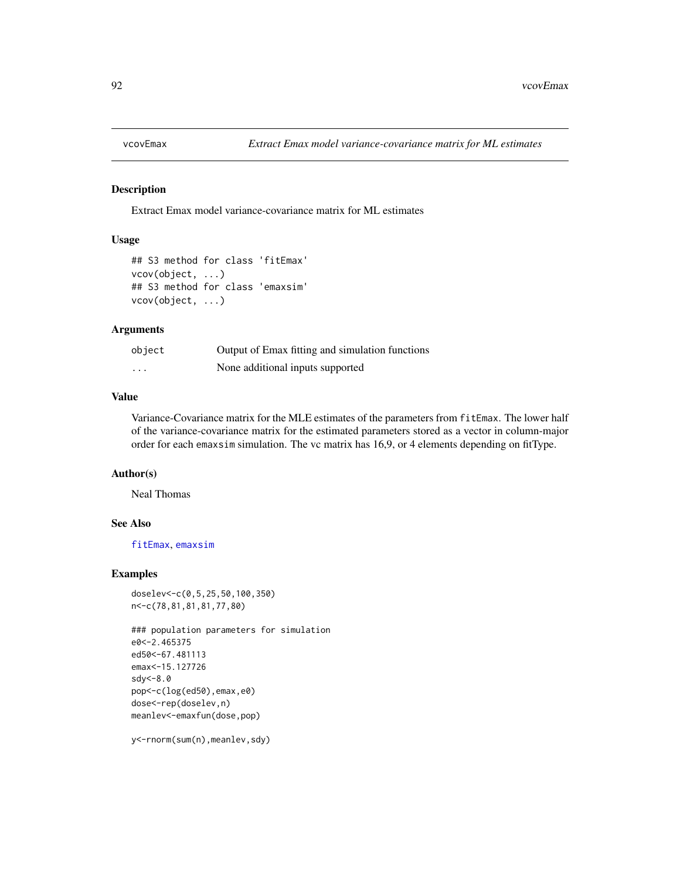## vcovEmax *Extract Emax model variance-covariance matrix for ML estimates*

### Description

Extract Emax model variance-covariance matrix for ML estimates

### Usage

```
## S3 method for class 'fitEmax'
vcov(object, ...)
## S3 method for class 'emaxsim'
vcov(object, ...)
```

### Arguments

| | |
|---|---|
| object | Output of Emax fitting and simulation functions |
| ... | None additional inputs supported |

### Value

Variance-Covariance matrix for the MLE estimates of the parameters from fitEmax. The lower half of the variance-covariance matrix for the estimated parameters stored as a vector in column-major order for each emaxsim simulation. The vc matrix has 16,9, or 4 elements depending on fitType.

### Author(s)

Neal Thomas

### See Also

fitEmax, emaxsim

### Examples

```
doselev<-c(0,5,25,50,100,350)
n<-c(78,81,81,81,77,80)

### population parameters for simulation
e0<-2.465375
ed50<-67.481113
emax<-15.127726
sdy<-8.0
pop<-c(log(ed50),emax,e0)
dose<-rep(doselev,n)
meanlev<-emaxfun(dose,pop)

y<-rnorm(sum(n),meanlev,sdy)
```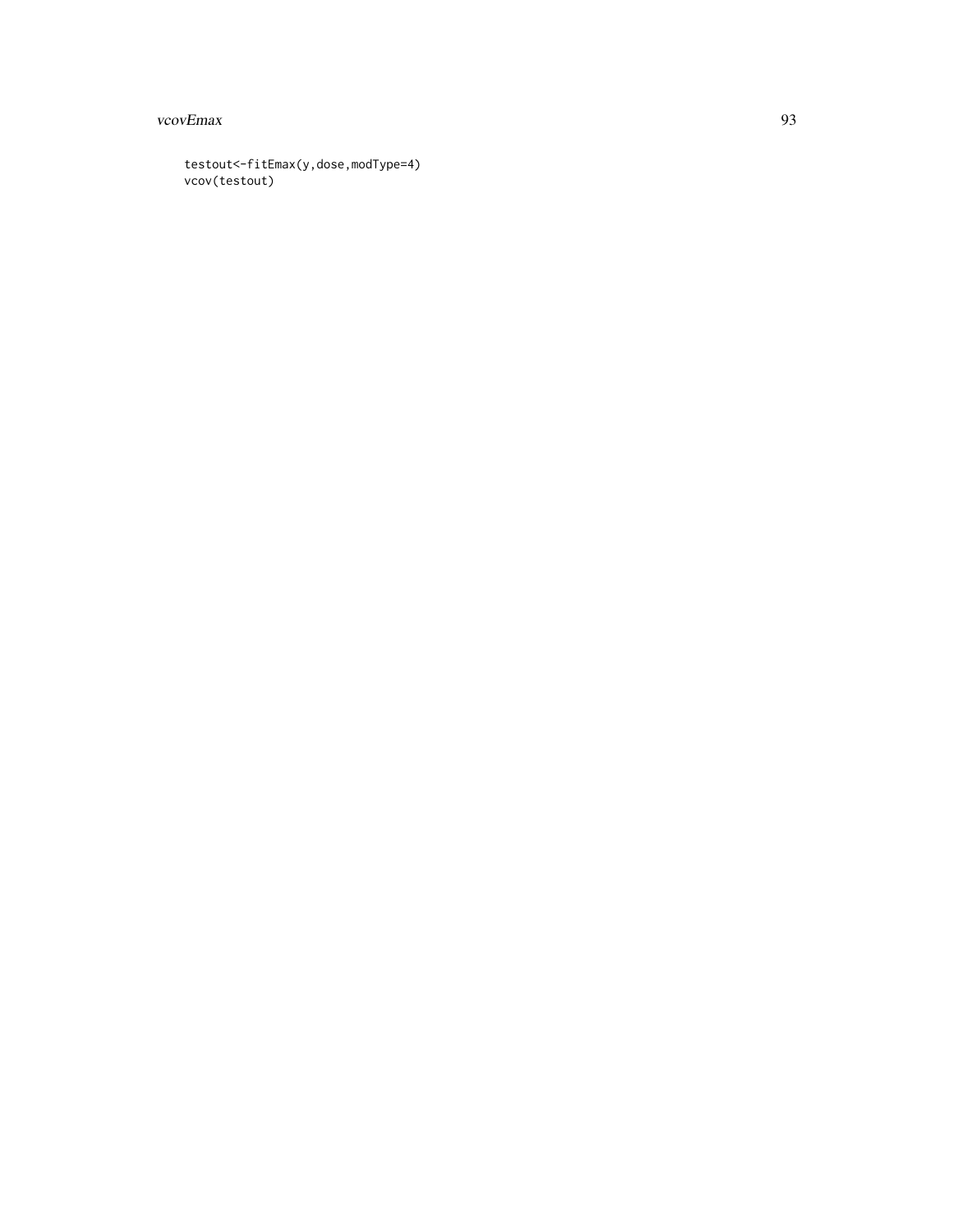```
testout<-fitEmax(y,dose,modType=4)
vcov(testout)
```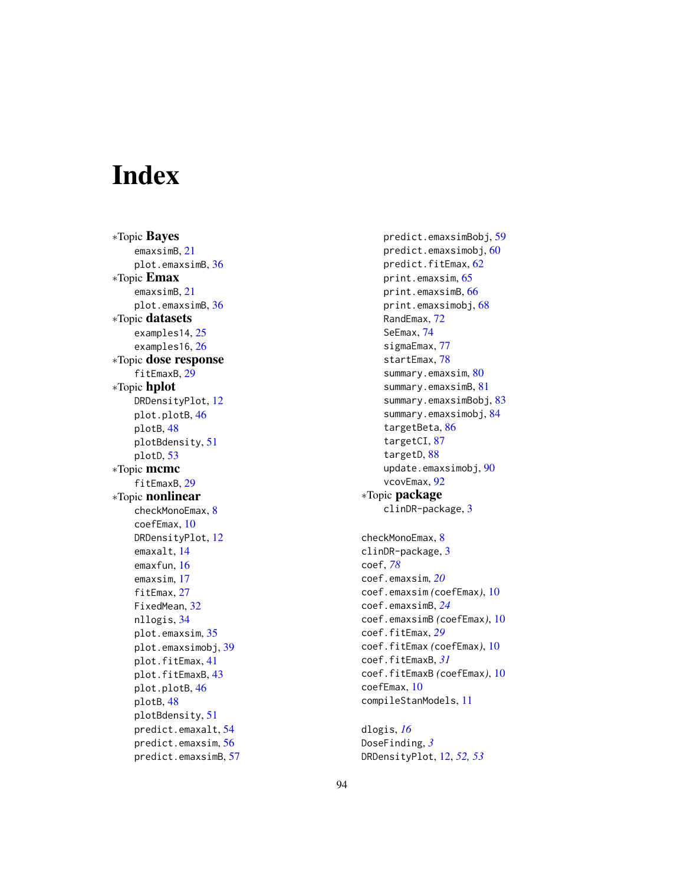# Index

*Topic **Bayes**
  emaxsimB, 21
  plot.emaxsimB, 36
*Topic **Emax**
  emaxsimB, 21
  plot.emaxsimB, 36
*Topic **datasets**
  examples14, 25
  examples16, 26
*Topic **dose response**
  fitEmaxB, 29
*Topic **hplot**
  DRDensityPlot, 12
  plot.plotB, 46
  plotB, 48
  plotBdensity, 51
  plotD, 53
*Topic **mcmc**
  fitEmaxB, 29
*Topic **nonlinear**
  checkMonoEmax, 8
  coefEmax, 10
  DRDensityPlot, 12
  emaxalt, 14
  emaxfun, 16
  emaxsim, 17
  fitEmax, 27
  FixedMean, 32
  nllogis, 34
  plot.emaxsim, 35
  plot.emaxsimobj, 39
  plot.fitEmax, 41
  plot.fitEmaxB, 43
  plot.plotB, 46
  plotB, 48
  plotBdensity, 51
  predict.emaxalt, 54
  predict.emaxsim, 56
  predict.emaxsimB, 57
  predict.emaxsimBobj, 59
  predict.emaxsimobj, 60
  predict.fitEmax, 62
  print.emaxsim, 65
  print.emaxsimB, 66
  print.emaxsimobj, 68
  RandEmax, 72
  SeEmax, 74
  sigmaEmax, 77
  startEmax, 78
  summary.emaxsim, 80
  summary.emaxsimB, 81
  summary.emaxsimBobj, 83
  summary.emaxsimobj, 84
  targetBeta, 86
  targetCI, 87
  targetD, 88
  update.emaxsimobj, 90
  vcovEmax, 92
*Topic **package**
  clinDR-package, 3

checkMonoEmax, 8
clinDR-package, 3
coef, *78*
coef.emaxsim, *20*
coef.emaxsim *(coefEmax)*, 10
coef.emaxsimB, *24*
coef.emaxsimB *(coefEmax)*, 10
coef.fitEmax, *29*
coef.fitEmax *(coefEmax)*, 10
coef.fitEmaxB, *31*
coef.fitEmaxB *(coefEmax)*, 10
coefEmax, 10
compileStanModels, 11

dlogis, *16*
DoseFinding, *3*
DRDensityPlot, 12, *52*, *53*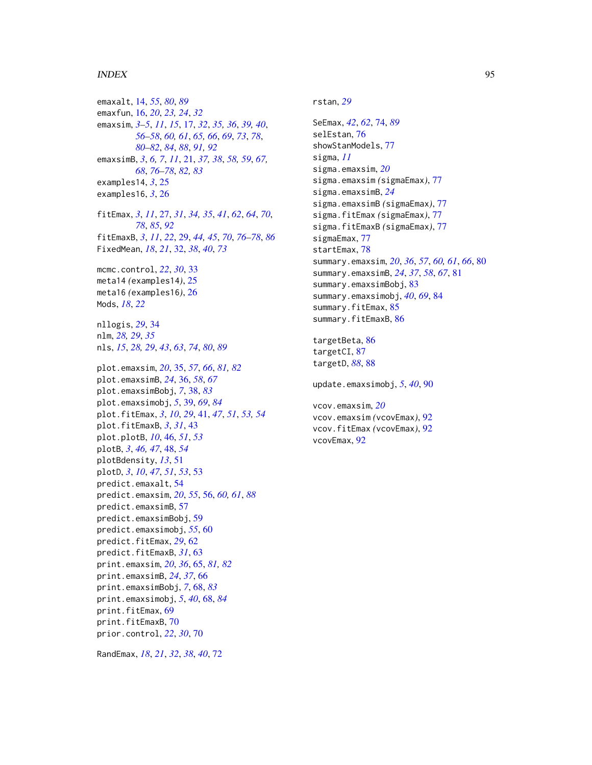emaxalt, *14*, *55*, *80*, *89*
emaxfun, 16, *20*, *23*, *24*, *32*
emaxsim, *3–5*, *11*, *15*, 17, *32*, *35*, *36*, *39*, *40*, *56–58*, *60*, *61*, *65*, *66*, *69*, *73*, *78*, *80–82*, *84*, *88*, *91*, *92*
emaxsimB, *3*, *6*, *7*, *11*, 21, *37*, *38*, *58*, *59*, *67*, *68*, *76–78*, *82*, *83*
examples14, *3*, 25
examples16, *3*, 26

fitEmax, *3*, *11*, 27, *31*, *34*, *35*, *41*, *62*, *64*, *70*, *78*, *85*, *92*
fitEmaxB, *3*, *11*, *22*, 29, *44*, *45*, *70*, *76–78*, *86*
FixedMean, *18*, *21*, 32, *38*, *40*, *73*

mcmc.control, *22*, *30*, 33
meta14 *(*examples14*)*, 25
meta16 *(*examples16*)*, 26
Mods, *18*, *22*

nllogis, *29*, 34
nlm, *28*, *29*, *35*
nls, *15*, *28*, *29*, *43*, *63*, *74*, *80*, *89*

plot.emaxsim, *20*, 35, *57*, *66*, *81*, *82*
plot.emaxsimB, *24*, 36, *58*, *67*
plot.emaxsimBobj, *7*, 38, *83*
plot.emaxsimobj, *5*, 39, *69*, *84*
plot.fitEmax, *3*, *10*, *29*, 41, *47*, *51*, *53*, *54*
plot.fitEmaxB, *3*, *31*, 43
plot.plotB, *10*, 46, *51*, *53*
plotB, *3*, *46*, *47*, 48, *54*
plotBdensity, *13*, 51
plotD, *3*, *10*, *47*, *51*, *53*, 53
predict.emaxalt, 54
predict.emaxsim, *20*, *55*, 56, *60*, *61*, *88*
predict.emaxsimB, 57
predict.emaxsimBobj, 59
predict.emaxsimobj, *55*, 60
predict.fitEmax, *29*, 62
predict.fitEmaxB, *31*, 63
print.emaxsim, *20*, *36*, 65, *81*, *82*
print.emaxsimB, *24*, *37*, 66
print.emaxsimBobj, *7*, 68, *83*
print.emaxsimobj, *5*, *40*, 68, *84*
print.fitEmax, 69
print.fitEmaxB, 70
prior.control, *22*, *30*, 70

RandEmax, *18*, *21*, *32*, *38*, *40*, 72
rstan, *29*

SeEmax, *42*, *62*, 74, *89*
selEstan, 76
showStanModels, 77
sigma, *11*
sigma.emaxsim, *20*
sigma.emaxsim *(*sigmaEmax*)*, 77
sigma.emaxsimB, *24*
sigma.emaxsimB *(*sigmaEmax*)*, 77
sigma.fitEmax *(*sigmaEmax*)*, 77
sigma.fitEmaxB *(*sigmaEmax*)*, 77
sigmaEmax, 77
startEmax, 78
summary.emaxsim, *20*, *36*, *57*, *60*, *61*, *66*, 80
summary.emaxsimB, *24*, *37*, *58*, *67*, 81
summary.emaxsimBobj, 83
summary.emaxsimobj, *40*, *69*, 84
summary.fitEmax, 85
summary.fitEmaxB, 86

targetBeta, 86
targetCI, 87
targetD, *88*, 88

update.emaxsimobj, *5*, *40*, 90

vcov.emaxsim, *20*
vcov.emaxsim *(*vcovEmax*)*, 92
vcov.fitEmax *(*vcovEmax*)*, 92
vcovEmax, 92